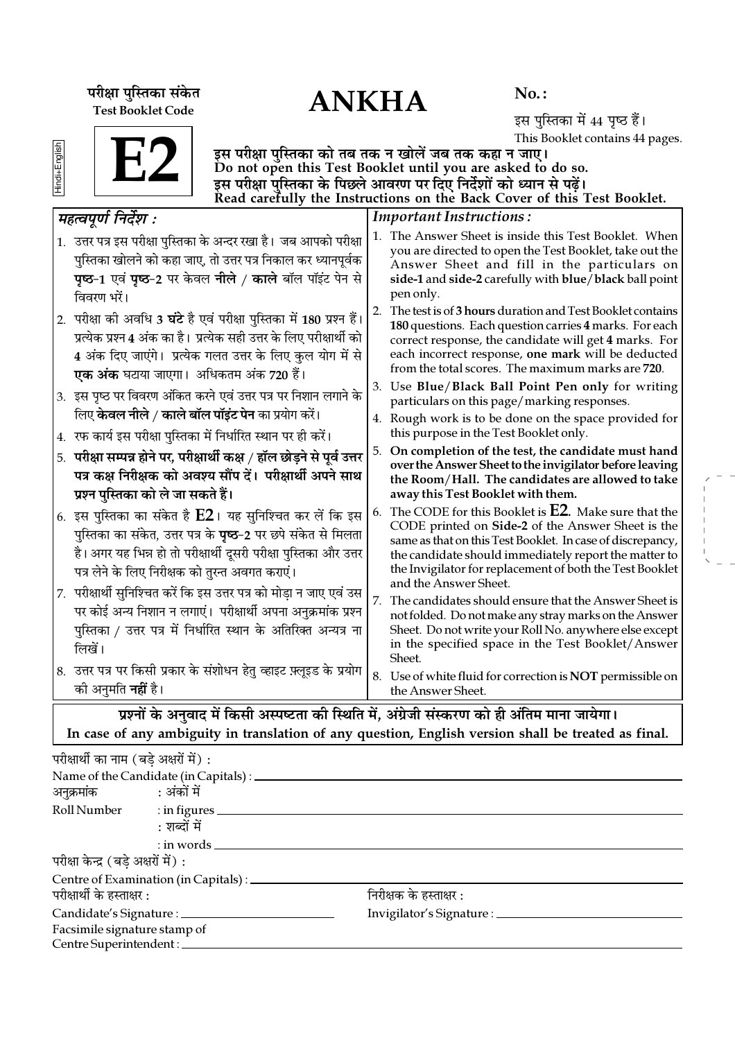परीक्षा पुस्तिका संकेत
**Test Booklet Code**

Hindi+English

# E2

# ANKHA

**No. :**

इस पुस्तिका में 44 पृष्ठ हैं।
This Booklet contains 44 pages.

**इस परीक्षा पुस्तिका को तब तक न खोलें जब तक कहा न जाए।**
**Do not open this Test Booklet until you are asked to do so.**
**इस परीक्षा पुस्तिका के पिछले आवरण पर दिए निर्देशों को ध्यान से पढ़ें।**
**Read carefully the Instructions on the Back Cover of this Test Booklet.**

## *महत्वपूर्ण निर्देश :*

1. उत्तर पत्र इस परीक्षा पुस्तिका के अन्दर रखा है। जब आपको परीक्षा पुस्तिका खोलने को कहा जाए, तो उत्तर पत्र निकाल कर ध्यानपूर्वक **पृष्ठ-1** एवं **पृष्ठ-2** पर केवल **नीले** / **काले** बॉल पॉइंट पेन से विवरण भरें।
2. परीक्षा की अवधि **3 घंटे** है एवं परीक्षा पुस्तिका में **180** प्रश्न हैं। प्रत्येक प्रश्न **4** अंक का है। प्रत्येक सही उत्तर के लिए परीक्षार्थी को **4** अंक दिए जाएंगे। प्रत्येक गलत उत्तर के लिए कुल योग में से **एक अंक** घटाया जाएगा। अधिकतम अंक **720** हैं।
3. इस पृष्ठ पर विवरण अंकित करने एवं उत्तर पत्र पर निशान लगाने के लिए **केवल नीले / काले बॉल पॉइंट पेन** का प्रयोग करें।
4. रफ कार्य इस परीक्षा पुस्तिका में निर्धारित स्थान पर ही करें।
5. **परीक्षा सम्पन्न होने पर, परीक्षार्थी कक्ष / हॉल छोड़ने से पूर्व उत्तर पत्र कक्ष निरीक्षक को अवश्य सौंप दें। परीक्षार्थी अपने साथ प्रश्न पुस्तिका को ले जा सकते हैं।**
6. इस पुस्तिका का संकेत है **E2**। यह सुनिश्चित कर लें कि इस पुस्तिका का संकेत, उत्तर पत्र के **पृष्ठ-2** पर छपे संकेत से मिलता है। अगर यह भिन्न हो तो परीक्षार्थी दूसरी परीक्षा पुस्तिका और उत्तर पत्र लेने के लिए निरीक्षक को तुरन्त अवगत कराएं।
7. परीक्षार्थी सुनिश्चित करें कि इस उत्तर पत्र को मोड़ा न जाए एवं उस पर कोई अन्य निशान न लगाएं। परीक्षार्थी अपना अनुक्रमांक प्रश्न पुस्तिका / उत्तर पत्र में निर्धारित स्थान के अतिरिक्त अन्यत्र ना लिखें।
8. उत्तर पत्र पर किसी प्रकार के संशोधन हेतु व्हाइट फ़्लूइड के प्रयोग की अनुमति **नहीं** है।

## *Important Instructions :*

1. The Answer Sheet is inside this Test Booklet. When you are directed to open the Test Booklet, take out the Answer Sheet and fill in the particulars on **side-1** and **side-2** carefully with **blue/black** ball point pen only.
2. The test is of **3 hours** duration and Test Booklet contains **180** questions. Each question carries **4** marks. For each correct response, the candidate will get **4** marks. For each incorrect response, **one mark** will be deducted from the total scores. The maximum marks are **720**.
3. Use **Blue/Black Ball Point Pen only** for writing particulars on this page/marking responses.
4. Rough work is to be done on the space provided for this purpose in the Test Booklet only.
5. **On completion of the test, the candidate must hand over the Answer Sheet to the invigilator before leaving the Room/Hall. The candidates are allowed to take away this Test Booklet with them.**
6. The CODE for this Booklet is **E2**. Make sure that the CODE printed on **Side-2** of the Answer Sheet is the same as that on this Test Booklet. In case of discrepancy, the candidate should immediately report the matter to the Invigilator for replacement of both the Test Booklet and the Answer Sheet.
7. The candidates should ensure that the Answer Sheet is not folded. Do not make any stray marks on the Answer Sheet. Do not write your Roll No. anywhere else except in the specified space in the Test Booklet/Answer Sheet.
8. Use of white fluid for correction is **NOT** permissible on the Answer Sheet.

**प्रश्नों के अनुवाद में किसी अस्पष्टता की स्थिति में, अंग्रेजी संस्करण को ही अंतिम माना जायेगा।**
**In case of any ambiguity in translation of any question, English version shall be treated as final.**

परीक्षार्थी का नाम (बड़े अक्षरों में) :
Name of the Candidate (in Capitals) : ______________________

अनुक्रमांक : अंकों में
Roll Number : in figures ______________________
: शब्दों में
: in words ______________________

परीक्षा केन्द्र (बड़े अक्षरों में) :
Centre of Examination (in Capitals) : ______________________

परीक्षार्थी के हस्ताक्षर :
Candidate's Signature : ______________________

निरीक्षक के हस्ताक्षर :
Invigilator's Signature : ______________________

Facsimile signature stamp of
Centre Superintendent : ______________________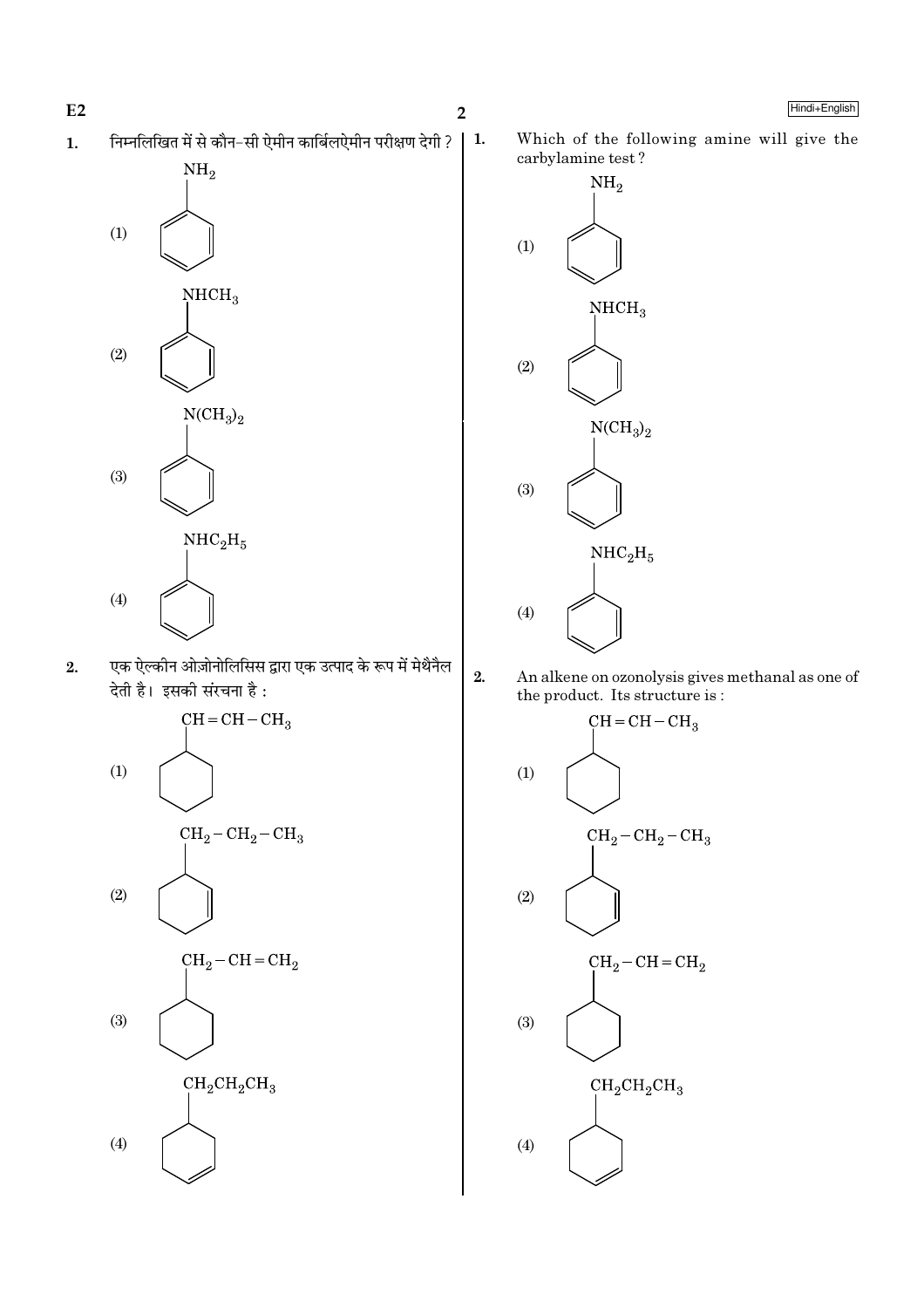1. निम्नलिखित में से कौन-सी ऐमीन कार्बिलऐमीन परीक्षण देगी ?

(1) $NH_2$ attached to benzene ring

(2) $NHCH_3$ attached to benzene ring

(3) $N(CH_3)_2$ attached to benzene ring

(4) $NHC_2H_5$ attached to benzene ring

2. एक ऐल्कीन ओज़ोनोलिसिस द्वारा एक उत्पाद के रूप में मेथैनैल देती है। इसकी संरचना है :

(1) $CH=CH-CH_3$ attached to cyclohexane ring

(2) $CH_2-CH_2-CH_3$ attached to cyclohexene ring

(3) $CH_2-CH=CH_2$ attached to cyclohexane ring

(4) $CH_2CH_2CH_3$ attached to cyclohexene ring

1. Which of the following amine will give the carbylamine test ?

(1) $NH_2$ attached to benzene ring

(2) $NHCH_3$ attached to benzene ring

(3) $N(CH_3)_2$ attached to benzene ring

(4) $NHC_2H_5$ attached to benzene ring

2. An alkene on ozonolysis gives methanal as one of the product. Its structure is :

(1) $CH=CH-CH_3$ attached to cyclohexane ring

(2) $CH_2-CH_2-CH_3$ attached to cyclohexene ring

(3) $CH_2-CH=CH_2$ attached to cyclohexane ring

(4) $CH_2CH_2CH_3$ attached to cyclohexene ring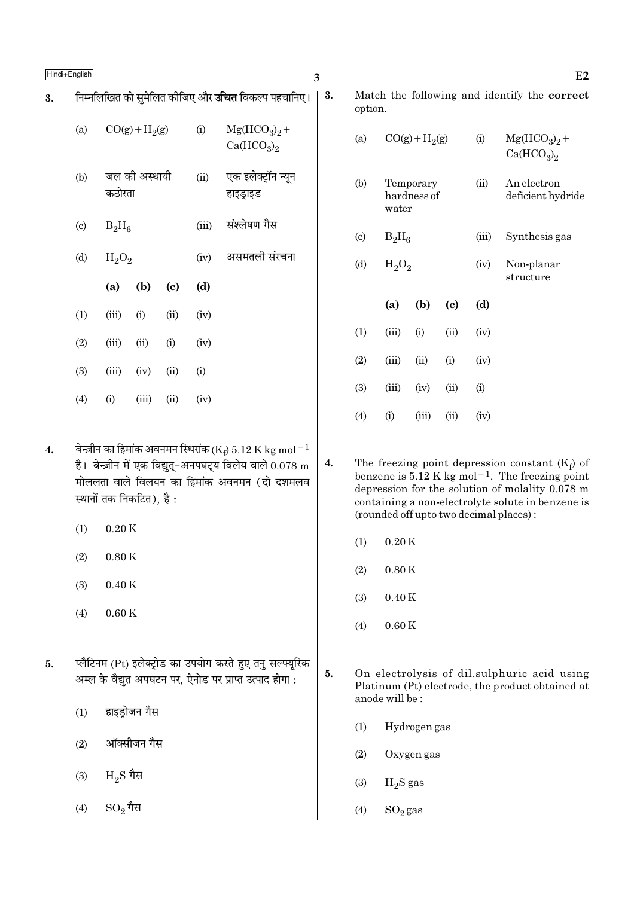3. निम्नलिखित को सुमेलित कीजिए और **उचित** विकल्प पहचानिए।

| | | | |
|---|---|---|---|
| (a) | $CO(g) + H_2(g)$ | (i) | $Mg(HCO_3)_2 + Ca(HCO_3)_2$ |
| (b) | जल की अस्थायी कठोरता | (ii) | एक इलेक्ट्रॉन न्यून हाइड्राइड |
| (c) | $B_2H_6$ | (iii) | संश्लेषण गैस |
| (d) | $H_2O_2$ | (iv) | असमतली संरचना |

| | (a) | (b) | (c) | (d) |
|---|---|---|---|---|
| (1) | (iii) | (i) | (ii) | (iv) |
| (2) | (iii) | (ii) | (i) | (iv) |
| (3) | (iii) | (iv) | (ii) | (i) |
| (4) | (i) | (iii) | (ii) | (iv) |

3. Match the following and identify the **correct** option.

| | | | |
|---|---|---|---|
| (a) | $CO(g) + H_2(g)$ | (i) | $Mg(HCO_3)_2 + Ca(HCO_3)_2$ |
| (b) | Temporary hardness of water | (ii) | An electron deficient hydride |
| (c) | $B_2H_6$ | (iii) | Synthesis gas |
| (d) | $H_2O_2$ | (iv) | Non-planar structure |

| | (a) | (b) | (c) | (d) |
|---|---|---|---|---|
| (1) | (iii) | (i) | (ii) | (iv) |
| (2) | (iii) | (ii) | (i) | (iv) |
| (3) | (iii) | (iv) | (ii) | (i) |
| (4) | (i) | (iii) | (ii) | (iv) |

4. बेन्ज़ीन का हिमांक अवनमन स्थिरांक ($K_f$) 5.12 K kg mol$^{-1}$ है। बेन्ज़ीन में एक विद्युत्-अनपघट्य विलेय वाले 0.078 m मोललता वाले विलयन का हिमांक अवनमन (दो दशमलव स्थानों तक निकटित), है :

(1) 0.20 K

(2) 0.80 K

(3) 0.40 K

(4) 0.60 K

4. The freezing point depression constant ($K_f$) of benzene is 5.12 K kg mol$^{-1}$. The freezing point depression for the solution of molality 0.078 m containing a non-electrolyte solute in benzene is (rounded off upto two decimal places) :

(1) 0.20 K

(2) 0.80 K

(3) 0.40 K

(4) 0.60 K

5. प्लैटिनम (Pt) इलेक्ट्रोड का उपयोग करते हुए तनु सल्फ्यूरिक अम्ल के वैद्युत अपघटन पर, ऐनोड पर प्राप्त उत्पाद होगा :

(1) हाइड्रोजन गैस

(2) ऑक्सीजन गैस

(3) $H_2S$ गैस

(4) $SO_2$ गैस

5. On electrolysis of dil.sulphuric acid using Platinum (Pt) electrode, the product obtained at anode will be :

(1) Hydrogen gas

(2) Oxygen gas

(3) $H_2S$ gas

(4) $SO_2$ gas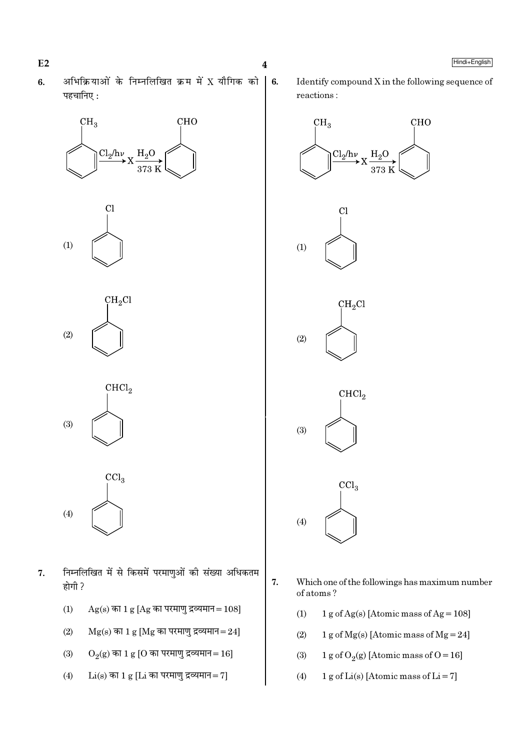6. अभिक्रियाओं के निम्नलिखित क्रम में X यौगिक को पहचानिए :

$$C_6H_5CH_3 \xrightarrow{Cl_2/h\nu} X \xrightarrow[373\ K]{H_2O} C_6H_5CHO$$

(1) $C_6H_5Cl$

(2) $C_6H_5CH_2Cl$

(3) $C_6H_5CHCl_2$

(4) $C_6H_5CCl_3$

7. निम्नलिखित में से किसमें परमाणुओं की संख्या अधिकतम होगी ?

(1) Ag(s) का 1 g [Ag का परमाणु द्रव्यमान = 108]

(2) Mg(s) का 1 g [Mg का परमाणु द्रव्यमान = 24]

(3) $O_2$(g) का 1 g [O का परमाणु द्रव्यमान = 16]

(4) Li(s) का 1 g [Li का परमाणु द्रव्यमान = 7]

6. Identify compound X in the following sequence of reactions :

$$C_6H_5CH_3 \xrightarrow{Cl_2/h\nu} X \xrightarrow[373\ K]{H_2O} C_6H_5CHO$$

(1) $C_6H_5Cl$

(2) $C_6H_5CH_2Cl$

(3) $C_6H_5CHCl_2$

(4) $C_6H_5CCl_3$

7. Which one of the followings has maximum number of atoms ?

(1) 1 g of Ag(s) [Atomic mass of Ag = 108]

(2) 1 g of Mg(s) [Atomic mass of Mg = 24]

(3) 1 g of $O_2$(g) [Atomic mass of O = 16]

(4) 1 g of Li(s) [Atomic mass of Li = 7]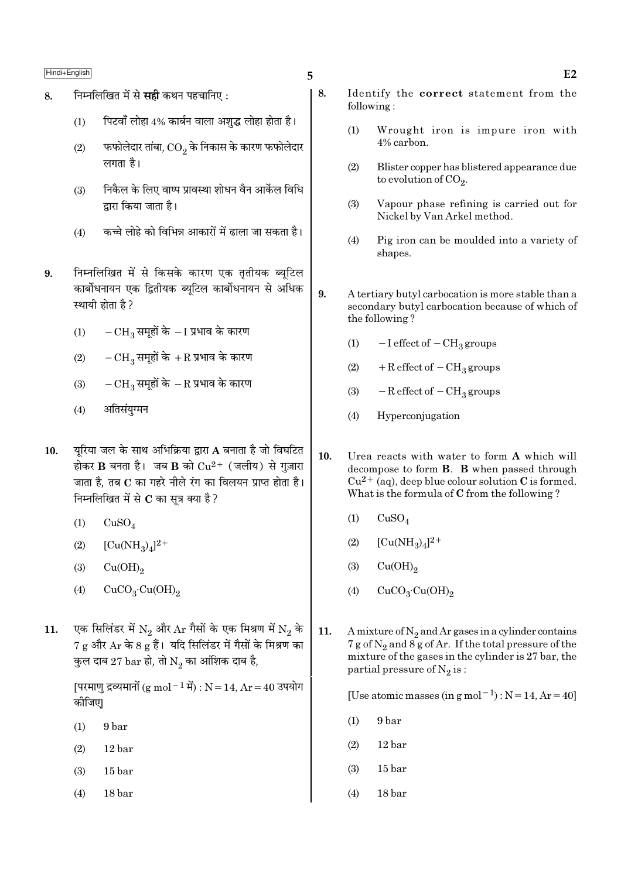8. निम्नलिखित में से **सही** कथन पहचानिए :

   (1) पिटवाँ लोहा 4% कार्बन वाला अशुद्ध लोहा होता है।

   (2) फफोलेदार तांबा, $CO_2$ के निकास के कारण फफोलेदार लगता है।

   (3) निकैल के लिए वाष्प प्रावस्था शोधन वैन आर्केल विधि द्वारा किया जाता है।

   (4) कच्चे लोहे को विभिन्न आकारों में ढाला जा सकता है।

9. निम्नलिखित में से किसके कारण एक तृतीयक ब्यूटिल कार्बोधनायन एक द्वितीयक ब्यूटिल कार्बोधनायन से अधिक स्थायी होता है?

   (1) $-CH_3$ समूहों के $-I$ प्रभाव के कारण

   (2) $-CH_3$ समूहों के $+R$ प्रभाव के कारण

   (3) $-CH_3$ समूहों के $-R$ प्रभाव के कारण

   (4) अतिसंयुग्मन

10. यूरिया जल के साथ अभिक्रिया द्वारा **A** बनाता है जो विघटित होकर **B** बनता है। जब **B** को $Cu^{2+}$ (जलीय) से गुज़ारा जाता है, तब **C** का गहरे नीले रंग का विलयन प्राप्त होता है। निम्नलिखित में से **C** का सूत्र क्या है?

    (1) $CuSO_4$

    (2) $[Cu(NH_3)_4]^{2+}$

    (3) $Cu(OH)_2$

    (4) $CuCO_3 \cdot Cu(OH)_2$

11. एक सिलिंडर में $N_2$ और Ar गैसों के एक मिश्रण में $N_2$ के 7 g और Ar के 8 g हैं। यदि सिलिंडर में गैसों के मिश्रण का कुल दाब 27 bar हो, तो $N_2$ का आंशिक दाब है,

    [परमाणु द्रव्यमानों ($g\ mol^{-1}$ में) : N = 14, Ar = 40 उपयोग कीजिए]

    (1) 9 bar

    (2) 12 bar

    (3) 15 bar

    (4) 18 bar

8. Identify the **correct** statement from the following :

   (1) Wrought iron is impure iron with 4% carbon.

   (2) Blister copper has blistered appearance due to evolution of $CO_2$.

   (3) Vapour phase refining is carried out for Nickel by Van Arkel method.

   (4) Pig iron can be moulded into a variety of shapes.

9. A tertiary butyl carbocation is more stable than a secondary butyl carbocation because of which of the following?

   (1) $-I$ effect of $-CH_3$ groups

   (2) $+R$ effect of $-CH_3$ groups

   (3) $-R$ effect of $-CH_3$ groups

   (4) Hyperconjugation

10. Urea reacts with water to form **A** which will decompose to form **B**. **B** when passed through $Cu^{2+}$ (aq), deep blue colour solution **C** is formed. What is the formula of **C** from the following?

    (1) $CuSO_4$

    (2) $[Cu(NH_3)_4]^{2+}$

    (3) $Cu(OH)_2$

    (4) $CuCO_3 \cdot Cu(OH)_2$

11. A mixture of $N_2$ and Ar gases in a cylinder contains 7 g of $N_2$ and 8 g of Ar. If the total pressure of the mixture of the gases in the cylinder is 27 bar, the partial pressure of $N_2$ is :

    [Use atomic masses (in $g\ mol^{-1}$) : N = 14, Ar = 40]

    (1) 9 bar

    (2) 12 bar

    (3) 15 bar

    (4) 18 bar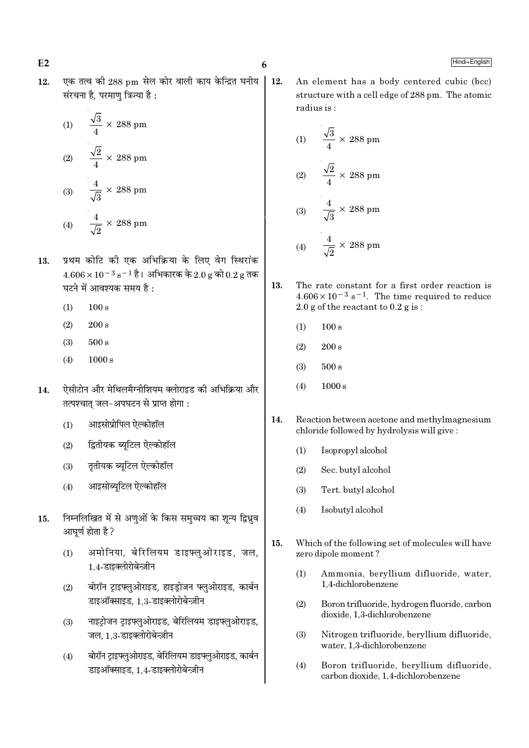12. एक तत्व की 288 pm सेल कोर वाली काय केन्द्रित घनीय संरचना है, परमाणु त्रिज्या है :

(1) $\frac{\sqrt{3}}{4} \times 288$ pm

(2) $\frac{\sqrt{2}}{4} \times 288$ pm

(3) $\frac{4}{\sqrt{3}} \times 288$ pm

(4) $\frac{4}{\sqrt{2}} \times 288$ pm

13. प्रथम कोटि की एक अभिक्रिया के लिए वेग स्थिरांक $4.606 \times 10^{-3}\ s^{-1}$ है। अभिकारक के 2.0 g को 0.2 g तक घटने में आवश्यक समय है :

(1) 100 s

(2) 200 s

(3) 500 s

(4) 1000 s

14. ऐसीटोन और मेथिलमैग्नीशियम क्लोराइड की अभिक्रिया और तत्पश्चात् जल-अपघटन से प्राप्त होगा :

(1) आइसोप्रोपिल ऐल्कोहॉल

(2) द्वितीयक ब्यूटिल ऐल्कोहॉल

(3) तृतीयक ब्यूटिल ऐल्कोहॉल

(4) आइसोब्यूटिल ऐल्कोहॉल

15. निम्नलिखित में से अणुओं के किस समुच्चय का शून्य द्विध्रुव आघूर्ण होता है?

(1) अमोनिया, बेरिलियम डाइफ्लुओराइड, जल, 1,4-डाइक्लोरोबेन्ज़ीन

(2) बोरॉन ट्राइफ्लुओराइड, हाइड्रोजन फ्लुओराइड, कार्बन डाइऑक्साइड, 1,3-डाइक्लोरोबेन्ज़ीन

(3) नाइट्रोजन ट्राइफ्लुओराइड, बेरिलियम डाइफ्लुओराइड, जल, 1,3-डाइक्लोरोबेन्ज़ीन

(4) बोरॉन ट्राइफ्लुओराइड, बेरिलियम डाइफ्लुओराइड, कार्बन डाइऑक्साइड, 1,4-डाइक्लोरोबेन्ज़ीन

12. An element has a body centered cubic (bcc) structure with a cell edge of 288 pm. The atomic radius is :

(1) $\frac{\sqrt{3}}{4} \times 288$ pm

(2) $\frac{\sqrt{2}}{4} \times 288$ pm

(3) $\frac{4}{\sqrt{3}} \times 288$ pm

(4) $\frac{4}{\sqrt{2}} \times 288$ pm

13. The rate constant for a first order reaction is $4.606 \times 10^{-3}\ s^{-1}$. The time required to reduce 2.0 g of the reactant to 0.2 g is :

(1) 100 s

(2) 200 s

(3) 500 s

(4) 1000 s

14. Reaction between acetone and methylmagnesium chloride followed by hydrolysis will give :

(1) Isopropyl alcohol

(2) Sec. butyl alcohol

(3) Tert. butyl alcohol

(4) Isobutyl alcohol

15. Which of the following set of molecules will have zero dipole moment ?

(1) Ammonia, beryllium difluoride, water, 1,4-dichlorobenzene

(2) Boron trifluoride, hydrogen fluoride, carbon dioxide, 1,3-dichlorobenzene

(3) Nitrogen trifluoride, beryllium difluoride, water, 1,3-dichlorobenzene

(4) Boron trifluoride, beryllium difluoride, carbon dioxide, 1,4-dichlorobenzene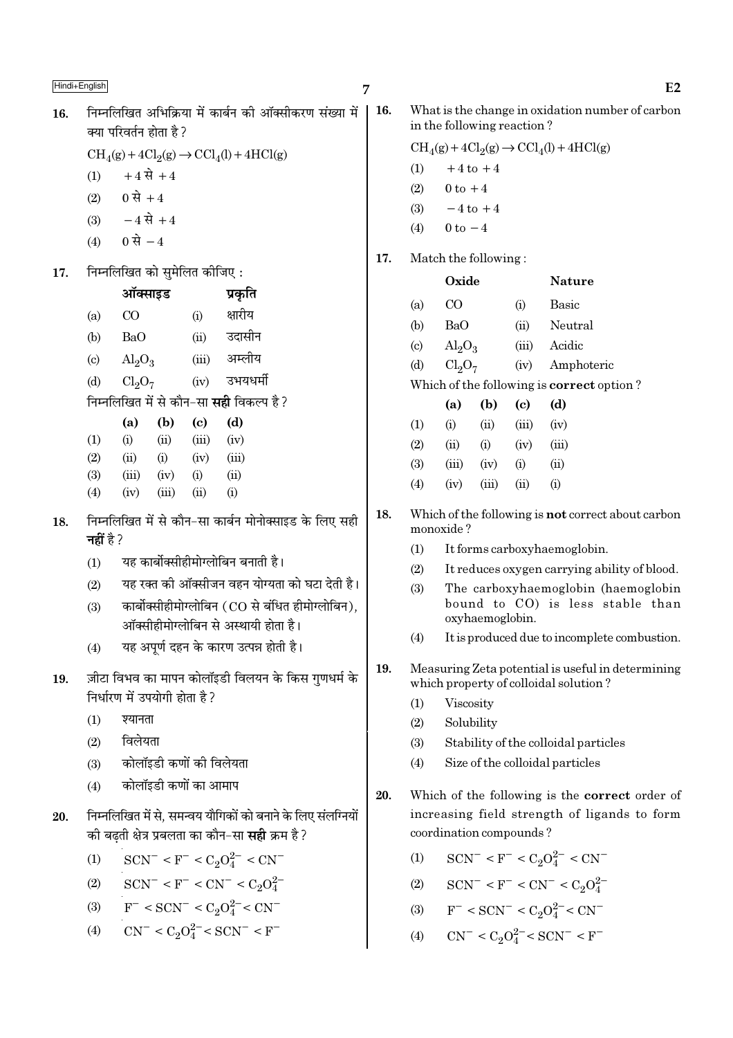16. निम्नलिखित अभिक्रिया में कार्बन की ऑक्सीकरण संख्या में क्या परिवर्तन होता है ?

$$CH_4(g) + 4Cl_2(g) \rightarrow CCl_4(l) + 4HCl(g)$$

(1) $+4$ से $+4$

(2) $0$ से $+4$

(3) $-4$ से $+4$

(4) $0$ से $-4$

17. निम्नलिखित को सुमेलित कीजिए :

| | ऑक्साइड | | प्रकृति |
|---|---|---|---|
| (a) | $CO$ | (i) | क्षारीय |
| (b) | $BaO$ | (ii) | उदासीन |
| (c) | $Al_2O_3$ | (iii) | अम्लीय |
| (d) | $Cl_2O_7$ | (iv) | उभयधर्मी |

निम्नलिखित में से कौन-सा **सही** विकल्प है ?

| | (a) | (b) | (c) | (d) |
|---|---|---|---|---|
| (1) | (i) | (ii) | (iii) | (iv) |
| (2) | (ii) | (i) | (iv) | (iii) |
| (3) | (iii) | (iv) | (i) | (ii) |
| (4) | (iv) | (iii) | (ii) | (i) |

18. निम्नलिखित में से कौन-सा कार्बन मोनोक्साइड के लिए सही **नहीं** है ?

(1) यह कार्बोक्सीहीमोग्लोबिन बनाती है।

(2) यह रक्त की ऑक्सीजन वहन योग्यता को घटा देती है।

(3) कार्बोक्सीहीमोग्लोबिन ($CO$ से बंधित हीमोग्लोबिन), ऑक्सीहीमोग्लोबिन से अस्थायी होता है।

(4) यह अपूर्ण दहन के कारण उत्पन्न होती है।

19. ज़ीटा विभव का मापन कोलॉइडी विलयन के किस गुणधर्म के निर्धारण में उपयोगी होता है ?

(1) श्यानता

(2) विलेयता

(3) कोलॉइडी कणों की विलेयता

(4) कोलॉइडी कणों का आमाप

20. निम्नलिखित में से, समन्वय यौगिकों को बनाने के लिए संलग्नियों की बढ़ती क्षेत्र प्रबलता का कौन-सा **सही** क्रम है ?

(1) $SCN^- < F^- < C_2O_4^{2-} < CN^-$

(2) $SCN^- < F^- < CN^- < C_2O_4^{2-}$

(3) $F^- < SCN^- < C_2O_4^{2-} < CN^-$

(4) $CN^- < C_2O_4^{2-} < SCN^- < F^-$

16. What is the change in oxidation number of carbon in the following reaction ?

$$CH_4(g) + 4Cl_2(g) \rightarrow CCl_4(l) + 4HCl(g)$$

(1) $+4$ to $+4$

(2) $0$ to $+4$

(3) $-4$ to $+4$

(4) $0$ to $-4$

17. Match the following :

| | Oxide | | Nature |
|---|---|---|---|
| (a) | $CO$ | (i) | Basic |
| (b) | $BaO$ | (ii) | Neutral |
| (c) | $Al_2O_3$ | (iii) | Acidic |
| (d) | $Cl_2O_7$ | (iv) | Amphoteric |

Which of the following is **correct** option ?

| | (a) | (b) | (c) | (d) |
|---|---|---|---|---|
| (1) | (i) | (ii) | (iii) | (iv) |
| (2) | (ii) | (i) | (iv) | (iii) |
| (3) | (iii) | (iv) | (i) | (ii) |
| (4) | (iv) | (iii) | (ii) | (i) |

18. Which of the following is **not** correct about carbon monoxide ?

(1) It forms carboxyhaemoglobin.

(2) It reduces oxygen carrying ability of blood.

(3) The carboxyhaemoglobin (haemoglobin bound to CO) is less stable than oxyhaemoglobin.

(4) It is produced due to incomplete combustion.

19. Measuring Zeta potential is useful in determining which property of colloidal solution ?

(1) Viscosity

(2) Solubility

(3) Stability of the colloidal particles

(4) Size of the colloidal particles

20. Which of the following is the **correct** order of increasing field strength of ligands to form coordination compounds ?

(1) $SCN^- < F^- < C_2O_4^{2-} < CN^-$

(2) $SCN^- < F^- < CN^- < C_2O_4^{2-}$

(3) $F^- < SCN^- < C_2O_4^{2-} < CN^-$

(4) $CN^- < C_2O_4^{2-} < SCN^- < F^-$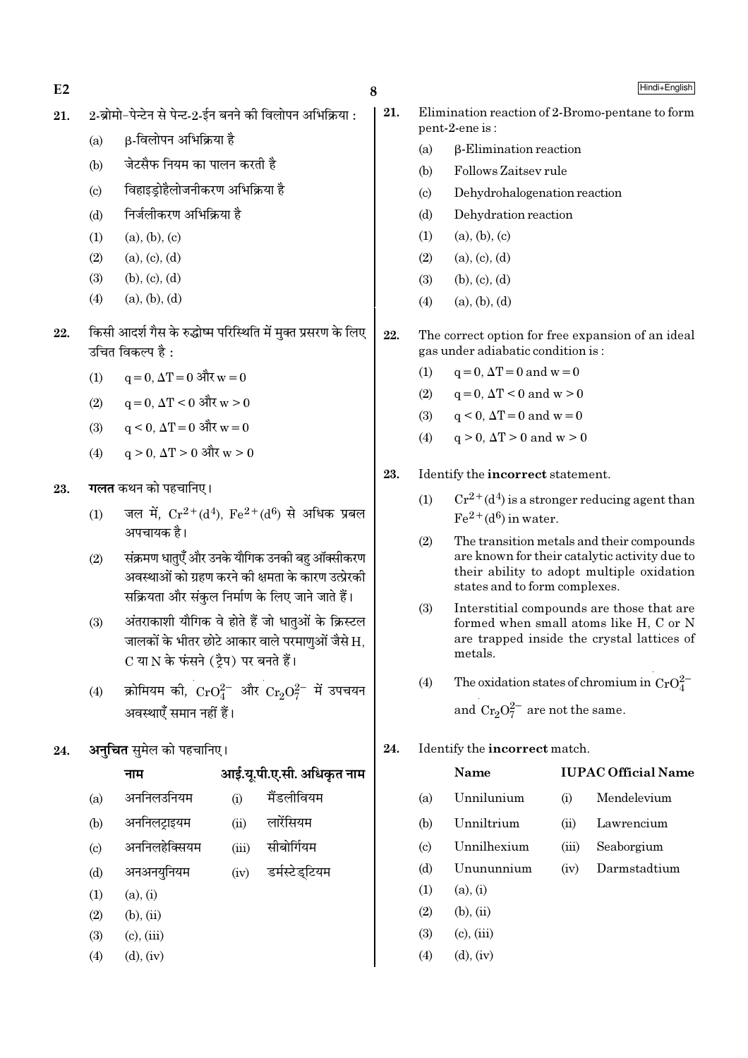21. 2-ब्रोमो-पेन्टेन से पेन्ट-2-ईन बनने की विलोपन अभिक्रिया :

    (a) β-विलोपन अभिक्रिया है
    (b) जेटसैफ नियम का पालन करती है
    (c) विहाइड्रोहैलोजनीकरण अभिक्रिया है
    (d) निर्जलीकरण अभिक्रिया है

    (1) (a), (b), (c)
    (2) (a), (c), (d)
    (3) (b), (c), (d)
    (4) (a), (b), (d)

22. किसी आदर्श गैस के रुद्धोष्म परिस्थिति में मुक्त प्रसरण के लिए उचित विकल्प है :

    (1) $q = 0, \Delta T = 0$ और $w = 0$
    (2) $q = 0, \Delta T < 0$ और $w > 0$
    (3) $q < 0, \Delta T = 0$ और $w = 0$
    (4) $q > 0, \Delta T > 0$ और $w > 0$

23. **गलत** कथन को पहचानिए।

    (1) जल में, $Cr^{2+}(d^4)$, $Fe^{2+}(d^6)$ से अधिक प्रबल अपचायक है।
    (2) संक्रमण धातुएँ और उनके यौगिक उनकी बहु ऑक्सीकरण अवस्थाओं को ग्रहण करने की क्षमता के कारण उत्प्रेरकी सक्रियता और संकुल निर्माण के लिए जाने जाते हैं।
    (3) अंतराकाशी यौगिक वे होते हैं जो धातुओं के क्रिस्टल जालकों के भीतर छोटे आकार वाले परमाणुओं जैसे H, C या N के फंसने (ट्रैप) पर बनते हैं।
    (4) क्रोमियम की, $CrO_4^{2-}$ और $Cr_2O_7^{2-}$ में उपचयन अवस्थाएँ समान नहीं हैं।

24. **अनुचित** सुमेल को पहचानिए।

| | नाम | | आई.यू.पी.ए.सी. अधिकृत नाम |
|---|---|---|---|
| (a) | अननिलउनियम | (i) | मैंडलीवियम |
| (b) | अननिलट्राइयम | (ii) | लारेंसियम |
| (c) | अननिलहेक्सियम | (iii) | सीबोर्गियम |
| (d) | अनअनयुनियम | (iv) | डर्मस्टेड्टियम |

    (1) (a), (i)
    (2) (b), (ii)
    (3) (c), (iii)
    (4) (d), (iv)

21. Elimination reaction of 2-Bromo-pentane to form pent-2-ene is :

    (a) β-Elimination reaction
    (b) Follows Zaitsev rule
    (c) Dehydrohalogenation reaction
    (d) Dehydration reaction

    (1) (a), (b), (c)
    (2) (a), (c), (d)
    (3) (b), (c), (d)
    (4) (a), (b), (d)

22. The correct option for free expansion of an ideal gas under adiabatic condition is :

    (1) $q = 0, \Delta T = 0$ and $w = 0$
    (2) $q = 0, \Delta T < 0$ and $w > 0$
    (3) $q < 0, \Delta T = 0$ and $w = 0$
    (4) $q > 0, \Delta T > 0$ and $w > 0$

23. Identify the **incorrect** statement.

    (1) $Cr^{2+}(d^4)$ is a stronger reducing agent than $Fe^{2+}(d^6)$ in water.
    (2) The transition metals and their compounds are known for their catalytic activity due to their ability to adopt multiple oxidation states and to form complexes.
    (3) Interstitial compounds are those that are formed when small atoms like H, C or N are trapped inside the crystal lattices of metals.
    (4) The oxidation states of chromium in $CrO_4^{2-}$ and $Cr_2O_7^{2-}$ are not the same.

24. Identify the **incorrect** match.

| | Name | | IUPAC Official Name |
|---|---|---|---|
| (a) | Unnilunium | (i) | Mendelevium |
| (b) | Unniltrium | (ii) | Lawrencium |
| (c) | Unnilhexium | (iii) | Seaborgium |
| (d) | Unununnium | (iv) | Darmstadtium |

    (1) (a), (i)
    (2) (b), (ii)
    (3) (c), (iii)
    (4) (d), (iv)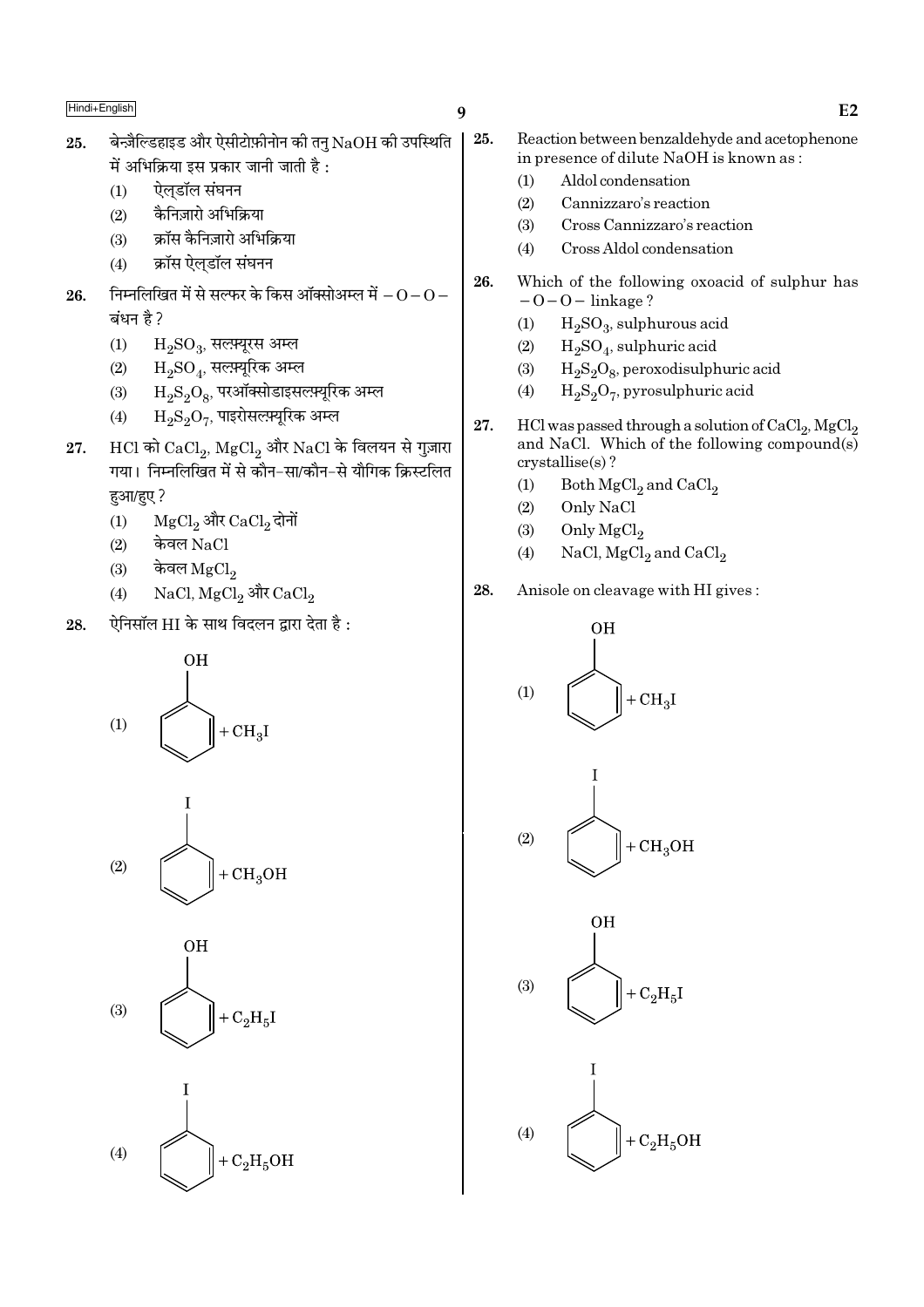25. बेन्ज़ैल्डिहाइड और ऐसीटोफ़ीनोन की तनु NaOH की उपस्थिति में अभिक्रिया इस प्रकार जानी जाती है :

(1) ऐल्डॉल संघनन
(2) कैनिज़ारो अभिक्रिया
(3) क्रॉस कैनिज़ारो अभिक्रिया
(4) क्रॉस ऐल्डॉल संघनन

26. निम्नलिखित में से सल्फर के किस ऑक्सोअम्ल में $-O-O-$ बंधन है ?

(1) $H_2SO_3$, सल्फ़्यूरस अम्ल
(2) $H_2SO_4$, सल्फ़्यूरिक अम्ल
(3) $H_2S_2O_8$, परऑक्सोडाइसल्फ़्यूरिक अम्ल
(4) $H_2S_2O_7$, पाइरोसल्फ़्यूरिक अम्ल

27. HCl को $CaCl_2$, $MgCl_2$ और NaCl के विलयन से गुज़ारा गया। निम्नलिखित में से कौन-सा/कौन-से यौगिक क्रिस्टलित हुआ/हुए ?

(1) $MgCl_2$ और $CaCl_2$ दोनों
(2) केवल NaCl
(3) केवल $MgCl_2$
(4) NaCl, $MgCl_2$ और $CaCl_2$

28. ऐनिसॉल HI के साथ विदलन द्वारा देता है :

(1) $C_6H_5OH$ (फ़ीनॉल) $+ CH_3I$

(2) $C_6H_5I$ (आयोडोबेन्ज़ीन) $+ CH_3OH$

(3) $C_6H_5OH$ (फ़ीनॉल) $+ C_2H_5I$

(4) $C_6H_5I$ (आयोडोबेन्ज़ीन) $+ C_2H_5OH$

---

25. Reaction between benzaldehyde and acetophenone in presence of dilute NaOH is known as :

(1) Aldol condensation
(2) Cannizzaro's reaction
(3) Cross Cannizzaro's reaction
(4) Cross Aldol condensation

26. Which of the following oxoacid of sulphur has $-O-O-$ linkage ?

(1) $H_2SO_3$, sulphurous acid
(2) $H_2SO_4$, sulphuric acid
(3) $H_2S_2O_8$, peroxodisulphuric acid
(4) $H_2S_2O_7$, pyrosulphuric acid

27. HCl was passed through a solution of $CaCl_2$, $MgCl_2$ and NaCl. Which of the following compound(s) crystallise(s) ?

(1) Both $MgCl_2$ and $CaCl_2$
(2) Only NaCl
(3) Only $MgCl_2$
(4) NaCl, $MgCl_2$ and $CaCl_2$

28. Anisole on cleavage with HI gives :

(1) $C_6H_5OH$ (phenol) $+ CH_3I$

(2) $C_6H_5I$ (iodobenzene) $+ CH_3OH$

(3) $C_6H_5OH$ (phenol) $+ C_2H_5I$

(4) $C_6H_5I$ (iodobenzene) $+ C_2H_5OH$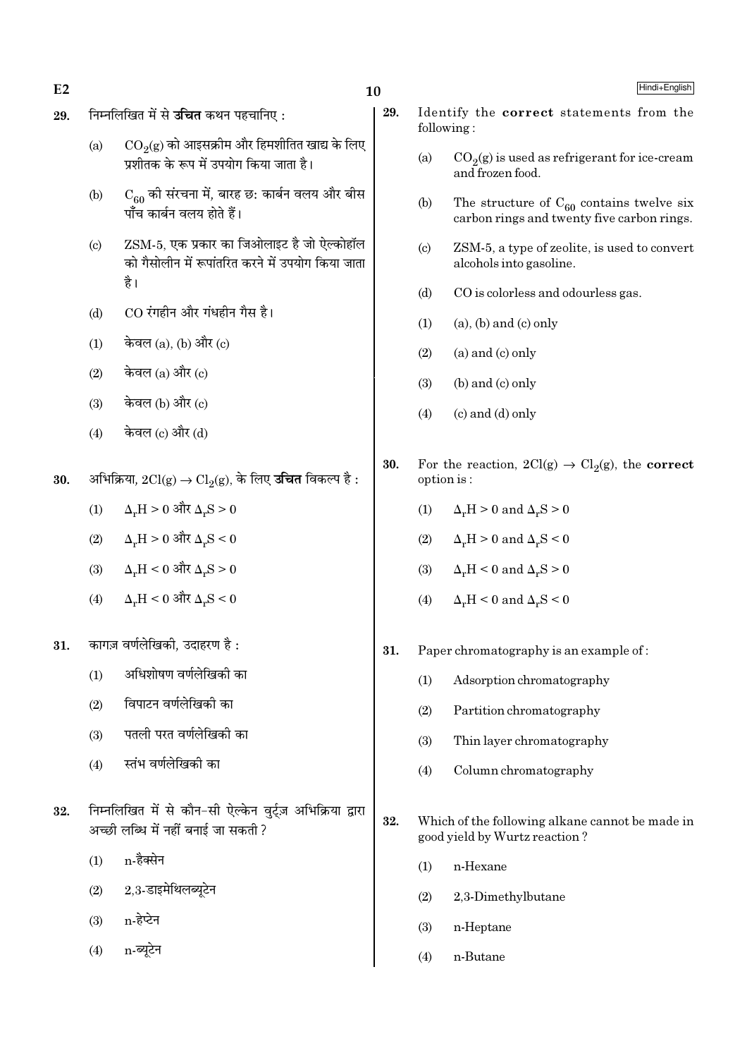29. निम्नलिखित में से **उचित** कथन पहचानिए :

(a) $CO_2(g)$ को आइसक्रीम और हिमशीतित खाद्य के लिए प्रशीतक के रूप में उपयोग किया जाता है।

(b) $C_{60}$ की संरचना में, बारह छः कार्बन वलय और बीस पाँच कार्बन वलय होते हैं।

(c) ZSM-5, एक प्रकार का जिओलाइट है जो ऐल्कोहॉल को गैसोलीन में रूपांतरित करने में उपयोग किया जाता है।

(d) CO रंगहीन और गंधहीन गैस है।

(1) केवल (a), (b) और (c)

(2) केवल (a) और (c)

(3) केवल (b) और (c)

(4) केवल (c) और (d)

30. अभिक्रिया, $2Cl(g) \rightarrow Cl_2(g)$, के लिए **उचित** विकल्प है :

(1) $\Delta_r H > 0$ और $\Delta_r S > 0$

(2) $\Delta_r H > 0$ और $\Delta_r S < 0$

(3) $\Delta_r H < 0$ और $\Delta_r S > 0$

(4) $\Delta_r H < 0$ और $\Delta_r S < 0$

31. कागज़ वर्णलेखिकी, उदाहरण है :

(1) अधिशोषण वर्णलेखिकी का

(2) विपाटन वर्णलेखिकी का

(3) पतली परत वर्णलेखिकी का

(4) स्तंभ वर्णलेखिकी का

32. निम्नलिखित में से कौन-सी ऐल्केन वुर्ट्ज़ अभिक्रिया द्वारा अच्छी लब्धि में नहीं बनाई जा सकती ?

(1) n-हैक्सेन

(2) 2,3-डाइमेथिलब्यूटेन

(3) n-हेप्टेन

(4) n-ब्यूटेन

29. Identify the **correct** statements from the following :

(a) $CO_2(g)$ is used as refrigerant for ice-cream and frozen food.

(b) The structure of $C_{60}$ contains twelve six carbon rings and twenty five carbon rings.

(c) ZSM-5, a type of zeolite, is used to convert alcohols into gasoline.

(d) CO is colorless and odourless gas.

(1) (a), (b) and (c) only

(2) (a) and (c) only

(3) (b) and (c) only

(4) (c) and (d) only

30. For the reaction, $2Cl(g) \rightarrow Cl_2(g)$, the **correct** option is :

(1) $\Delta_r H > 0$ and $\Delta_r S > 0$

(2) $\Delta_r H > 0$ and $\Delta_r S < 0$

(3) $\Delta_r H < 0$ and $\Delta_r S > 0$

(4) $\Delta_r H < 0$ and $\Delta_r S < 0$

31. Paper chromatography is an example of :

(1) Adsorption chromatography

(2) Partition chromatography

(3) Thin layer chromatography

(4) Column chromatography

32. Which of the following alkane cannot be made in good yield by Wurtz reaction ?

(1) n-Hexane

(2) 2,3-Dimethylbutane

(3) n-Heptane

(4) n-Butane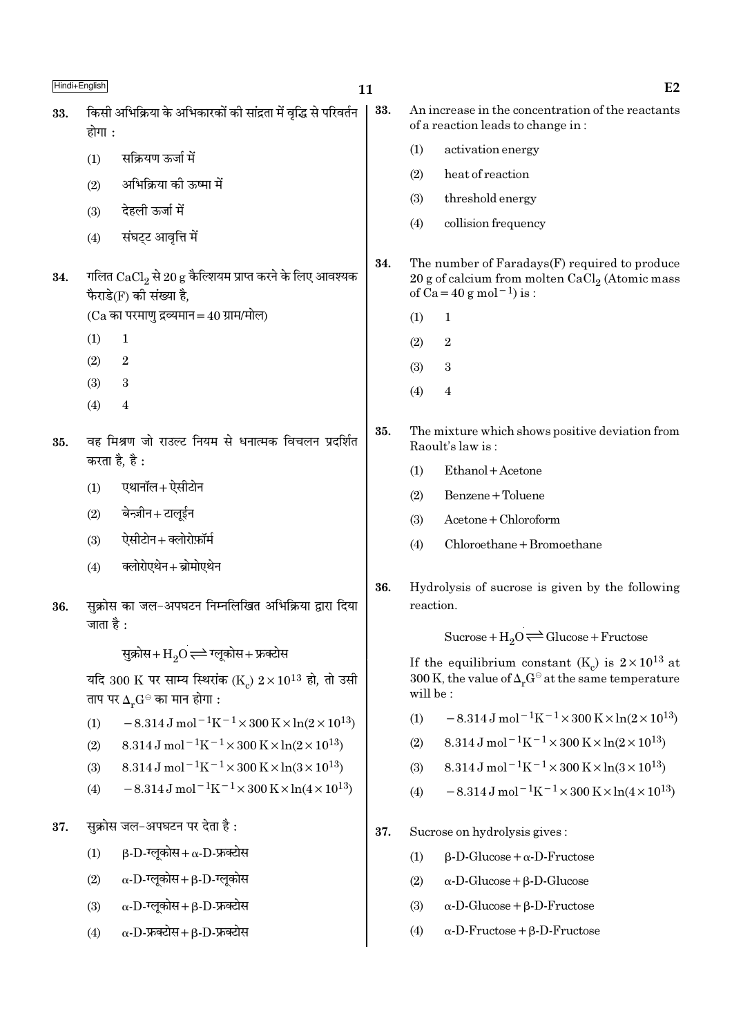33. किसी अभिक्रिया के अभिकारकों की सांद्रता में वृद्धि से परिवर्तन होगा :

(1) सक्रियण ऊर्जा में

(2) अभिक्रिया की ऊष्मा में

(3) देहली ऊर्जा में

(4) संघट्ट आवृत्ति में

34. गलित $CaCl_2$ से 20 g कैल्शियम प्राप्त करने के लिए आवश्यक फैराडे(F) की संख्या है,
(Ca का परमाणु द्रव्यमान = 40 ग्राम/मोल)

(1) 1

(2) 2

(3) 3

(4) 4

35. वह मिश्रण जो राउल्ट नियम से धनात्मक विचलन प्रदर्शित करता है, है :

(1) एथानॉल + ऐसीटोन

(2) बेन्ज़ीन + टालूईन

(3) ऐसीटोन + क्लोरोफ़ॉर्म

(4) क्लोरोएथेन + ब्रोमोएथेन

36. सुक्रोस का जल-अपघटन निम्नलिखित अभिक्रिया द्वारा दिया जाता है :

$$\text{सुक्रोस} + H_2O \rightleftharpoons \text{ग्लूकोस} + \text{फ्रक्टोस}$$

यदि 300 K पर साम्य स्थिरांक ($K_c$) $2 \times 10^{13}$ हो, तो उसी ताप पर $\Delta_r G^\ominus$ का मान होगा :

(1) $-8.314\ J\ mol^{-1}K^{-1} \times 300\ K \times \ln(2 \times 10^{13})$

(2) $8.314\ J\ mol^{-1}K^{-1} \times 300\ K \times \ln(2 \times 10^{13})$

(3) $8.314\ J\ mol^{-1}K^{-1} \times 300\ K \times \ln(3 \times 10^{13})$

(4) $-8.314\ J\ mol^{-1}K^{-1} \times 300\ K \times \ln(4 \times 10^{13})$

37. सुक्रोस जल-अपघटन पर देता है :

(1) β-D-ग्लूकोस + α-D-फ्रक्टोस

(2) α-D-ग्लूकोस + β-D-ग्लूकोस

(3) α-D-ग्लूकोस + β-D-फ्रक्टोस

(4) α-D-फ्रक्टोस + β-D-फ्रक्टोस

33. An increase in the concentration of the reactants of a reaction leads to change in :

(1) activation energy

(2) heat of reaction

(3) threshold energy

(4) collision frequency

34. The number of Faradays(F) required to produce 20 g of calcium from molten $CaCl_2$ (Atomic mass of Ca = 40 g $mol^{-1}$) is :

(1) 1

(2) 2

(3) 3

(4) 4

35. The mixture which shows positive deviation from Raoult's law is :

(1) Ethanol + Acetone

(2) Benzene + Toluene

(3) Acetone + Chloroform

(4) Chloroethane + Bromoethane

36. Hydrolysis of sucrose is given by the following reaction.

$$\text{Sucrose} + H_2O \rightleftharpoons \text{Glucose} + \text{Fructose}$$

If the equilibrium constant ($K_c$) is $2 \times 10^{13}$ at 300 K, the value of $\Delta_r G^\ominus$ at the same temperature will be :

(1) $-8.314\ J\ mol^{-1}K^{-1} \times 300\ K \times \ln(2 \times 10^{13})$

(2) $8.314\ J\ mol^{-1}K^{-1} \times 300\ K \times \ln(2 \times 10^{13})$

(3) $8.314\ J\ mol^{-1}K^{-1} \times 300\ K \times \ln(3 \times 10^{13})$

(4) $-8.314\ J\ mol^{-1}K^{-1} \times 300\ K \times \ln(4 \times 10^{13})$

37. Sucrose on hydrolysis gives :

(1) β-D-Glucose + α-D-Fructose

(2) α-D-Glucose + β-D-Glucose

(3) α-D-Glucose + β-D-Fructose

(4) α-D-Fructose + β-D-Fructose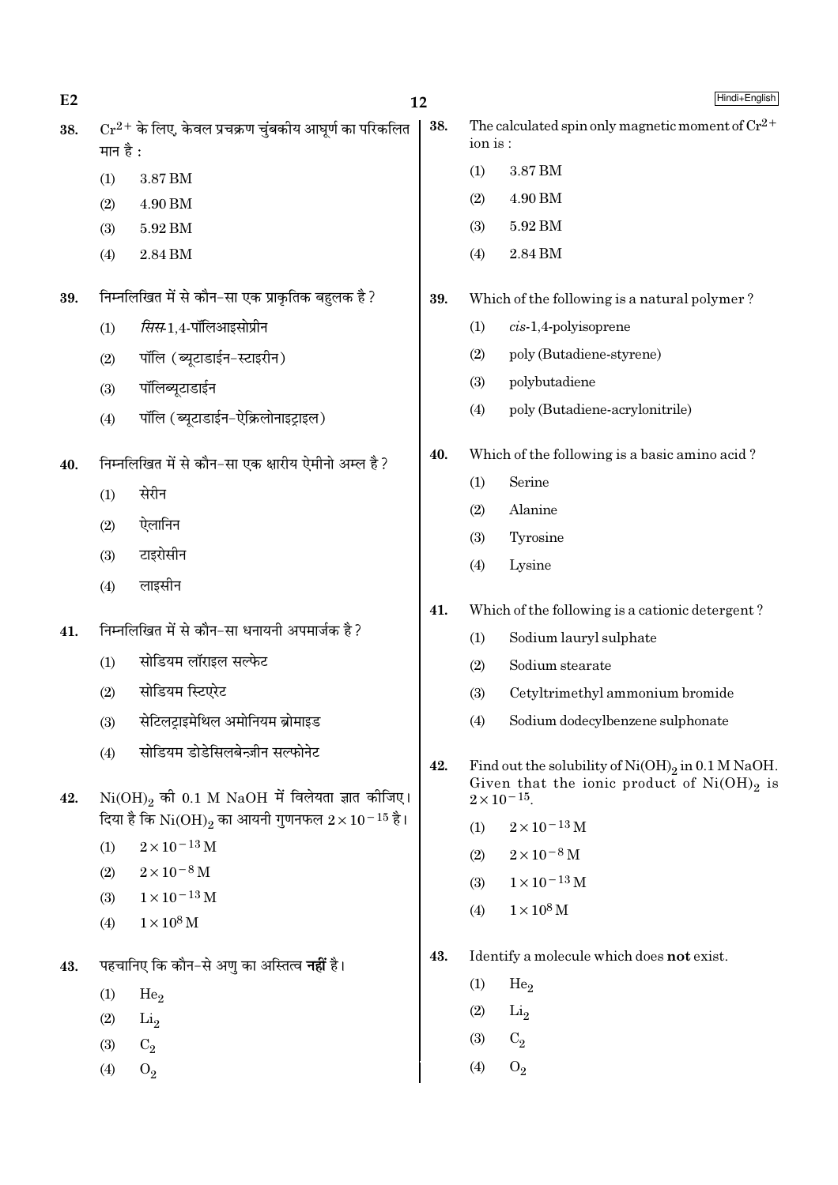38. $Cr^{2+}$ के लिए, केवल प्रचक्रण चुंबकीय आघूर्ण का परिकलित मान है :

(1) 3.87 BM
(2) 4.90 BM
(3) 5.92 BM
(4) 2.84 BM

39. निम्नलिखित में से कौन-सा एक प्राकृतिक बहुलक है ?

(1) *सिस*-1,4-पॉलिआइसोप्रीन
(2) पॉलि (ब्यूटाडाईन-स्टाइरीन)
(3) पॉलिब्यूटाडाईन
(4) पॉलि (ब्यूटाडाईन-ऐक्रिलोनाइट्राइल)

40. निम्नलिखित में से कौन-सा एक क्षारीय ऐमीनो अम्ल है ?

(1) सेरीन
(2) ऐलानिन
(3) टाइरोसीन
(4) लाइसीन

41. निम्नलिखित में से कौन-सा धनायनी अपमार्जक है ?

(1) सोडियम लॉराइल सल्फेट
(2) सोडियम स्टिएरेट
(3) सेटिलट्राइमेथिल अमोनियम ब्रोमाइड
(4) सोडियम डोडेसिलबेन्ज़ीन सल्फोनेट

42. $Ni(OH)_2$ की 0.1 M NaOH में विलेयता ज्ञात कीजिए। दिया है कि $Ni(OH)_2$ का आयनी गुणनफल $2 \times 10^{-15}$ है।

(1) $2 \times 10^{-13}$ M
(2) $2 \times 10^{-8}$ M
(3) $1 \times 10^{-13}$ M
(4) $1 \times 10^{8}$ M

43. पहचानिए कि कौन-से अणु का अस्तित्व **नहीं** है।

(1) $He_2$
(2) $Li_2$
(3) $C_2$
(4) $O_2$

38. The calculated spin only magnetic moment of $Cr^{2+}$ ion is :

(1) 3.87 BM
(2) 4.90 BM
(3) 5.92 BM
(4) 2.84 BM

39. Which of the following is a natural polymer ?

(1) *cis*-1,4-polyisoprene
(2) poly (Butadiene-styrene)
(3) polybutadiene
(4) poly (Butadiene-acrylonitrile)

40. Which of the following is a basic amino acid ?

(1) Serine
(2) Alanine
(3) Tyrosine
(4) Lysine

41. Which of the following is a cationic detergent ?

(1) Sodium lauryl sulphate
(2) Sodium stearate
(3) Cetyltrimethyl ammonium bromide
(4) Sodium dodecylbenzene sulphonate

42. Find out the solubility of $Ni(OH)_2$ in 0.1 M NaOH. Given that the ionic product of $Ni(OH)_2$ is $2 \times 10^{-15}$.

(1) $2 \times 10^{-13}$ M
(2) $2 \times 10^{-8}$ M
(3) $1 \times 10^{-13}$ M
(4) $1 \times 10^{8}$ M

43. Identify a molecule which does **not** exist.

(1) $He_2$
(2) $Li_2$
(3) $C_2$
(4) $O_2$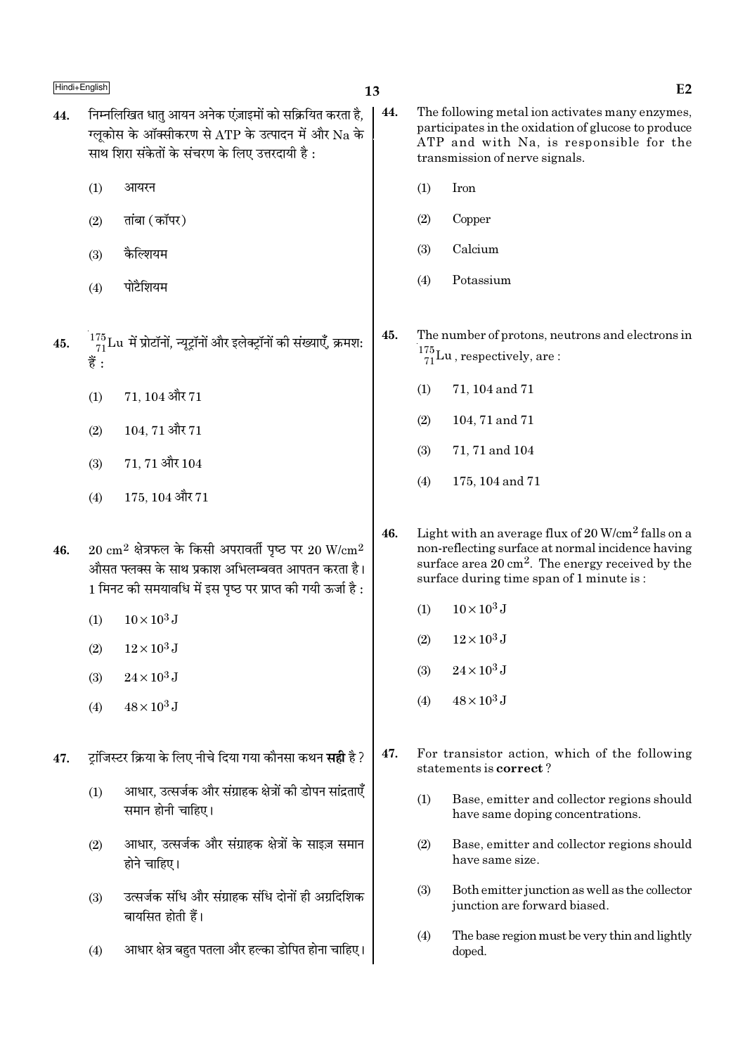44. निम्नलिखित धातु आयन अनेक एंज़ाइमों को सक्रियित करता है, ग्लूकोस के ऑक्सीकरण से ATP के उत्पादन में और Na के साथ शिरा संकेतों के संचरण के लिए उत्तरदायी है :

(1) आयरन

(2) तांबा (कॉपर)

(3) कैल्शियम

(4) पोटैशियम

45. $^{175}_{71}Lu$ में प्रोटॉनों, न्यूट्रॉनों और इलेक्ट्रॉनों की संख्याएँ, क्रमश: हैं :

(1) 71, 104 और 71

(2) 104, 71 और 71

(3) 71, 71 और 104

(4) 175, 104 और 71

46. 20 $cm^2$ क्षेत्रफल के किसी अपरावर्ती पृष्ठ पर 20 $W/cm^2$ औसत फ्लक्स के साथ प्रकाश अभिलम्बवत आपतन करता है। 1 मिनट की समयावधि में इस पृष्ठ पर प्राप्त की गयी ऊर्जा है :

(1) $10 \times 10^3$ J

(2) $12 \times 10^3$ J

(3) $24 \times 10^3$ J

(4) $48 \times 10^3$ J

47. ट्रांजिस्टर क्रिया के लिए नीचे दिया गया कौनसा कथन **सही** है ?

(1) आधार, उत्सर्जक और संग्राहक क्षेत्रों की डोपन सांद्रताएँ समान होनी चाहिए।

(2) आधार, उत्सर्जक और संग्राहक क्षेत्रों के साइज़ समान होने चाहिए।

(3) उत्सर्जक संधि और संग्राहक संधि दोनों ही अग्रदिशिक बायसित होती हैं।

(4) आधार क्षेत्र बहुत पतला और हल्का डोपित होना चाहिए।

44. The following metal ion activates many enzymes, participates in the oxidation of glucose to produce ATP and with Na, is responsible for the transmission of nerve signals.

(1) Iron

(2) Copper

(3) Calcium

(4) Potassium

45. The number of protons, neutrons and electrons in $^{175}_{71}Lu$, respectively, are :

(1) 71, 104 and 71

(2) 104, 71 and 71

(3) 71, 71 and 104

(4) 175, 104 and 71

46. Light with an average flux of 20 $W/cm^2$ falls on a non-reflecting surface at normal incidence having surface area 20 $cm^2$. The energy received by the surface during time span of 1 minute is :

(1) $10 \times 10^3$ J

(2) $12 \times 10^3$ J

(3) $24 \times 10^3$ J

(4) $48 \times 10^3$ J

47. For transistor action, which of the following statements is **correct** ?

(1) Base, emitter and collector regions should have same doping concentrations.

(2) Base, emitter and collector regions should have same size.

(3) Both emitter junction as well as the collector junction are forward biased.

(4) The base region must be very thin and lightly doped.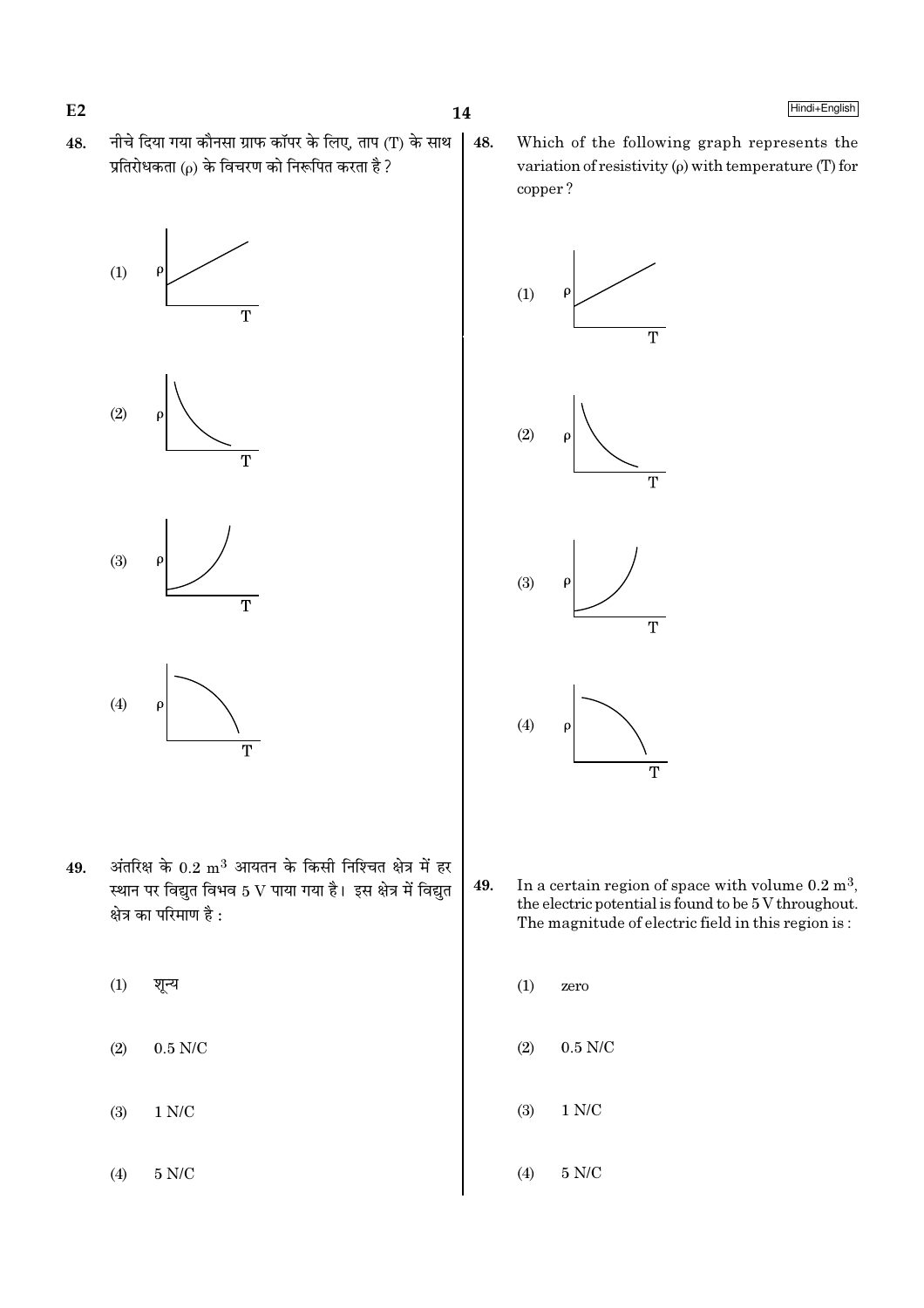48. नीचे दिया गया कौनसा ग्राफ कॉपर के लिए, ताप (T) के साथ प्रतिरोधकता (ρ) के विचरण को निरूपित करता है ?

(1)

(2)

(3)

(4)

48. Which of the following graph represents the variation of resistivity (ρ) with temperature (T) for copper ?

(1)

(2)

(3)

(4)

49. अंतरिक्ष के $0.2\ m^3$ आयतन के किसी निश्चित क्षेत्र में हर स्थान पर विद्युत विभव 5 V पाया गया है। इस क्षेत्र में विद्युत क्षेत्र का परिमाण है :

(1) शून्य

(2) 0.5 N/C

(3) 1 N/C

(4) 5 N/C

49. In a certain region of space with volume $0.2\ m^3$, the electric potential is found to be 5 V throughout. The magnitude of electric field in this region is :

(1) zero

(2) 0.5 N/C

(3) 1 N/C

(4) 5 N/C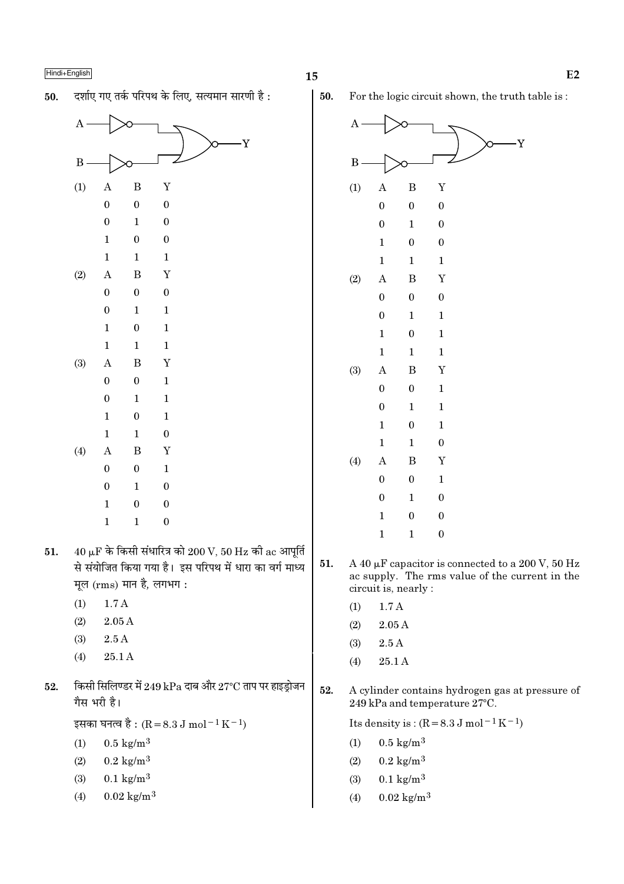50. दर्शाए गए तर्क परिपथ के लिए, सत्यमान सारणी है :

(1)

| A | B | Y |
|---|---|---|
| 0 | 0 | 0 |
| 0 | 1 | 0 |
| 1 | 0 | 0 |
| 1 | 1 | 1 |

(2)

| A | B | Y |
|---|---|---|
| 0 | 0 | 0 |
| 0 | 1 | 1 |
| 1 | 0 | 1 |
| 1 | 1 | 1 |

(3)

| A | B | Y |
|---|---|---|
| 0 | 0 | 1 |
| 0 | 1 | 1 |
| 1 | 0 | 1 |
| 1 | 1 | 0 |

(4)

| A | B | Y |
|---|---|---|
| 0 | 0 | 1 |
| 0 | 1 | 0 |
| 1 | 0 | 0 |
| 1 | 1 | 0 |

51. 40 μF के किसी संधारित्र को 200 V, 50 Hz की ac आपूर्ति से संयोजित किया गया है। इस परिपथ में धारा का वर्ग माध्य मूल (rms) मान है, लगभग :

(1) 1.7 A
(2) 2.05 A
(3) 2.5 A
(4) 25.1 A

52. किसी सिलिण्डर में 249 kPa दाब और 27°C ताप पर हाइड्रोजन गैस भरी है।

इसका घनत्व है : ($R = 8.3\ J\ mol^{-1} K^{-1}$)

(1) 0.5 kg/m$^3$
(2) 0.2 kg/m$^3$
(3) 0.1 kg/m$^3$
(4) 0.02 kg/m$^3$

50. For the logic circuit shown, the truth table is :

(1)

| A | B | Y |
|---|---|---|
| 0 | 0 | 0 |
| 0 | 1 | 0 |
| 1 | 0 | 0 |
| 1 | 1 | 1 |

(2)

| A | B | Y |
|---|---|---|
| 0 | 0 | 0 |
| 0 | 1 | 1 |
| 1 | 0 | 1 |
| 1 | 1 | 1 |

(3)

| A | B | Y |
|---|---|---|
| 0 | 0 | 1 |
| 0 | 1 | 1 |
| 1 | 0 | 1 |
| 1 | 1 | 0 |

(4)

| A | B | Y |
|---|---|---|
| 0 | 0 | 1 |
| 0 | 1 | 0 |
| 1 | 0 | 0 |
| 1 | 1 | 0 |

51. A 40 μF capacitor is connected to a 200 V, 50 Hz ac supply. The rms value of the current in the circuit is, nearly :

(1) 1.7 A
(2) 2.05 A
(3) 2.5 A
(4) 25.1 A

52. A cylinder contains hydrogen gas at pressure of 249 kPa and temperature 27°C.

Its density is : ($R = 8.3\ J\ mol^{-1} K^{-1}$)

(1) 0.5 kg/m$^3$
(2) 0.2 kg/m$^3$
(3) 0.1 kg/m$^3$
(4) 0.02 kg/m$^3$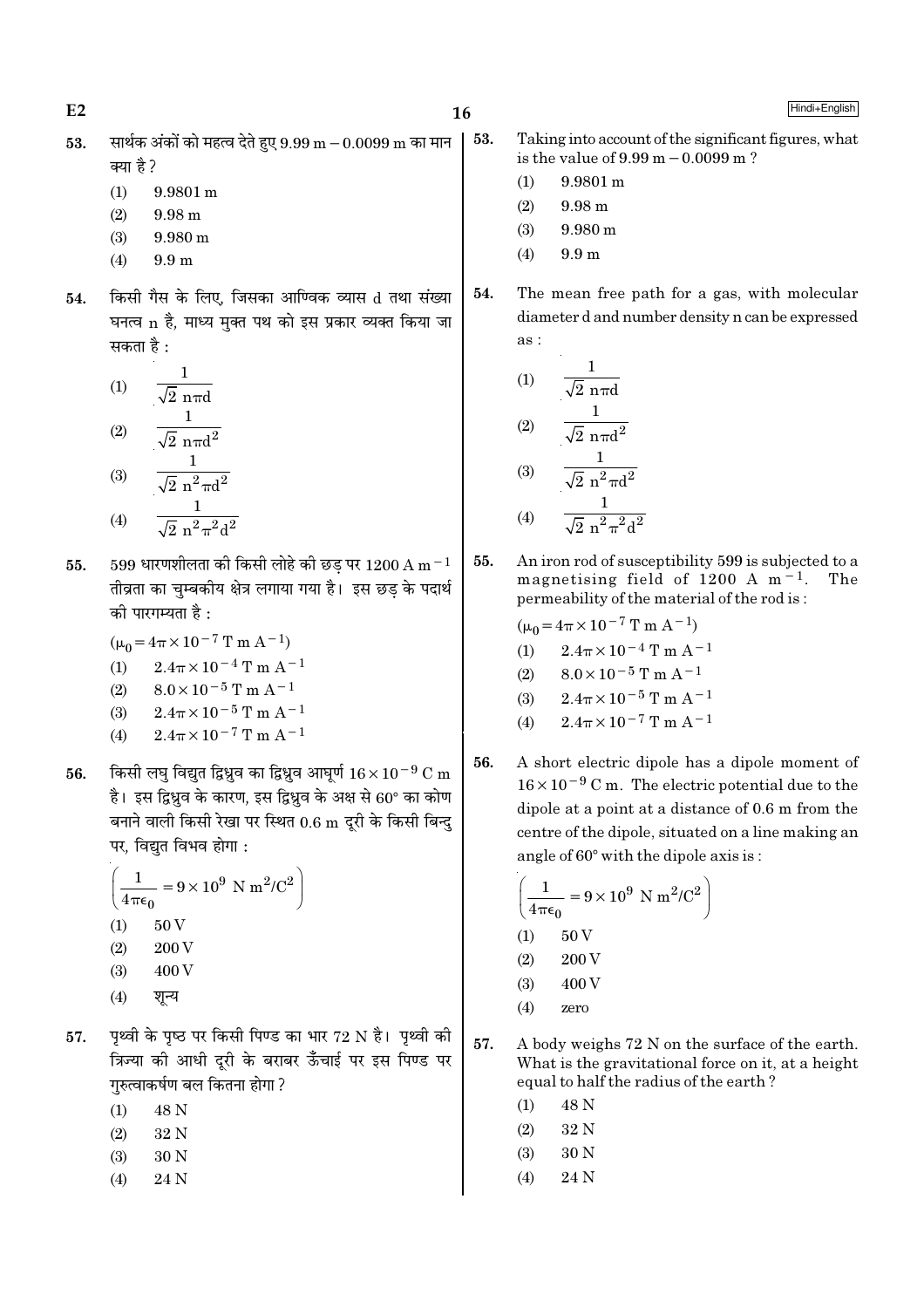53. सार्थक अंकों को महत्व देते हुए 9.99 m − 0.0099 m का मान क्या है ?

(1) 9.9801 m
(2) 9.98 m
(3) 9.980 m
(4) 9.9 m

54. किसी गैस के लिए, जिसका आण्विक व्यास d तथा संख्या घनत्व n है, माध्य मुक्त पथ को इस प्रकार व्यक्त किया जा सकता है :

(1) $\frac{1}{\sqrt{2}\, n\pi d}$
(2) $\frac{1}{\sqrt{2}\, n\pi d^2}$
(3) $\frac{1}{\sqrt{2}\, n^2\pi d^2}$
(4) $\frac{1}{\sqrt{2}\, n^2\pi^2 d^2}$

55. 599 धारणशीलता की किसी लोहे की छड़ पर 1200 A $m^{-1}$ तीव्रता का चुम्बकीय क्षेत्र लगाया गया है। इस छड़ के पदार्थ की पारगम्यता है :

($\mu_0 = 4\pi \times 10^{-7}$ T m $A^{-1}$)

(1) $2.4\pi \times 10^{-4}$ T m $A^{-1}$
(2) $8.0 \times 10^{-5}$ T m $A^{-1}$
(3) $2.4\pi \times 10^{-5}$ T m $A^{-1}$
(4) $2.4\pi \times 10^{-7}$ T m $A^{-1}$

56. किसी लघु विद्युत द्विध्रुव का द्विध्रुव आघूर्ण $16 \times 10^{-9}$ C m है। इस द्विध्रुव के कारण, इस द्विध्रुव के अक्ष से 60° का कोण बनाने वाली किसी रेखा पर स्थित 0.6 m दूरी के किसी बिन्दु पर, विद्युत विभव होगा :

$\left(\frac{1}{4\pi\epsilon_0} = 9 \times 10^9 \text{ N m}^2/\text{C}^2\right)$

(1) 50 V
(2) 200 V
(3) 400 V
(4) शून्य

57. पृथ्वी के पृष्ठ पर किसी पिण्ड का भार 72 N है। पृथ्वी की त्रिज्या की आधी दूरी के बराबर ऊँचाई पर इस पिण्ड पर गुरुत्वाकर्षण बल कितना होगा ?

(1) 48 N
(2) 32 N
(3) 30 N
(4) 24 N

53. Taking into account of the significant figures, what is the value of 9.99 m − 0.0099 m ?

(1) 9.9801 m
(2) 9.98 m
(3) 9.980 m
(4) 9.9 m

54. The mean free path for a gas, with molecular diameter d and number density n can be expressed as :

(1) $\frac{1}{\sqrt{2}\, n\pi d}$
(2) $\frac{1}{\sqrt{2}\, n\pi d^2}$
(3) $\frac{1}{\sqrt{2}\, n^2\pi d^2}$
(4) $\frac{1}{\sqrt{2}\, n^2\pi^2 d^2}$

55. An iron rod of susceptibility 599 is subjected to a magnetising field of 1200 A $m^{-1}$. The permeability of the material of the rod is :

($\mu_0 = 4\pi \times 10^{-7}$ T m $A^{-1}$)

(1) $2.4\pi \times 10^{-4}$ T m $A^{-1}$
(2) $8.0 \times 10^{-5}$ T m $A^{-1}$
(3) $2.4\pi \times 10^{-5}$ T m $A^{-1}$
(4) $2.4\pi \times 10^{-7}$ T m $A^{-1}$

56. A short electric dipole has a dipole moment of $16 \times 10^{-9}$ C m. The electric potential due to the dipole at a point at a distance of 0.6 m from the centre of the dipole, situated on a line making an angle of 60° with the dipole axis is :

$\left(\frac{1}{4\pi\epsilon_0} = 9 \times 10^9 \text{ N m}^2/\text{C}^2\right)$

(1) 50 V
(2) 200 V
(3) 400 V
(4) zero

57. A body weighs 72 N on the surface of the earth. What is the gravitational force on it, at a height equal to half the radius of the earth ?

(1) 48 N
(2) 32 N
(3) 30 N
(4) 24 N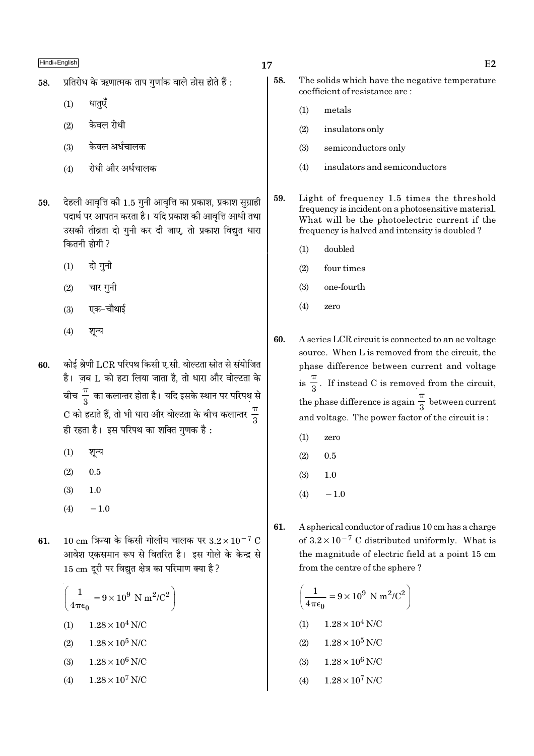58. प्रतिरोध के ऋणात्मक ताप गुणांक वाले ठोस होते हैं :

(1) धातुएँ

(2) केवल रोधी

(3) केवल अर्धचालक

(4) रोधी और अर्धचालक

59. देहली आवृत्ति की 1.5 गुनी आवृत्ति का प्रकाश, प्रकाश सुग्राही पदार्थ पर आपतन करता है। यदि प्रकाश की आवृत्ति आधी तथा उसकी तीव्रता दो गुनी कर दी जाए, तो प्रकाश विद्युत धारा कितनी होगी ?

(1) दो गुनी

(2) चार गुनी

(3) एक-चौथाई

(4) शून्य

60. कोई श्रेणी LCR परिपथ किसी ए.सी. वोल्टता स्रोत से संयोजित है। जब L को हटा लिया जाता है, तो धारा और वोल्टता के बीच $\frac{\pi}{3}$ का कलान्तर होता है। यदि इसके स्थान पर परिपथ से C को हटाते हैं, तो भी धारा और वोल्टता के बीच कलान्तर $\frac{\pi}{3}$ ही रहता है। इस परिपथ का शक्ति गुणक है :

(1) शून्य

(2) 0.5

(3) 1.0

(4) $-1.0$

61. 10 cm त्रिज्या के किसी गोलीय चालक पर $3.2 \times 10^{-7}$ C आवेश एकसमान रूप से वितरित है। इस गोले के केन्द्र से 15 cm दूरी पर विद्युत क्षेत्र का परिमाण क्या है ?

$\left(\frac{1}{4\pi\epsilon_0} = 9 \times 10^9 \text{ N m}^2/\text{C}^2\right)$

(1) $1.28 \times 10^4$ N/C

(2) $1.28 \times 10^5$ N/C

(3) $1.28 \times 10^6$ N/C

(4) $1.28 \times 10^7$ N/C

58. The solids which have the negative temperature coefficient of resistance are :

(1) metals

(2) insulators only

(3) semiconductors only

(4) insulators and semiconductors

59. Light of frequency 1.5 times the threshold frequency is incident on a photosensitive material. What will be the photoelectric current if the frequency is halved and intensity is doubled ?

(1) doubled

(2) four times

(3) one-fourth

(4) zero

60. A series LCR circuit is connected to an ac voltage source. When L is removed from the circuit, the phase difference between current and voltage is $\frac{\pi}{3}$. If instead C is removed from the circuit, the phase difference is again $\frac{\pi}{3}$ between current and voltage. The power factor of the circuit is :

(1) zero

(2) 0.5

(3) 1.0

(4) $-1.0$

61. A spherical conductor of radius 10 cm has a charge of $3.2 \times 10^{-7}$ C distributed uniformly. What is the magnitude of electric field at a point 15 cm from the centre of the sphere ?

$\left(\frac{1}{4\pi\epsilon_0} = 9 \times 10^9 \text{ N m}^2/\text{C}^2\right)$

(1) $1.28 \times 10^4$ N/C

(2) $1.28 \times 10^5$ N/C

(3) $1.28 \times 10^6$ N/C

(4) $1.28 \times 10^7$ N/C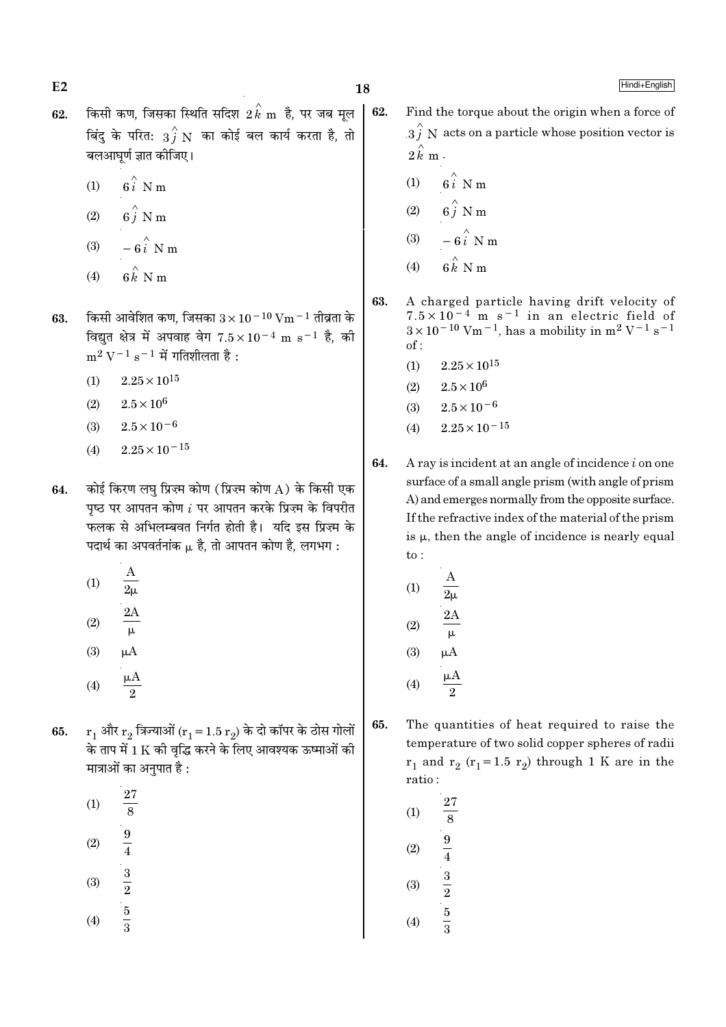62. किसी कण, जिसका स्थिति सदिश $2\hat{k}$ m है, पर जब मूल बिंदु के परितः $3\hat{j}$ N का कोई बल कार्य करता है, तो बलआघूर्ण ज्ञात कीजिए।

(1) $6\hat{i}$ N m

(2) $6\hat{j}$ N m

(3) $-6\hat{i}$ N m

(4) $6\hat{k}$ N m

63. किसी आवेशित कण, जिसका $3 \times 10^{-10}$ $Vm^{-1}$ तीव्रता के विद्युत क्षेत्र में अपवाह वेग $7.5 \times 10^{-4}$ m $s^{-1}$ है, की $m^2$ $V^{-1}$ $s^{-1}$ में गतिशीलता है :

(1) $2.25 \times 10^{15}$

(2) $2.5 \times 10^{6}$

(3) $2.5 \times 10^{-6}$

(4) $2.25 \times 10^{-15}$

64. कोई किरण लघु प्रिज़्म कोण (प्रिज़्म कोण A) के किसी एक पृष्ठ पर आपतन कोण $i$ पर आपतन करके प्रिज़्म के विपरीत फलक से अभिलम्बवत निर्गत होती है। यदि इस प्रिज़्म के पदार्थ का अपवर्तनांक $\mu$ है, तो आपतन कोण है, लगभग :

(1) $\frac{A}{2\mu}$

(2) $\frac{2A}{\mu}$

(3) $\mu A$

(4) $\frac{\mu A}{2}$

65. $r_1$ और $r_2$ त्रिज्याओं ($r_1 = 1.5\, r_2$) के दो कॉपर के ठोस गोलों के ताप में 1 K की वृद्धि करने के लिए आवश्यक ऊष्माओं की मात्राओं का अनुपात है :

(1) $\frac{27}{8}$

(2) $\frac{9}{4}$

(3) $\frac{3}{2}$

(4) $\frac{5}{3}$

62. Find the torque about the origin when a force of $3\hat{j}$ N acts on a particle whose position vector is $2\hat{k}$ m.

(1) $6\hat{i}$ N m

(2) $6\hat{j}$ N m

(3) $-6\hat{i}$ N m

(4) $6\hat{k}$ N m

63. A charged particle having drift velocity of $7.5 \times 10^{-4}$ m $s^{-1}$ in an electric field of $3 \times 10^{-10}$ $Vm^{-1}$, has a mobility in $m^2$ $V^{-1}$ $s^{-1}$ of :

(1) $2.25 \times 10^{15}$

(2) $2.5 \times 10^{6}$

(3) $2.5 \times 10^{-6}$

(4) $2.25 \times 10^{-15}$

64. A ray is incident at an angle of incidence $i$ on one surface of a small angle prism (with angle of prism A) and emerges normally from the opposite surface. If the refractive index of the material of the prism is $\mu$, then the angle of incidence is nearly equal to :

(1) $\frac{A}{2\mu}$

(2) $\frac{2A}{\mu}$

(3) $\mu A$

(4) $\frac{\mu A}{2}$

65. The quantities of heat required to raise the temperature of two solid copper spheres of radii $r_1$ and $r_2$ ($r_1 = 1.5\, r_2$) through 1 K are in the ratio :

(1) $\frac{27}{8}$

(2) $\frac{9}{4}$

(3) $\frac{3}{2}$

(4) $\frac{5}{3}$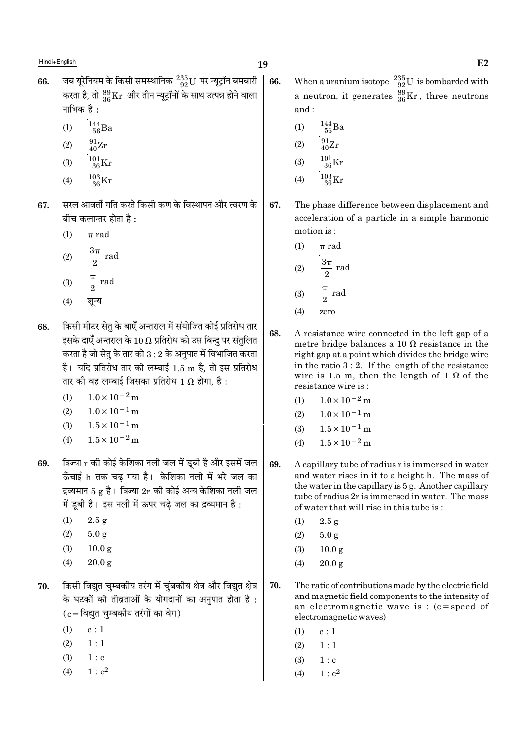66. जब यूरेनियम के किसी समस्थानिक $^{235}_{92}U$ पर न्यूट्रॉन बमबारी करता है, तो $^{89}_{36}Kr$ और तीन न्यूट्रॉनों के साथ उत्पन्न होने वाला नाभिक है :

(1) $^{144}_{56}Ba$

(2) $^{91}_{40}Zr$

(3) $^{101}_{36}Kr$

(4) $^{103}_{36}Kr$

67. सरल आवर्ती गति करते किसी कण के विस्थापन और त्वरण के बीच कलान्तर होता है :

(1) $\pi$ rad

(2) $\frac{3\pi}{2}$ rad

(3) $\frac{\pi}{2}$ rad

(4) शून्य

68. किसी मीटर सेतु के बाएँ अन्तराल में संयोजित कोई प्रतिरोध तार इसके दाएँ अन्तराल के $10\ \Omega$ प्रतिरोध को उस बिन्दु पर संतुलित करता है जो सेतु के तार को $3:2$ के अनुपात में विभाजित करता है। यदि प्रतिरोध तार की लम्बाई 1.5 m है, तो इस प्रतिरोध तार की वह लम्बाई जिसका प्रतिरोध $1\ \Omega$ होगा, है :

(1) $1.0\times10^{-2}$ m

(2) $1.0\times10^{-1}$ m

(3) $1.5\times10^{-1}$ m

(4) $1.5\times10^{-2}$ m

69. त्रिज्या r की कोई केशिका नली जल में डूबी है और इसमें जल ऊँचाई h तक चढ़ गया है। केशिका नली में भरे जल का द्रव्यमान 5 g है। त्रिज्या 2r की कोई अन्य केशिका नली जल में डूबी है। इस नली में ऊपर चढ़े जल का द्रव्यमान है :

(1) 2.5 g

(2) 5.0 g

(3) 10.0 g

(4) 20.0 g

70. किसी विद्युत चुम्बकीय तरंग में चुंबकीय क्षेत्र और विद्युत क्षेत्र के घटकों की तीव्रताओं के योगदानों का अनुपात होता है : (c = विद्युत चुम्बकीय तरंगों का वेग)

(1) c : 1

(2) 1 : 1

(3) 1 : c

(4) $1 : c^2$

66. When a uranium isotope $^{235}_{92}U$ is bombarded with a neutron, it generates $^{89}_{36}Kr$, three neutrons and :

(1) $^{144}_{56}Ba$

(2) $^{91}_{40}Zr$

(3) $^{101}_{36}Kr$

(4) $^{103}_{36}Kr$

67. The phase difference between displacement and acceleration of a particle in a simple harmonic motion is :

(1) $\pi$ rad

(2) $\frac{3\pi}{2}$ rad

(3) $\frac{\pi}{2}$ rad

(4) zero

68. A resistance wire connected in the left gap of a metre bridge balances a $10\ \Omega$ resistance in the right gap at a point which divides the bridge wire in the ratio $3:2$. If the length of the resistance wire is 1.5 m, then the length of $1\ \Omega$ of the resistance wire is :

(1) $1.0\times10^{-2}$ m

(2) $1.0\times10^{-1}$ m

(3) $1.5\times10^{-1}$ m

(4) $1.5\times10^{-2}$ m

69. A capillary tube of radius r is immersed in water and water rises in it to a height h. The mass of the water in the capillary is 5 g. Another capillary tube of radius 2r is immersed in water. The mass of water that will rise in this tube is :

(1) 2.5 g

(2) 5.0 g

(3) 10.0 g

(4) 20.0 g

70. The ratio of contributions made by the electric field and magnetic field components to the intensity of an electromagnetic wave is : (c = speed of electromagnetic waves)

(1) c : 1

(2) 1 : 1

(3) 1 : c

(4) $1 : c^2$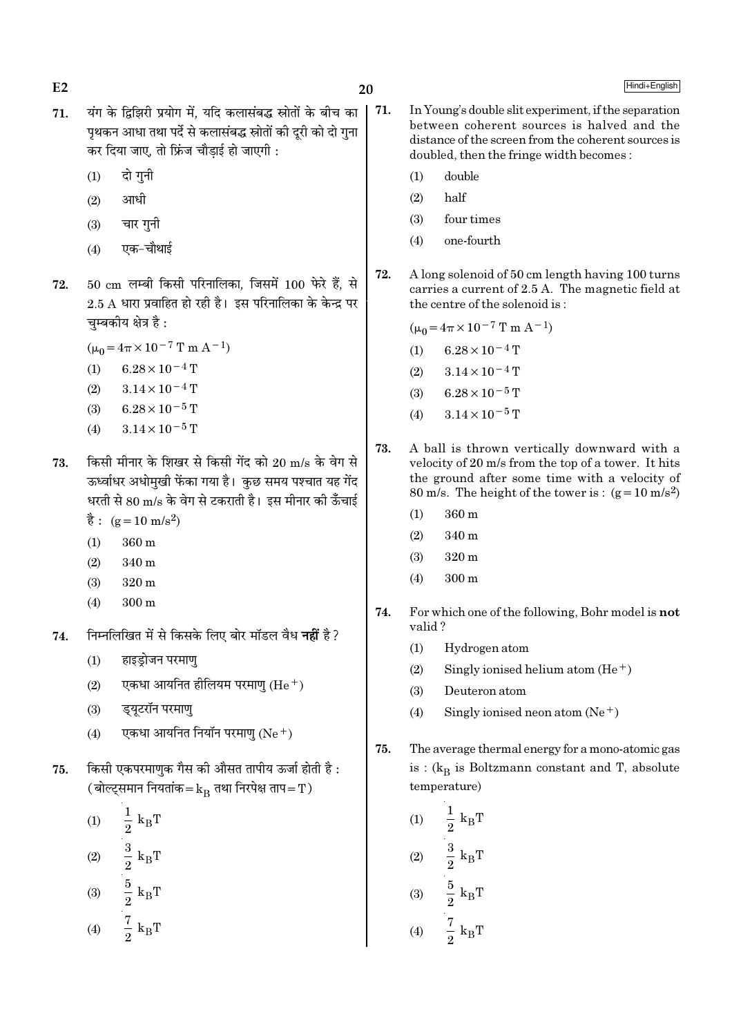71. यंग के द्विझिरी प्रयोग में, यदि कलासंबद्ध स्रोतों के बीच का पृथकन आधा तथा पर्दे से कलासंबद्ध स्रोतों की दूरी को दो गुना कर दिया जाए, तो फ्रिंज चौड़ाई हो जाएगी :

(1) दो गुनी
(2) आधी
(3) चार गुनी
(4) एक-चौथाई

72. 50 cm लम्बी किसी परिनालिका, जिसमें 100 फेरे हैं, से 2.5 A धारा प्रवाहित हो रही है। इस परिनालिका के केन्द्र पर चुम्बकीय क्षेत्र है :

$(\mu_0 = 4\pi \times 10^{-7}$ T m $A^{-1})$

(1) $6.28 \times 10^{-4}$ T
(2) $3.14 \times 10^{-4}$ T
(3) $6.28 \times 10^{-5}$ T
(4) $3.14 \times 10^{-5}$ T

73. किसी मीनार के शिखर से किसी गेंद को 20 m/s के वेग से ऊर्ध्वाधर अधोमुखी फेंका गया है। कुछ समय पश्चात यह गेंद धरती से 80 m/s के वेग से टकराती है। इस मीनार की ऊँचाई है : $(g = 10$ m/s$^2)$

(1) 360 m
(2) 340 m
(3) 320 m
(4) 300 m

74. निम्नलिखित में से किसके लिए बोर मॉडल वैध **नहीं** है?

(1) हाइड्रोजन परमाणु
(2) एकधा आयनित हीलियम परमाणु $(He^+)$
(3) ड्यूटरॉन परमाणु
(4) एकधा आयनित नियॉन परमाणु $(Ne^+)$

75. किसी एकपरमाणुक गैस की औसत तापीय ऊर्जा होती है : (बोल्ट्समान नियतांक $= k_B$ तथा निरपेक्ष ताप $= T$)

(1) $\frac{1}{2} k_B T$
(2) $\frac{3}{2} k_B T$
(3) $\frac{5}{2} k_B T$
(4) $\frac{7}{2} k_B T$

71. In Young's double slit experiment, if the separation between coherent sources is halved and the distance of the screen from the coherent sources is doubled, then the fringe width becomes :

(1) double
(2) half
(3) four times
(4) one-fourth

72. A long solenoid of 50 cm length having 100 turns carries a current of 2.5 A. The magnetic field at the centre of the solenoid is :

$(\mu_0 = 4\pi \times 10^{-7}$ T m $A^{-1})$

(1) $6.28 \times 10^{-4}$ T
(2) $3.14 \times 10^{-4}$ T
(3) $6.28 \times 10^{-5}$ T
(4) $3.14 \times 10^{-5}$ T

73. A ball is thrown vertically downward with a velocity of 20 m/s from the top of a tower. It hits the ground after some time with a velocity of 80 m/s. The height of the tower is : $(g = 10$ m/s$^2)$

(1) 360 m
(2) 340 m
(3) 320 m
(4) 300 m

74. For which one of the following, Bohr model is **not** valid?

(1) Hydrogen atom
(2) Singly ionised helium atom $(He^+)$
(3) Deuteron atom
(4) Singly ionised neon atom $(Ne^+)$

75. The average thermal energy for a mono-atomic gas is : ($k_B$ is Boltzmann constant and T, absolute temperature)

(1) $\frac{1}{2} k_B T$
(2) $\frac{3}{2} k_B T$
(3) $\frac{5}{2} k_B T$
(4) $\frac{7}{2} k_B T$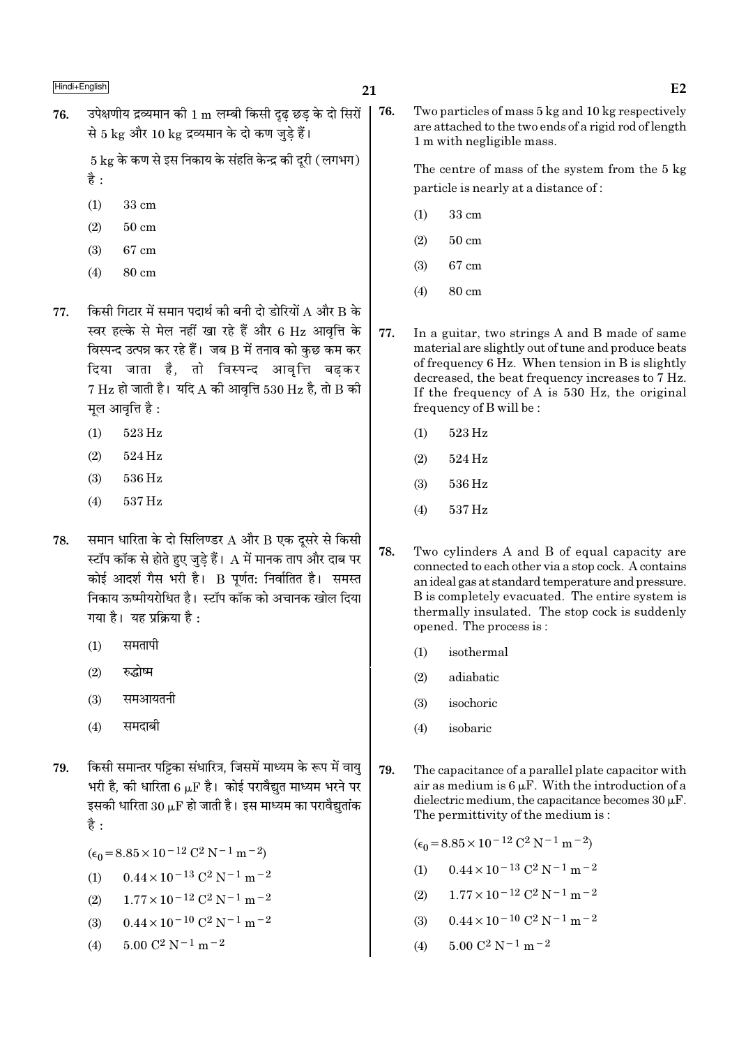76. उपेक्षणीय द्रव्यमान की 1 m लम्बी किसी दृढ़ छड़ के दो सिरों से 5 kg और 10 kg द्रव्यमान के दो कण जुड़े हैं।

5 kg के कण से इस निकाय के संहति केन्द्र की दूरी (लगभग) है :

(1) 33 cm

(2) 50 cm

(3) 67 cm

(4) 80 cm

77. किसी गिटार में समान पदार्थ की बनी दो डोरियों A और B के स्वर हल्के से मेल नहीं खा रहे हैं और 6 Hz आवृत्ति के विस्पन्द उत्पन्न कर रहे हैं। जब B में तनाव को कुछ कम कर दिया जाता है, तो विस्पन्द आवृत्ति बढ़कर 7 Hz हो जाती है। यदि A की आवृत्ति 530 Hz है, तो B की मूल आवृत्ति है :

(1) 523 Hz

(2) 524 Hz

(3) 536 Hz

(4) 537 Hz

78. समान धारिता के दो सिलिण्डर A और B एक दूसरे से किसी स्टॉप कॉक से होते हुए जुड़े हैं। A में मानक ताप और दाब पर कोई आदर्श गैस भरी है। B पूर्णतः निर्वातित है। समस्त निकाय ऊष्मीयरोधित है। स्टॉप कॉक को अचानक खोल दिया गया है। यह प्रक्रिया है :

(1) समतापी

(2) रुद्धोष्म

(3) समआयतनी

(4) समदाबी

79. किसी समान्तर पट्टिका संधारित्र, जिसमें माध्यम के रूप में वायु भरी है, की धारिता 6 $\mu$F है। कोई परावैद्युत माध्यम भरने पर इसकी धारिता 30 $\mu$F हो जाती है। इस माध्यम का परावैद्युतांक है :

$(\epsilon_0 = 8.85 \times 10^{-12}\ C^2\ N^{-1}\ m^{-2})$

(1) $0.44 \times 10^{-13}\ C^2\ N^{-1}\ m^{-2}$

(2) $1.77 \times 10^{-12}\ C^2\ N^{-1}\ m^{-2}$

(3) $0.44 \times 10^{-10}\ C^2\ N^{-1}\ m^{-2}$

(4) $5.00\ C^2\ N^{-1}\ m^{-2}$

76. Two particles of mass 5 kg and 10 kg respectively are attached to the two ends of a rigid rod of length 1 m with negligible mass.

The centre of mass of the system from the 5 kg particle is nearly at a distance of :

(1) 33 cm

(2) 50 cm

(3) 67 cm

(4) 80 cm

77. In a guitar, two strings A and B made of same material are slightly out of tune and produce beats of frequency 6 Hz. When tension in B is slightly decreased, the beat frequency increases to 7 Hz. If the frequency of A is 530 Hz, the original frequency of B will be :

(1) 523 Hz

(2) 524 Hz

(3) 536 Hz

(4) 537 Hz

78. Two cylinders A and B of equal capacity are connected to each other via a stop cock. A contains an ideal gas at standard temperature and pressure. B is completely evacuated. The entire system is thermally insulated. The stop cock is suddenly opened. The process is :

(1) isothermal

(2) adiabatic

(3) isochoric

(4) isobaric

79. The capacitance of a parallel plate capacitor with air as medium is 6 $\mu$F. With the introduction of a dielectric medium, the capacitance becomes 30 $\mu$F. The permittivity of the medium is :

$(\epsilon_0 = 8.85 \times 10^{-12}\ C^2\ N^{-1}\ m^{-2})$

(1) $0.44 \times 10^{-13}\ C^2\ N^{-1}\ m^{-2}$

(2) $1.77 \times 10^{-12}\ C^2\ N^{-1}\ m^{-2}$

(3) $0.44 \times 10^{-10}\ C^2\ N^{-1}\ m^{-2}$

(4) $5.00\ C^2\ N^{-1}\ m^{-2}$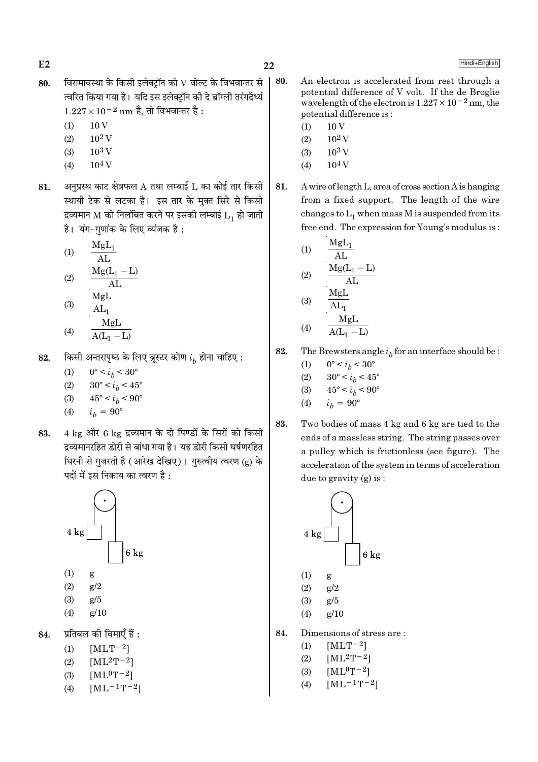80. विरामावस्था के किसी इलेक्ट्रॉन को V वोल्ट के विभवान्तर से त्वरित किया गया है। यदि इस इलेक्ट्रॉन की दे ब्रॉग्ली तरंगदैर्ध्य $1.227 \times 10^{-2}$ nm है, तो विभवान्तर है :

(1) 10 V
(2) $10^2$ V
(3) $10^3$ V
(4) $10^4$ V

81. अनुप्रस्थ काट क्षेत्रफल A तथा लम्बाई L का कोई तार किसी स्थायी टेक से लटका है। इस तार के मुक्त सिरे से किसी द्रव्यमान M को निलंबित करने पर इसकी लम्बाई $L_1$ हो जाती है। यंग-गुणांक के लिए व्यंजक है :

(1) $\frac{MgL_1}{AL}$
(2) $\frac{Mg(L_1 - L)}{AL}$
(3) $\frac{MgL}{AL_1}$
(4) $\frac{MgL}{A(L_1 - L)}$

82. किसी अन्तरापृष्ठ के लिए ब्रूस्टर कोण $i_b$ होना चाहिए :

(1) $0° < i_b < 30°$
(2) $30° < i_b < 45°$
(3) $45° < i_b < 90°$
(4) $i_b = 90°$

83. 4 kg और 6 kg द्रव्यमान के दो पिण्डों के सिरों को किसी द्रव्यमानरहित डोरी से बांधा गया है। यह डोरी किसी घर्षणरहित घिरनी से गुजरती है (आरेख देखिए)। गुरुत्वीय त्वरण (g) के पदों में इस निकाय का त्वरण है :

(1) g
(2) g/2
(3) g/5
(4) g/10

84. प्रतिबल की विमाएँ हैं :

(1) $[MLT^{-2}]$
(2) $[ML^2T^{-2}]$
(3) $[ML^0T^{-2}]$
(4) $[ML^{-1}T^{-2}]$

80. An electron is accelerated from rest through a potential difference of V volt. If the de Broglie wavelength of the electron is $1.227 \times 10^{-2}$ nm, the potential difference is :

(1) 10 V
(2) $10^2$ V
(3) $10^3$ V
(4) $10^4$ V

81. A wire of length L, area of cross section A is hanging from a fixed support. The length of the wire changes to $L_1$ when mass M is suspended from its free end. The expression for Young's modulus is :

(1) $\frac{MgL_1}{AL}$
(2) $\frac{Mg(L_1 - L)}{AL}$
(3) $\frac{MgL}{AL_1}$
(4) $\frac{MgL}{A(L_1 - L)}$

82. The Brewsters angle $i_b$ for an interface should be :

(1) $0° < i_b < 30°$
(2) $30° < i_b < 45°$
(3) $45° < i_b < 90°$
(4) $i_b = 90°$

83. Two bodies of mass 4 kg and 6 kg are tied to the ends of a massless string. The string passes over a pulley which is frictionless (see figure). The acceleration of the system in terms of acceleration due to gravity (g) is :

(1) g
(2) g/2
(3) g/5
(4) g/10

84. Dimensions of stress are :

(1) $[MLT^{-2}]$
(2) $[ML^2T^{-2}]$
(3) $[ML^0T^{-2}]$
(4) $[ML^{-1}T^{-2}]$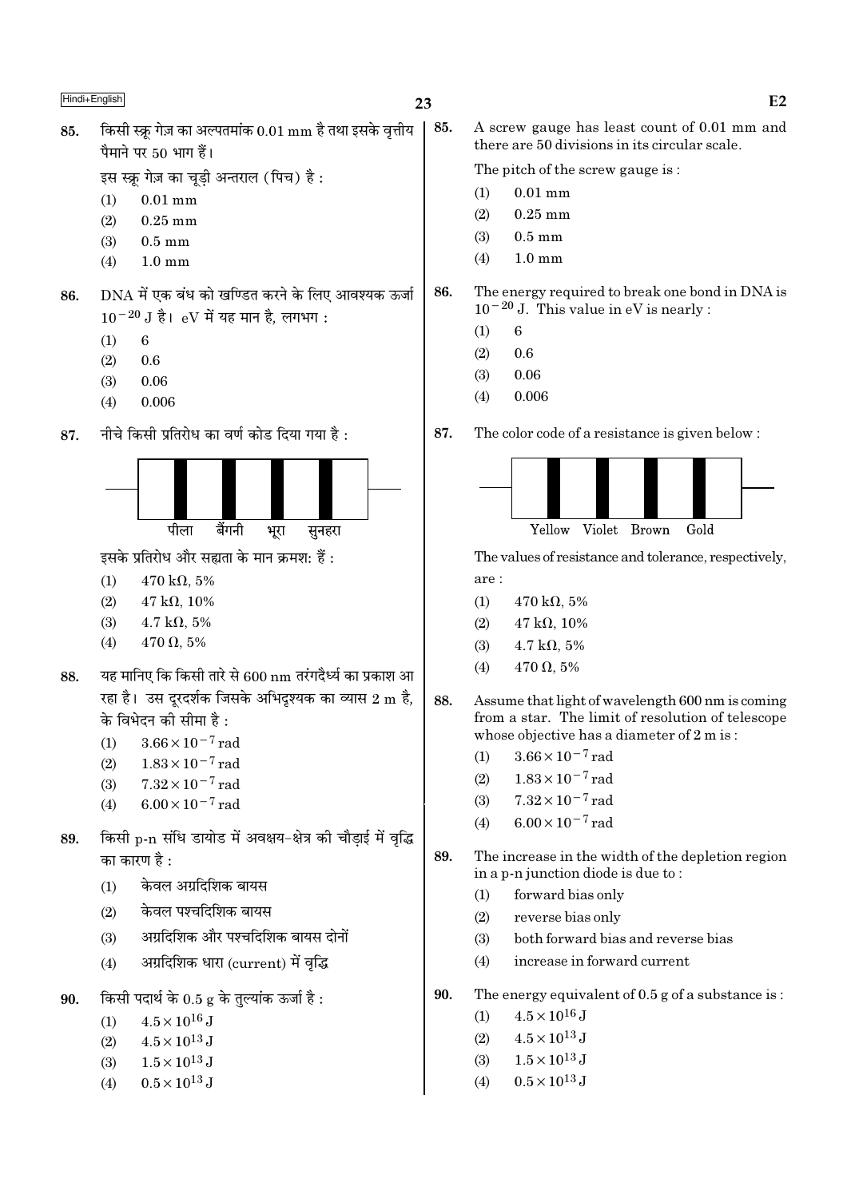85. किसी स्क्रू गेज़ का अल्पतमांक 0.01 mm है तथा इसके वृत्तीय पैमाने पर 50 भाग हैं।

इस स्क्रू गेज़ का चूड़ी अन्तराल (पिच) है :

(1) 0.01 mm
(2) 0.25 mm
(3) 0.5 mm
(4) 1.0 mm

86. DNA में एक बंध को खण्डित करने के लिए आवश्यक ऊर्जा $10^{-20}$ J है। eV में यह मान है, लगभग :

(1) 6
(2) 0.6
(3) 0.06
(4) 0.006

87. नीचे किसी प्रतिरोध का वर्ण कोड दिया गया है :

पीला बैंगनी भूरा सुनहरा

इसके प्रतिरोध और सह्यता के मान क्रमशः हैं :

(1) 470 kΩ, 5%
(2) 47 kΩ, 10%
(3) 4.7 kΩ, 5%
(4) 470 Ω, 5%

88. यह मानिए कि किसी तारे से 600 nm तरंगदैर्ध्य का प्रकाश आ रहा है। उस दूरदर्शक जिसके अभिदृश्यक का व्यास 2 m है, के विभेदन की सीमा है :

(1) $3.66 \times 10^{-7}$ rad
(2) $1.83 \times 10^{-7}$ rad
(3) $7.32 \times 10^{-7}$ rad
(4) $6.00 \times 10^{-7}$ rad

89. किसी p-n संधि डायोड में अवक्षय-क्षेत्र की चौड़ाई में वृद्धि का कारण है :

(1) केवल अग्रदिशिक बायस
(2) केवल पश्चदिशिक बायस
(3) अग्रदिशिक और पश्चदिशिक बायस दोनों
(4) अग्रदिशिक धारा (current) में वृद्धि

90. किसी पदार्थ के 0.5 g के तुल्यांक ऊर्जा है :

(1) $4.5 \times 10^{16}$ J
(2) $4.5 \times 10^{13}$ J
(3) $1.5 \times 10^{13}$ J
(4) $0.5 \times 10^{13}$ J

85. A screw gauge has least count of 0.01 mm and there are 50 divisions in its circular scale.

The pitch of the screw gauge is :

(1) 0.01 mm
(2) 0.25 mm
(3) 0.5 mm
(4) 1.0 mm

86. The energy required to break one bond in DNA is $10^{-20}$ J. This value in eV is nearly :

(1) 6
(2) 0.6
(3) 0.06
(4) 0.006

87. The color code of a resistance is given below :

Yellow Violet Brown Gold

The values of resistance and tolerance, respectively, are :

(1) 470 kΩ, 5%
(2) 47 kΩ, 10%
(3) 4.7 kΩ, 5%
(4) 470 Ω, 5%

88. Assume that light of wavelength 600 nm is coming from a star. The limit of resolution of telescope whose objective has a diameter of 2 m is :

(1) $3.66 \times 10^{-7}$ rad
(2) $1.83 \times 10^{-7}$ rad
(3) $7.32 \times 10^{-7}$ rad
(4) $6.00 \times 10^{-7}$ rad

89. The increase in the width of the depletion region in a p-n junction diode is due to :

(1) forward bias only
(2) reverse bias only
(3) both forward bias and reverse bias
(4) increase in forward current

90. The energy equivalent of 0.5 g of a substance is :

(1) $4.5 \times 10^{16}$ J
(2) $4.5 \times 10^{13}$ J
(3) $1.5 \times 10^{13}$ J
(4) $0.5 \times 10^{13}$ J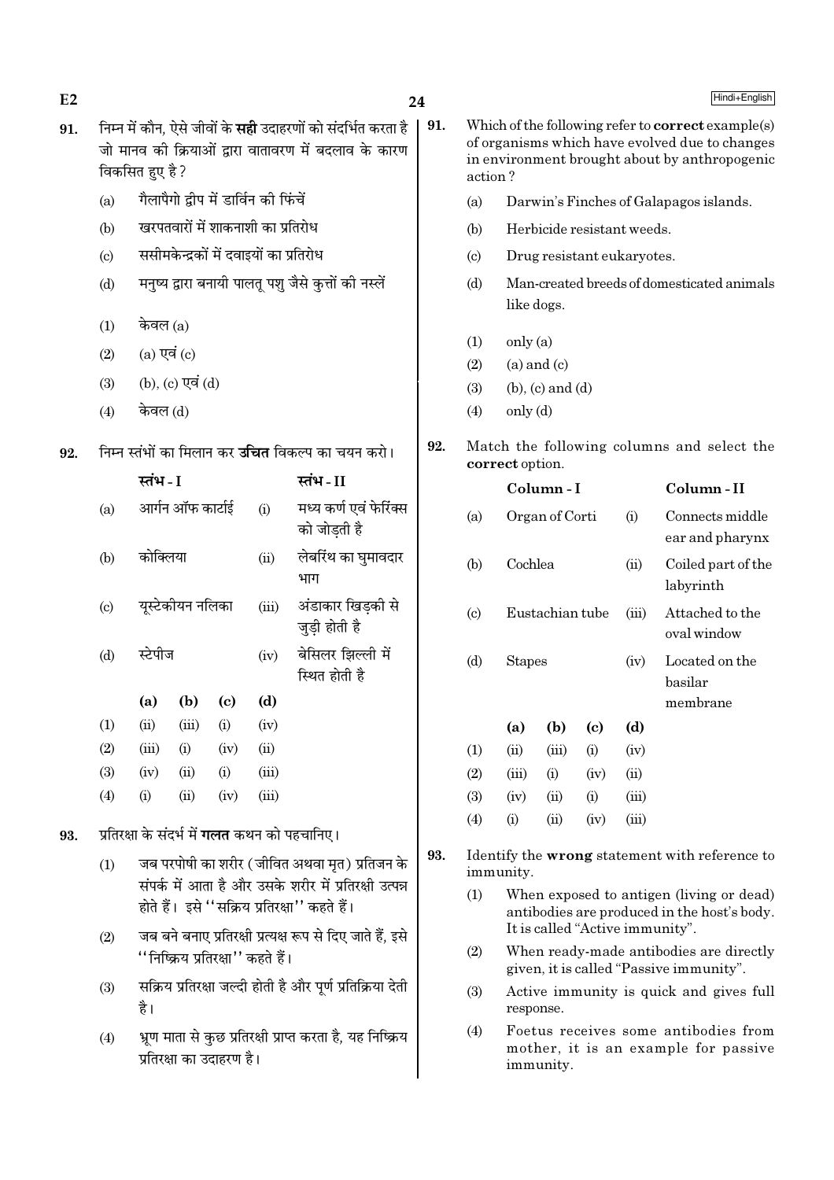91. निम्न में कौन, ऐसे जीवों के **सही** उदाहरणों को संदर्भित करता है जो मानव की क्रियाओं द्वारा वातावरण में बदलाव के कारण विकसित हुए है ?

(a) गैलापैगो द्वीप में डार्विन की फिंचें

(b) खरपतवारों में शाकनाशी का प्रतिरोध

(c) ससीमकेन्द्रकों में दवाइयों का प्रतिरोध

(d) मनुष्य द्वारा बनायी पालतू पशु जैसे कुत्तों की नस्लें

(1) केवल (a)

(2) (a) एवं (c)

(3) (b), (c) एवं (d)

(4) केवल (d)

92. निम्न स्तंभों का मिलान कर **उचित** विकल्प का चयन करो।

| | स्तंभ - I | | स्तंभ - II |
|---|---|---|---|
| (a) | आर्गन ऑफ कार्टाई | (i) | मध्य कर्ण एवं फेरिंक्स को जोड़ती है |
| (b) | कोक्लिया | (ii) | लेबरिंथ का घुमावदार भाग |
| (c) | यूस्टेकीयन नलिका | (iii) | अंडाकार खिड़की से जुड़ी होती है |
| (d) | स्टेपीज | (iv) | बेसिलर झिल्ली में स्थित होती है |

| | (a) | (b) | (c) | (d) |
|---|---|---|---|---|
| (1) | (ii) | (iii) | (i) | (iv) |
| (2) | (iii) | (i) | (iv) | (ii) |
| (3) | (iv) | (ii) | (i) | (iii) |
| (4) | (i) | (ii) | (iv) | (iii) |

93. प्रतिरक्षा के संदर्भ में **गलत** कथन को पहचानिए।

(1) जब परपोषी का शरीर (जीवित अथवा मृत) प्रतिजन के संपर्क में आता है और उसके शरीर में प्रतिरक्षी उत्पन्न होते हैं। इसे "सक्रिय प्रतिरक्षा" कहते हैं।

(2) जब बने बनाए प्रतिरक्षी प्रत्यक्ष रूप से दिए जाते हैं, इसे "निष्क्रिय प्रतिरक्षा" कहते हैं।

(3) सक्रिय प्रतिरक्षा जल्दी होती है और पूर्ण प्रतिक्रिया देती है।

(4) भ्रूण माता से कुछ प्रतिरक्षी प्राप्त करता है, यह निष्क्रिय प्रतिरक्षा का उदाहरण है।

91. Which of the following refer to **correct** example(s) of organisms which have evolved due to changes in environment brought about by anthropogenic action ?

(a) Darwin's Finches of Galapagos islands.

(b) Herbicide resistant weeds.

(c) Drug resistant eukaryotes.

(d) Man-created breeds of domesticated animals like dogs.

(1) only (a)

(2) (a) and (c)

(3) (b), (c) and (d)

(4) only (d)

92. Match the following columns and select the **correct** option.

| | Column - I | | Column - II |
|---|---|---|---|
| (a) | Organ of Corti | (i) | Connects middle ear and pharynx |
| (b) | Cochlea | (ii) | Coiled part of the labyrinth |
| (c) | Eustachian tube | (iii) | Attached to the oval window |
| (d) | Stapes | (iv) | Located on the basilar membrane |

| | (a) | (b) | (c) | (d) |
|---|---|---|---|---|
| (1) | (ii) | (iii) | (i) | (iv) |
| (2) | (iii) | (i) | (iv) | (ii) |
| (3) | (iv) | (ii) | (i) | (iii) |
| (4) | (i) | (ii) | (iv) | (iii) |

93. Identify the **wrong** statement with reference to immunity.

(1) When exposed to antigen (living or dead) antibodies are produced in the host's body. It is called "Active immunity".

(2) When ready-made antibodies are directly given, it is called "Passive immunity".

(3) Active immunity is quick and gives full response.

(4) Foetus receives some antibodies from mother, it is an example for passive immunity.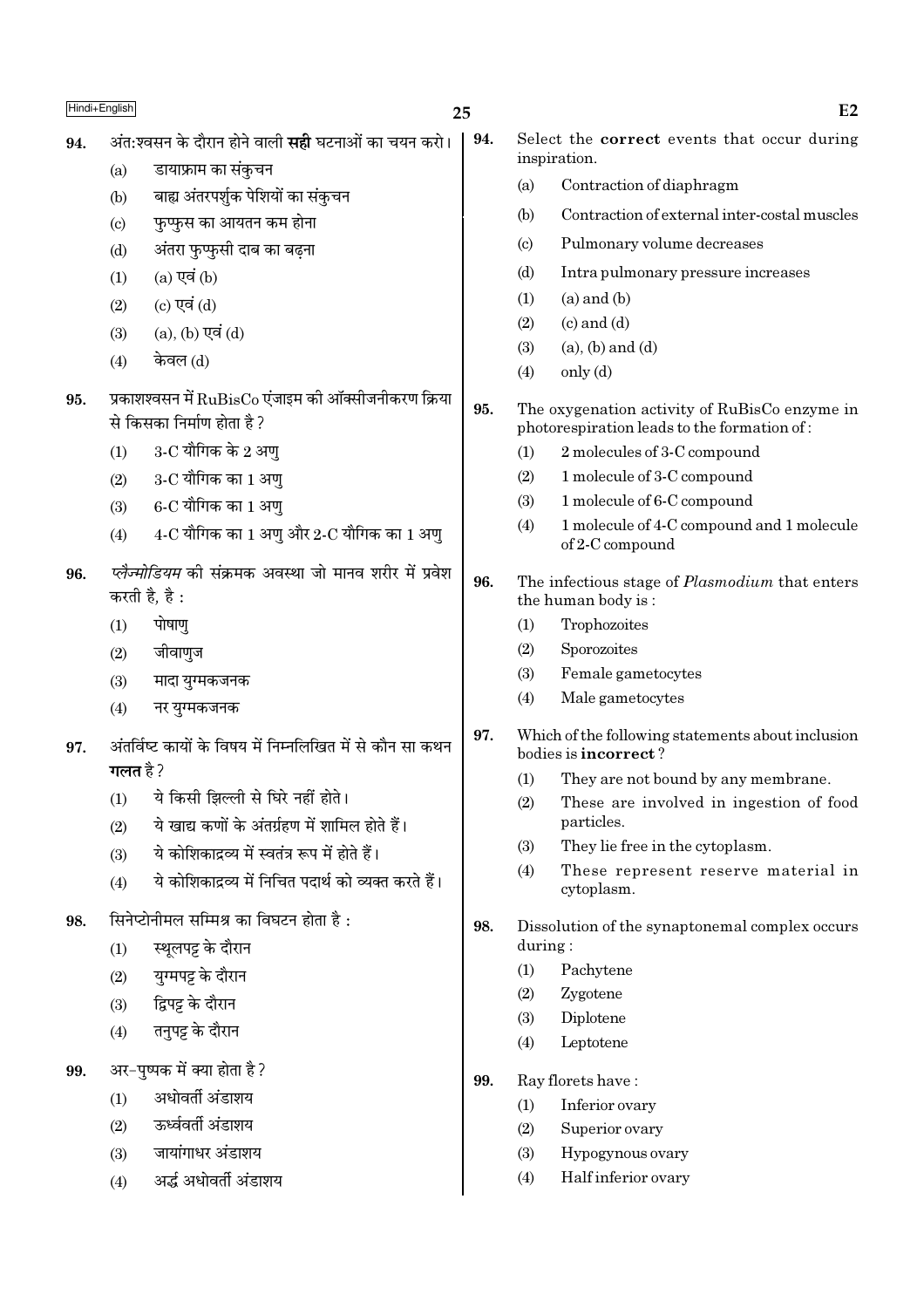94. अंत:श्वसन के दौरान होने वाली **सही** घटनाओं का चयन करो।

(a) डायाफ्राम का संकुचन

(b) बाह्य अंतरपर्शुक पेशियों का संकुचन

(c) फुप्फुस का आयतन कम होना

(d) अंतरा फुप्फुसी दाब का बढ़ना

(1) (a) एवं (b)

(2) (c) एवं (d)

(3) (a), (b) एवं (d)

(4) केवल (d)

94. Select the **correct** events that occur during inspiration.

(a) Contraction of diaphragm

(b) Contraction of external inter-costal muscles

(c) Pulmonary volume decreases

(d) Intra pulmonary pressure increases

(1) (a) and (b)

(2) (c) and (d)

(3) (a), (b) and (d)

(4) only (d)

95. प्रकाशश्वसन में RuBisCo एंजाइम की ऑक्सीजनीकरण क्रिया से किसका निर्माण होता है ?

(1) 3-C यौगिक के 2 अणु

(2) 3-C यौगिक का 1 अणु

(3) 6-C यौगिक का 1 अणु

(4) 4-C यौगिक का 1 अणु और 2-C यौगिक का 1 अणु

95. The oxygenation activity of RuBisCo enzyme in photorespiration leads to the formation of :

(1) 2 molecules of 3-C compound

(2) 1 molecule of 3-C compound

(3) 1 molecule of 6-C compound

(4) 1 molecule of 4-C compound and 1 molecule of 2-C compound

96. *प्लैज्मोडियम* की संक्रमक अवस्था जो मानव शरीर में प्रवेश करती है, है :

(1) पोषाणु

(2) जीवाणुज

(3) मादा युग्मकजनक

(4) नर युग्मकजनक

96. The infectious stage of *Plasmodium* that enters the human body is :

(1) Trophozoites

(2) Sporozoites

(3) Female gametocytes

(4) Male gametocytes

97. अंतर्विष्ट कायों के विषय में निम्नलिखित में से कौन सा कथन **गलत** है ?

(1) ये किसी झिल्ली से घिरे नहीं होते।

(2) ये खाद्य कणों के अंतर्ग्रहण में शामिल होते हैं।

(3) ये कोशिकाद्रव्य में स्वतंत्र रूप में होते हैं।

(4) ये कोशिकाद्रव्य में निचित पदार्थ को व्यक्त करते हैं।

97. Which of the following statements about inclusion bodies is **incorrect** ?

(1) They are not bound by any membrane.

(2) These are involved in ingestion of food particles.

(3) They lie free in the cytoplasm.

(4) These represent reserve material in cytoplasm.

98. सिनेप्टोनीमल सम्मिश्र का विघटन होता है :

(1) स्थूलपट्ट के दौरान

(2) युग्मपट्ट के दौरान

(3) द्विपट्ट के दौरान

(4) तनुपट्ट के दौरान

98. Dissolution of the synaptonemal complex occurs during :

(1) Pachytene

(2) Zygotene

(3) Diplotene

(4) Leptotene

99. अर-पुष्पक में क्या होता है ?

(1) अधोवर्ती अंडाशय

(2) ऊर्ध्ववर्ती अंडाशय

(3) जायांगाधर अंडाशय

(4) अर्द्ध अधोवर्ती अंडाशय

99. Ray florets have :

(1) Inferior ovary

(2) Superior ovary

(3) Hypogynous ovary

(4) Half inferior ovary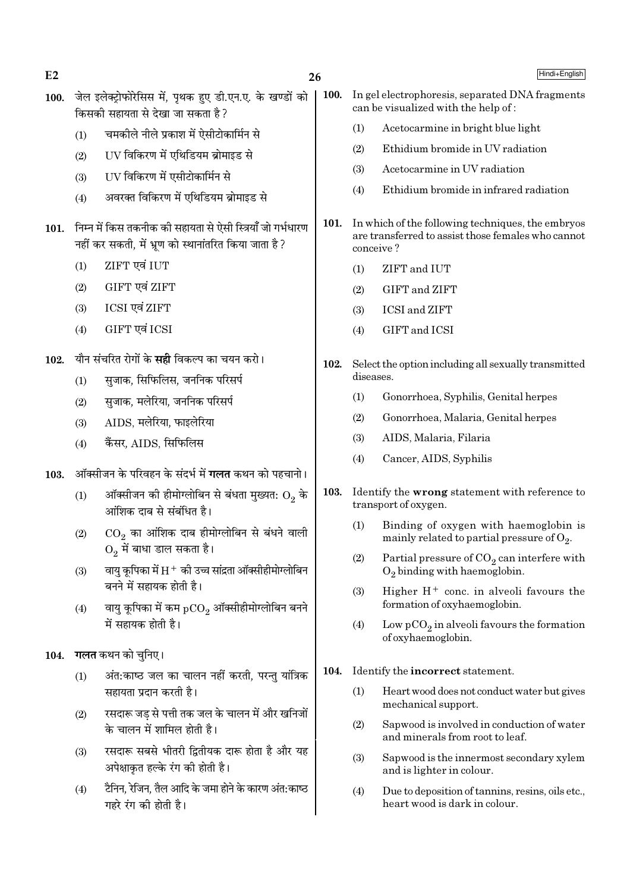100. जेल इलेक्ट्रोफोरेसिस में, पृथक हुए डी.एन.ए. के खण्डों को किसकी सहायता से देखा जा सकता है ?

(1) चमकीले नीले प्रकाश में ऐसीटोकार्मिन से

(2) UV विकिरण में एथिडियम ब्रोमाइड से

(3) UV विकिरण में एसीटोकार्मिन से

(4) अवरक्त विकिरण में एथिडियम ब्रोमाइड से

101. निम्न में किस तकनीक की सहायता से ऐसी स्त्रियाँ जो गर्भधारण नहीं कर सकती, में भ्रूण को स्थानांतरित किया जाता है ?

(1) ZIFT एवं IUT

(2) GIFT एवं ZIFT

(3) ICSI एवं ZIFT

(4) GIFT एवं ICSI

102. यौन संचरित रोगों के **सही** विकल्प का चयन करो।

(1) सुजाक, सिफिलिस, जननिक परिसर्प

(2) सुजाक, मलेरिया, जननिक परिसर्प

(3) AIDS, मलेरिया, फाइलेरिया

(4) कैंसर, AIDS, सिफिलिस

103. ऑक्सीजन के परिवहन के संदर्भ में **गलत** कथन को पहचानो।

(1) ऑक्सीजन की हीमोग्लोबिन से बंधता मुख्यतः $O_2$ के आंशिक दाब से संबंधित है।

(2) $CO_2$ का आंशिक दाब हीमोग्लोबिन से बंधने वाली $O_2$ में बाधा डाल सकता है।

(3) वायु कूपिका में $H^+$ की उच्च सांद्रता ऑक्सीहीमोग्लोबिन बनने में सहायक होती है।

(4) वायु कूपिका में कम $pCO_2$ ऑक्सीहीमोग्लोबिन बनने में सहायक होती है।

104. **गलत** कथन को चुनिए।

(1) अंतःकाष्ठ जल का चालन नहीं करती, परन्तु यांत्रिक सहायता प्रदान करती है।

(2) रसदारू जड़ से पत्ती तक जल के चालन में और खनिजों के चालन में शामिल होती है।

(3) रसदारू सबसे भीतरी द्वितीयक दारू होता है और यह अपेक्षाकृत हल्के रंग की होती है।

(4) टैनिन, रेजिन, तैल आदि के जमा होने के कारण अंतःकाष्ठ गहरे रंग की होती है।

100. In gel electrophoresis, separated DNA fragments can be visualized with the help of :

(1) Acetocarmine in bright blue light

(2) Ethidium bromide in UV radiation

(3) Acetocarmine in UV radiation

(4) Ethidium bromide in infrared radiation

101. In which of the following techniques, the embryos are transferred to assist those females who cannot conceive ?

(1) ZIFT and IUT

(2) GIFT and ZIFT

(3) ICSI and ZIFT

(4) GIFT and ICSI

102. Select the option including all sexually transmitted diseases.

(1) Gonorrhoea, Syphilis, Genital herpes

(2) Gonorrhoea, Malaria, Genital herpes

(3) AIDS, Malaria, Filaria

(4) Cancer, AIDS, Syphilis

103. Identify the **wrong** statement with reference to transport of oxygen.

(1) Binding of oxygen with haemoglobin is mainly related to partial pressure of $O_2$.

(2) Partial pressure of $CO_2$ can interfere with $O_2$ binding with haemoglobin.

(3) Higher $H^+$ conc. in alveoli favours the formation of oxyhaemoglobin.

(4) Low $pCO_2$ in alveoli favours the formation of oxyhaemoglobin.

104. Identify the **incorrect** statement.

(1) Heart wood does not conduct water but gives mechanical support.

(2) Sapwood is involved in conduction of water and minerals from root to leaf.

(3) Sapwood is the innermost secondary xylem and is lighter in colour.

(4) Due to deposition of tannins, resins, oils etc., heart wood is dark in colour.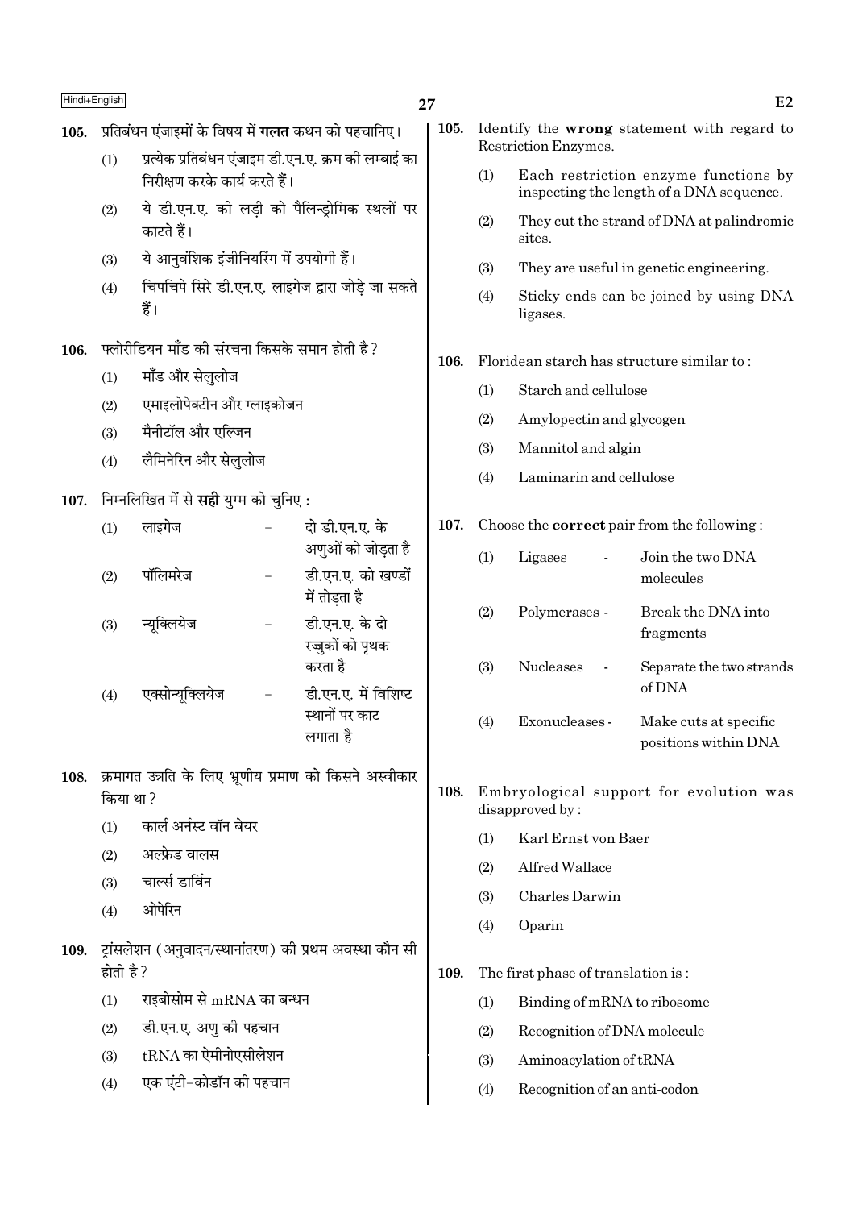105. प्रतिबंधन एंजाइमों के विषय में **गलत** कथन को पहचानिए।

(1) प्रत्येक प्रतिबंधन एंजाइम डी.एन.ए. क्रम की लम्बाई का निरीक्षण करके कार्य करते हैं।

(2) ये डी.एन.ए. की लड़ी को पैलिन्ड्रोमिक स्थलों पर काटते हैं।

(3) ये आनुवंशिक इंजीनियरिंग में उपयोगी हैं।

(4) चिपचिपे सिरे डी.एन.ए. लाइगेज द्वारा जोड़े जा सकते हैं।

106. फ्लोरीडियन मँड की संरचना किसके समान होती है?

(1) मँड और सेलुलोज

(2) एमाइलोपेक्टीन और ग्लाइकोजन

(3) मैनीटॉल और एल्जिन

(4) लैमिनेरिन और सेलुलोज

107. निम्नलिखित में से **सही** युग्म को चुनिए :

(1) लाइगेज - दो डी.एन.ए. के अणुओं को जोड़ता है

(2) पॉलिमरेज - डी.एन.ए. को खण्डों में तोड़ता है

(3) न्यूक्लियेज - डी.एन.ए. के दो रज्जुकों को पृथक करता है

(4) एक्सोन्यूक्लियेज - डी.एन.ए. में विशिष्ट स्थानों पर काट लगाता है

108. क्रमागत उन्नति के लिए भ्रूणीय प्रमाण को किसने अस्वीकार किया था?

(1) कार्ल अर्नस्ट वॉन बेयर

(2) अल्फ्रेड वालस

(3) चार्ल्स डार्विन

(4) ओपेरिन

109. ट्रांसलेशन (अनुवादन/स्थानांतरण) की प्रथम अवस्था कौन सी होती है?

(1) राइबोसोम से mRNA का बन्धन

(2) डी.एन.ए. अणु की पहचान

(3) tRNA का ऐमीनोएसीलेशन

(4) एक एंटी-कोडॉन की पहचान

105. Identify the **wrong** statement with regard to Restriction Enzymes.

(1) Each restriction enzyme functions by inspecting the length of a DNA sequence.

(2) They cut the strand of DNA at palindromic sites.

(3) They are useful in genetic engineering.

(4) Sticky ends can be joined by using DNA ligases.

106. Floridean starch has structure similar to :

(1) Starch and cellulose

(2) Amylopectin and glycogen

(3) Mannitol and algin

(4) Laminarin and cellulose

107. Choose the **correct** pair from the following :

(1) Ligases - Join the two DNA molecules

(2) Polymerases - Break the DNA into fragments

(3) Nucleases - Separate the two strands of DNA

(4) Exonucleases - Make cuts at specific positions within DNA

108. Embryological support for evolution was disapproved by :

(1) Karl Ernst von Baer

(2) Alfred Wallace

(3) Charles Darwin

(4) Oparin

109. The first phase of translation is :

(1) Binding of mRNA to ribosome

(2) Recognition of DNA molecule

(3) Aminoacylation of tRNA

(4) Recognition of an anti-codon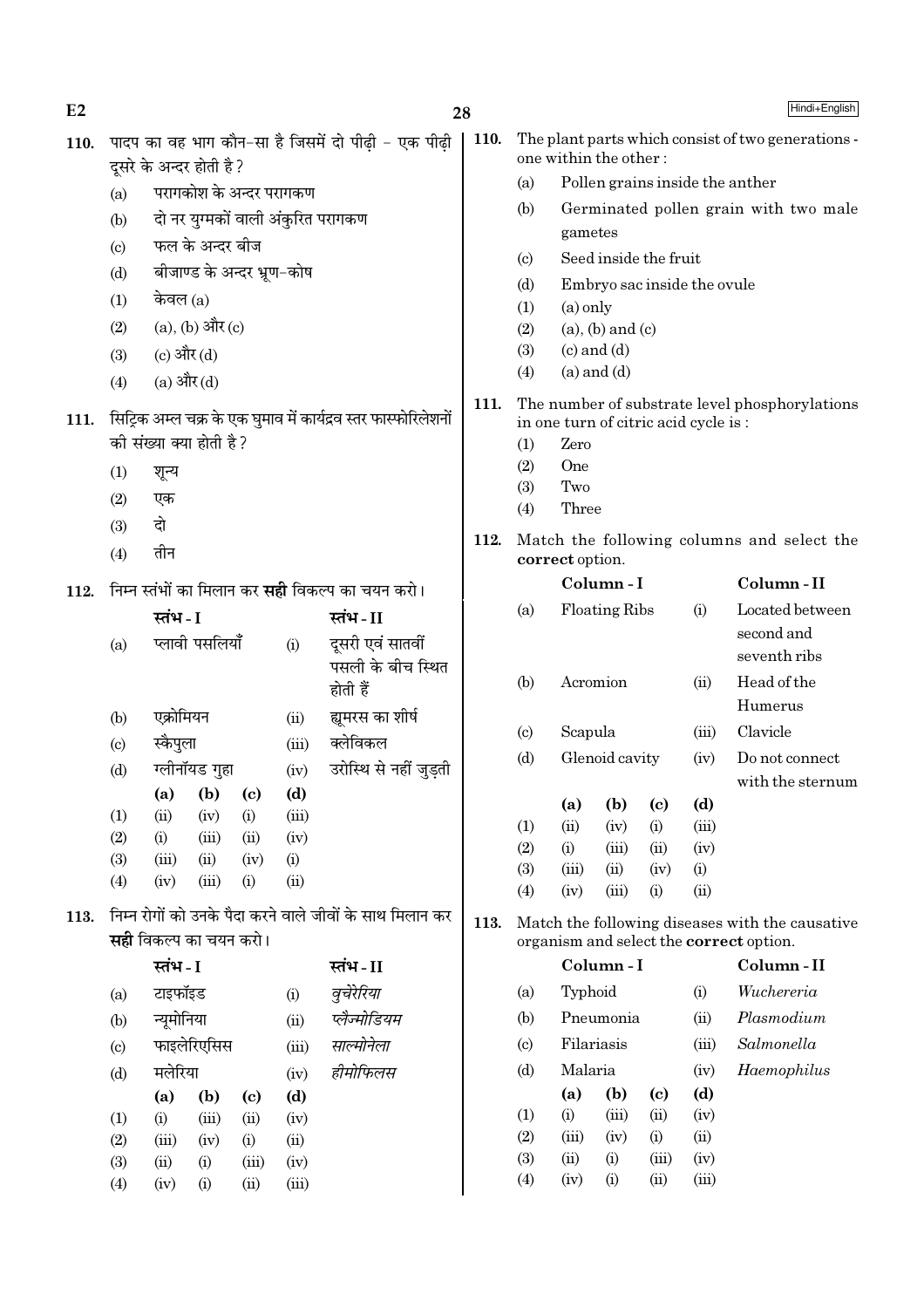**110.** पादप का वह भाग कौन-सा है जिसमें दो पीढ़ी - एक पीढ़ी दूसरे के अन्दर होती है ?

(a) परागकोश के अन्दर परागकण

(b) दो नर युग्मकों वाली अंकुरित परागकण

(c) फल के अन्दर बीज

(d) बीजाण्ड के अन्दर भ्रूण-कोष

(1) केवल (a)

(2) (a), (b) और (c)

(3) (c) और (d)

(4) (a) और (d)

**111.** सिट्रिक अम्ल चक्र के एक घुमाव में कार्यद्रव स्तर फास्फोरिलेशनों की संख्या क्या होती है ?

(1) शून्य

(2) एक

(3) दो

(4) तीन

**112.** निम्न स्तंभों का मिलान कर **सही** विकल्प का चयन करो।

| | स्तंभ - I | | स्तंभ - II |
|---|---|---|---|
| (a) | प्लावी पसलियाँ | (i) | दूसरी एवं सातवीं पसली के बीच स्थित होती हैं |
| (b) | एक्रोमियन | (ii) | ह्यूमरस का शीर्ष |
| (c) | स्कैपुला | (iii) | क्लेविकल |
| (d) | ग्लीनॉयड गुहा | (iv) | उरोस्थि से नहीं जुड़ती |

| | (a) | (b) | (c) | (d) |
|---|---|---|---|---|
| (1) | (ii) | (iv) | (i) | (iii) |
| (2) | (i) | (iii) | (ii) | (iv) |
| (3) | (iii) | (ii) | (iv) | (i) |
| (4) | (iv) | (iii) | (i) | (ii) |

**113.** निम्न रोगों को उनके पैदा करने वाले जीवों के साथ मिलान कर **सही** विकल्प का चयन करो।

| | स्तंभ - I | | स्तंभ - II |
|---|---|---|---|
| (a) | टाइफॉइड | (i) | *वुचेरेरिया* |
| (b) | न्यूमोनिया | (ii) | *प्लैज्मोडियम* |
| (c) | फाइलेरिएसिस | (iii) | *साल्मोनेला* |
| (d) | मलेरिया | (iv) | *हीमोफिलस* |

| | (a) | (b) | (c) | (d) |
|---|---|---|---|---|
| (1) | (i) | (iii) | (ii) | (iv) |
| (2) | (iii) | (iv) | (i) | (ii) |
| (3) | (ii) | (i) | (iii) | (iv) |
| (4) | (iv) | (i) | (ii) | (iii) |

**110.** The plant parts which consist of two generations - one within the other :

(a) Pollen grains inside the anther

(b) Germinated pollen grain with two male gametes

(c) Seed inside the fruit

(d) Embryo sac inside the ovule

(1) (a) only

(2) (a), (b) and (c)

(3) (c) and (d)

(4) (a) and (d)

**111.** The number of substrate level phosphorylations in one turn of citric acid cycle is :

(1) Zero

(2) One

(3) Two

(4) Three

**112.** Match the following columns and select the **correct** option.

| | Column - I | | Column - II |
|---|---|---|---|
| (a) | Floating Ribs | (i) | Located between second and seventh ribs |
| (b) | Acromion | (ii) | Head of the Humerus |
| (c) | Scapula | (iii) | Clavicle |
| (d) | Glenoid cavity | (iv) | Do not connect with the sternum |

| | (a) | (b) | (c) | (d) |
|---|---|---|---|---|
| (1) | (ii) | (iv) | (i) | (iii) |
| (2) | (i) | (iii) | (ii) | (iv) |
| (3) | (iii) | (ii) | (iv) | (i) |
| (4) | (iv) | (iii) | (i) | (ii) |

**113.** Match the following diseases with the causative organism and select the **correct** option.

| | Column - I | | Column - II |
|---|---|---|---|
| (a) | Typhoid | (i) | *Wuchereria* |
| (b) | Pneumonia | (ii) | *Plasmodium* |
| (c) | Filariasis | (iii) | *Salmonella* |
| (d) | Malaria | (iv) | *Haemophilus* |

| | (a) | (b) | (c) | (d) |
|---|---|---|---|---|
| (1) | (i) | (iii) | (ii) | (iv) |
| (2) | (iii) | (iv) | (i) | (ii) |
| (3) | (ii) | (i) | (iii) | (iv) |
| (4) | (iv) | (i) | (ii) | (iii) |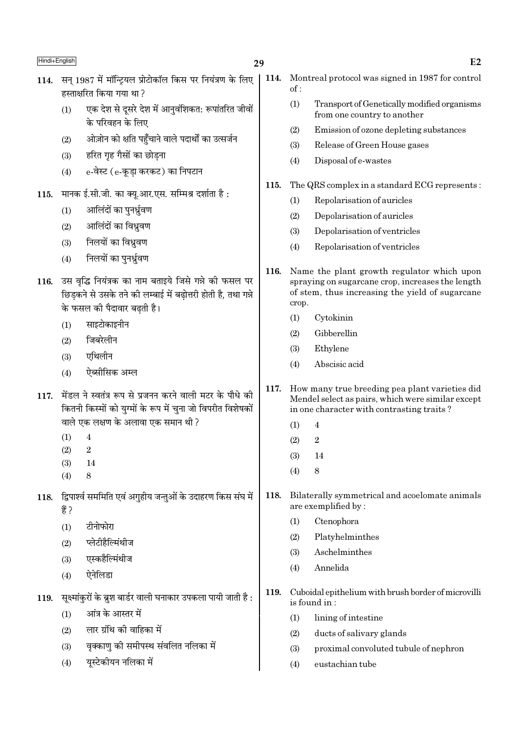114. सन् 1987 में मॉन्ट्रियल प्रोटोकॉल किस पर नियंत्रण के लिए हस्ताक्षरित किया गया था ?

(1) एक देश से दूसरे देश में आनुवंशिकत: रूपांतरित जीवों के परिवहन के लिए
(2) ओज़ोन को क्षति पहुँचाने वाले पदार्थों का उत्सर्जन
(3) हरित गृह गैसों का छोड़ना
(4) e-वेस्ट (e-कूड़ा करकट) का निपटान

115. मानक ई.सी.जी. का क्यू.आर.एस. सम्मिश्र दर्शाता है :

(1) आलिंदों का पुनर्ध्रुवण
(2) आलिंदों का विध्रुवण
(3) निलयों का विध्रुवण
(4) निलयों का पुनर्ध्रुवण

116. उस वृद्धि नियंत्रक का नाम बताइये जिसे गन्ने की फसल पर छिड़कने से उसके तने की लम्बाई में बढ़ोत्तरी होती है, तथा गन्ने के फसल की पैदावार बढ़ती है।

(1) साइटोकाइनीन
(2) जिबरेलीन
(3) एथिलीन
(4) ऐब्सीसिक अम्ल

117. मेंडल ने स्वतंत्र रूप से प्रजनन करने वाली मटर के पौधे की कितनी किस्मों को युग्मों के रूप में चुना जो विपरीत विशेषकों वाले एक लक्षण के अलावा एक समान थी ?

(1) 4
(2) 2
(3) 14
(4) 8

118. द्विपार्श्व सममिति एवं अगुहीय जन्तुओं के उदाहरण किस संघ में हैं ?

(1) टीनोफोरा
(2) प्लेटीहैल्मिंथीज
(3) एस्कहैल्मिंथीज
(4) ऐनेलिडा

119. सूक्ष्मांकुरों के ब्रुश बार्डर वाली घनाकार उपकला पायी जाती है :

(1) आंत्र के आस्तर में
(2) लार ग्रंथि की वाहिका में
(3) वृक्काणु की समीपस्थ संवलित नलिका में
(4) यूस्टेकीयन नलिका में

114. Montreal protocol was signed in 1987 for control of :

(1) Transport of Genetically modified organisms from one country to another
(2) Emission of ozone depleting substances
(3) Release of Green House gases
(4) Disposal of e-wastes

115. The QRS complex in a standard ECG represents :

(1) Repolarisation of auricles
(2) Depolarisation of auricles
(3) Depolarisation of ventricles
(4) Repolarisation of ventricles

116. Name the plant growth regulator which upon spraying on sugarcane crop, increases the length of stem, thus increasing the yield of sugarcane crop.

(1) Cytokinin
(2) Gibberellin
(3) Ethylene
(4) Abscisic acid

117. How many true breeding pea plant varieties did Mendel select as pairs, which were similar except in one character with contrasting traits ?

(1) 4
(2) 2
(3) 14
(4) 8

118. Bilaterally symmetrical and acoelomate animals are exemplified by :

(1) Ctenophora
(2) Platyhelminthes
(3) Aschelminthes
(4) Annelida

119. Cuboidal epithelium with brush border of microvilli is found in :

(1) lining of intestine
(2) ducts of salivary glands
(3) proximal convoluted tubule of nephron
(4) eustachian tube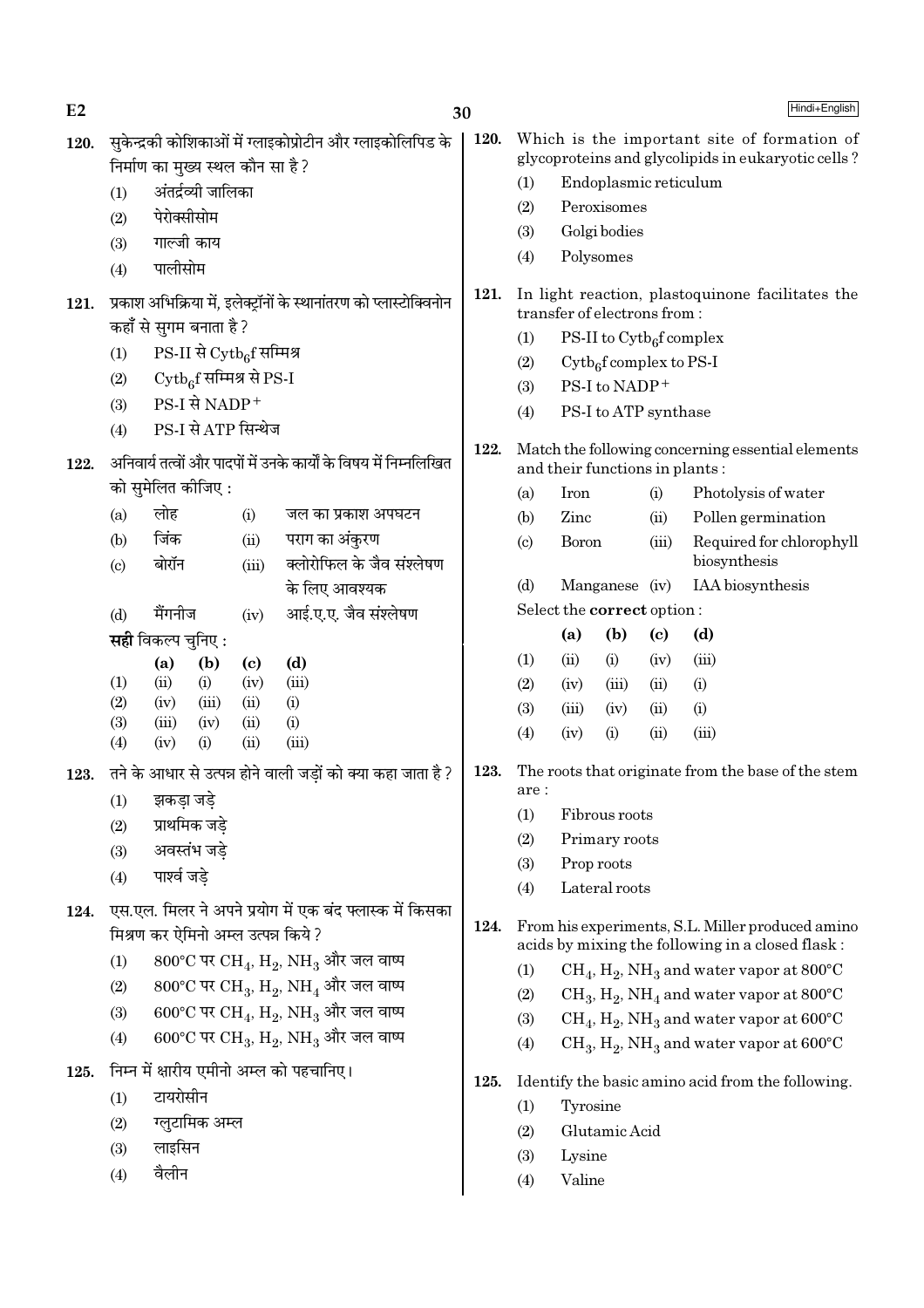**120.** सुकेन्द्रकी कोशिकाओं में ग्लाइकोप्रोटीन और ग्लाइकोलिपिड के निर्माण का मुख्य स्थल कौन सा है ?

(1) अंतर्द्रव्यी जालिका
(2) पेरोक्सीसोम
(3) गाल्जी काय
(4) पालीसोम

**121.** प्रकाश अभिक्रिया में, इलेक्ट्रॉनों के स्थानांतरण को प्लास्टोक्विनोन कहाँ से सुगम बनाता है ?

(1) PS-II से $Cytb_6f$ सम्मिश्र
(2) $Cytb_6f$ सम्मिश्र से PS-I
(3) PS-I से $NADP^+$
(4) PS-I से ATP सिन्थेज

**122.** अनिवार्य तत्वों और पादपों में उनके कार्यों के विषय में निम्नलिखित को सुमेलित कीजिए :

| | | | |
|---|---|---|---|
| (a) | लोह | (i) | जल का प्रकाश अपघटन |
| (b) | जिंक | (ii) | पराग का अंकुरण |
| (c) | बोरॉन | (iii) | क्लोरोफिल के जैव संश्लेषण के लिए आवश्यक |
| (d) | मैंगनीज | (iv) | आई.ए.ए. जैव संश्लेषण |

**सही** विकल्प चुनिए :

| | (a) | (b) | (c) | (d) |
|---|---|---|---|---|
| (1) | (ii) | (i) | (iv) | (iii) |
| (2) | (iv) | (iii) | (ii) | (i) |
| (3) | (iii) | (iv) | (ii) | (i) |
| (4) | (iv) | (i) | (ii) | (iii) |

**123.** तने के आधार से उत्पन्न होने वाली जड़ों को क्या कहा जाता है ?

(1) झकड़ा जड़े
(2) प्राथमिक जड़े
(3) अवस्तंभ जड़े
(4) पार्श्व जड़े

**124.** एस.एल. मिलर ने अपने प्रयोग में एक बंद फ्लास्क में किसका मिश्रण कर ऐमिनो अम्ल उत्पन्न किये ?

(1) 800°C पर $CH_4$, $H_2$, $NH_3$ और जल वाष्प
(2) 800°C पर $CH_3$, $H_2$, $NH_4$ और जल वाष्प
(3) 600°C पर $CH_4$, $H_2$, $NH_3$ और जल वाष्प
(4) 600°C पर $CH_3$, $H_2$, $NH_3$ और जल वाष्प

**125.** निम्न में क्षारीय एमीनो अम्ल को पहचानिए।

(1) टायरोसीन
(2) ग्लुटामिक अम्ल
(3) लाइसिन
(4) वैलीन

**120.** Which is the important site of formation of glycoproteins and glycolipids in eukaryotic cells ?

(1) Endoplasmic reticulum
(2) Peroxisomes
(3) Golgi bodies
(4) Polysomes

**121.** In light reaction, plastoquinone facilitates the transfer of electrons from :

(1) PS-II to $Cytb_6f$ complex
(2) $Cytb_6f$ complex to PS-I
(3) PS-I to $NADP^+$
(4) PS-I to ATP synthase

**122.** Match the following concerning essential elements and their functions in plants :

| | | | |
|---|---|---|---|
| (a) | Iron | (i) | Photolysis of water |
| (b) | Zinc | (ii) | Pollen germination |
| (c) | Boron | (iii) | Required for chlorophyll biosynthesis |
| (d) | Manganese | (iv) | IAA biosynthesis |

Select the **correct** option :

| | (a) | (b) | (c) | (d) |
|---|---|---|---|---|
| (1) | (ii) | (i) | (iv) | (iii) |
| (2) | (iv) | (iii) | (ii) | (i) |
| (3) | (iii) | (iv) | (ii) | (i) |
| (4) | (iv) | (i) | (ii) | (iii) |

**123.** The roots that originate from the base of the stem are :

(1) Fibrous roots
(2) Primary roots
(3) Prop roots
(4) Lateral roots

**124.** From his experiments, S.L. Miller produced amino acids by mixing the following in a closed flask :

(1) $CH_4$, $H_2$, $NH_3$ and water vapor at 800°C
(2) $CH_3$, $H_2$, $NH_4$ and water vapor at 800°C
(3) $CH_4$, $H_2$, $NH_3$ and water vapor at 600°C
(4) $CH_3$, $H_2$, $NH_3$ and water vapor at 600°C

**125.** Identify the basic amino acid from the following.

(1) Tyrosine
(2) Glutamic Acid
(3) Lysine
(4) Valine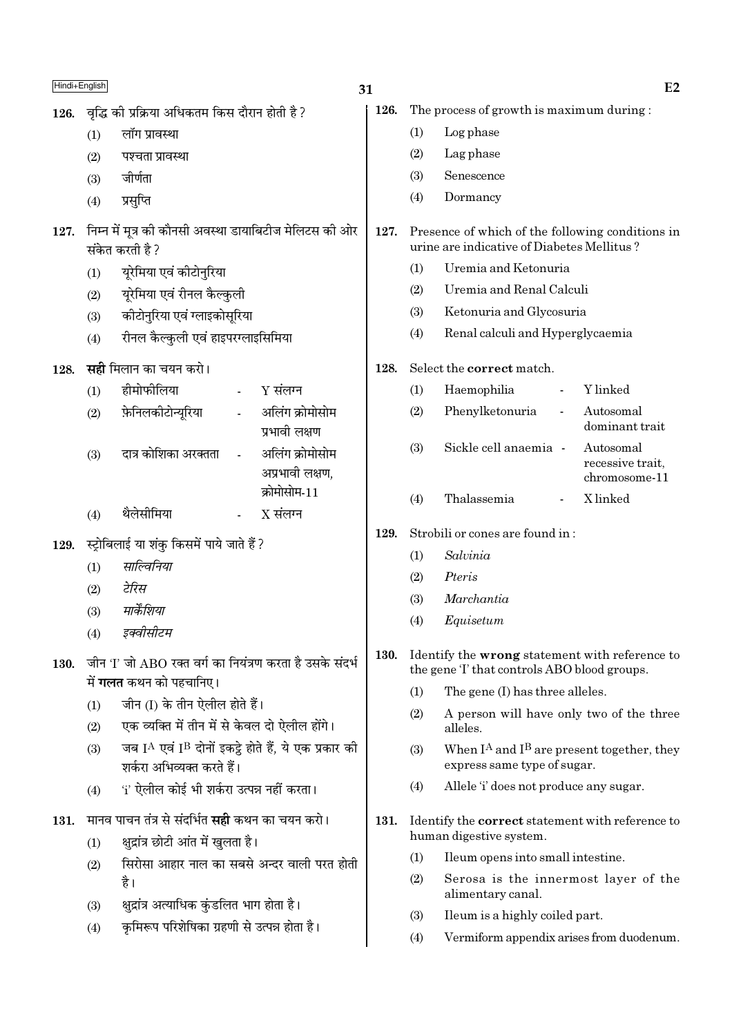126. वृद्धि की प्रक्रिया अधिकतम किस दौरान होती है ?

(1) लॉग प्रावस्था
(2) पश्चता प्रावस्था
(3) जीर्णता
(4) प्रसुप्ति

127. निम्न में मूत्र की कौनसी अवस्था डायाबिटीज मेलिटस की ओर संकेत करती है ?

(1) यूरेमिया एवं कीटोनुरिया
(2) यूरेमिया एवं रीनल कैल्कुली
(3) कीटोनुरिया एवं ग्लाइकोसूरिया
(4) रीनल कैल्कुली एवं हाइपरग्लाइसिमिया

128. **सही** मिलान का चयन करो।

(1) हीमोफीलिया - Y संलग्न
(2) फ़ेनिलकीटोन्यूरिया - अलिंग क्रोमोसोम प्रभावी लक्षण
(3) दात्र कोशिका अरक्तता - अलिंग क्रोमोसोम अप्रभावी लक्षण, क्रोमोसोम-11
(4) थैलेसीमिया - X संलग्न

129. स्ट्रोबिलाई या शंकु किसमें पाये जाते हैं ?

(1) *साल्विनिया*
(2) *टेरिस*
(3) *मार्केशिया*
(4) *इक्वीसीटम*

130. जीन 'I' जो ABO रक्त वर्ग का नियंत्रण करता है उसके संदर्भ में **गलत** कथन को पहचानिए।

(1) जीन (I) के तीन ऐलील होते हैं।
(2) एक व्यक्ति में तीन में से केवल दो ऐलील होंगे।
(3) जब $I^A$ एवं $I^B$ दोनों इकट्ठे होते हैं, ये एक प्रकार की शर्करा अभिव्यक्त करते हैं।
(4) 'i' ऐलील कोई भी शर्करा उत्पन्न नहीं करता।

131. मानव पाचन तंत्र से संदर्भित **सही** कथन का चयन करो।

(1) क्षुद्रांत्र छोटी आंत में खुलता है।
(2) सिरोसा आहार नाल का सबसे अन्दर वाली परत होती है।
(3) क्षुद्रांत्र अत्याधिक कुंडलित भाग होता है।
(4) कृमिरूप परिशेषिका ग्रहणी से उत्पन्न होता है।

126. The process of growth is maximum during :

(1) Log phase
(2) Lag phase
(3) Senescence
(4) Dormancy

127. Presence of which of the following conditions in urine are indicative of Diabetes Mellitus ?

(1) Uremia and Ketonuria
(2) Uremia and Renal Calculi
(3) Ketonuria and Glycosuria
(4) Renal calculi and Hyperglycaemia

128. Select the **correct** match.

(1) Haemophilia - Y linked
(2) Phenylketonuria - Autosomal dominant trait
(3) Sickle cell anaemia - Autosomal recessive trait, chromosome-11
(4) Thalassemia - X linked

129. Strobili or cones are found in :

(1) *Salvinia*
(2) *Pteris*
(3) *Marchantia*
(4) *Equisetum*

130. Identify the **wrong** statement with reference to the gene 'I' that controls ABO blood groups.

(1) The gene (I) has three alleles.
(2) A person will have only two of the three alleles.
(3) When $I^A$ and $I^B$ are present together, they express same type of sugar.
(4) Allele 'i' does not produce any sugar.

131. Identify the **correct** statement with reference to human digestive system.

(1) Ileum opens into small intestine.
(2) Serosa is the innermost layer of the alimentary canal.
(3) Ileum is a highly coiled part.
(4) Vermiform appendix arises from duodenum.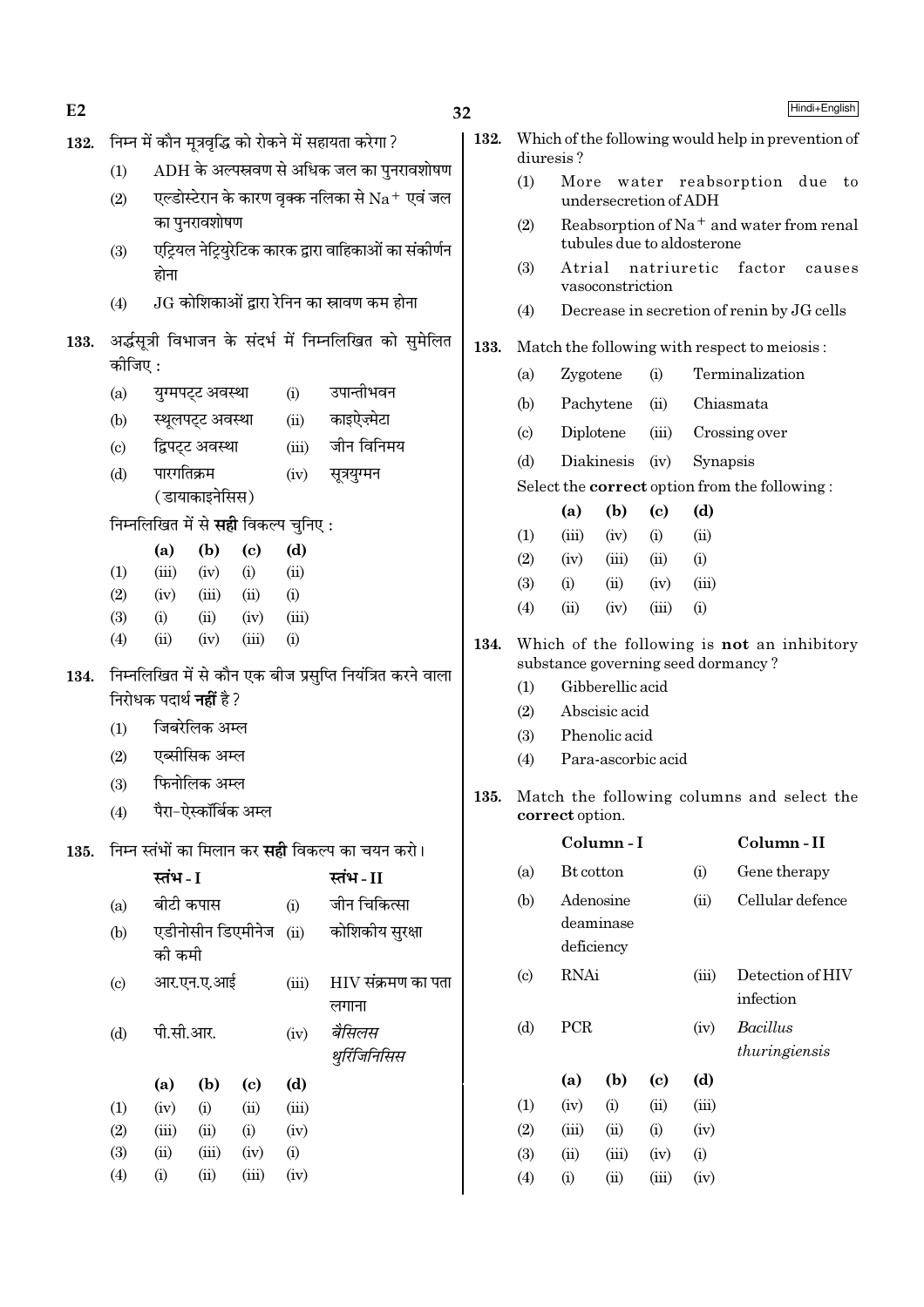**132.** निम्न में कौन मूत्रवृद्धि को रोकने में सहायता करेगा ?

(1) ADH के अल्पस्रवण से अधिक जल का पुनरावशोषण

(2) एल्डोस्टेरान के कारण वृक्क नलिका से $Na^+$ एवं जल का पुनरावशोषण

(3) एट्रियल नेट्रियुरेटिक कारक द्वारा वाहिकाओं का संकीर्णन होना

(4) JG कोशिकाओं द्वारा रेनिन का स्रावण कम होना

**133.** अर्द्धसूत्री विभाजन के संदर्भ में निम्नलिखित को सुमेलित कीजिए :

| | | | |
|---|---|---|---|
| (a) | युग्मपट्ट अवस्था | (i) | उपान्तीभवन |
| (b) | स्थूलपट्ट अवस्था | (ii) | काइऐज़्मेटा |
| (c) | द्विपट्ट अवस्था | (iii) | जीन विनिमय |
| (d) | पारगतिक्रम (डायाकाइनेसिस) | (iv) | सूत्रयुग्मन |

निम्नलिखित में से **सही** विकल्प चुनिए :

| | (a) | (b) | (c) | (d) |
|---|---|---|---|---|
| (1) | (iii) | (iv) | (i) | (ii) |
| (2) | (iv) | (iii) | (ii) | (i) |
| (3) | (i) | (ii) | (iv) | (iii) |
| (4) | (ii) | (iv) | (iii) | (i) |

**134.** निम्नलिखित में से कौन एक बीज प्रसुप्ति नियंत्रित करने वाला निरोधक पदार्थ **नहीं** है ?

(1) जिबरेलिक अम्ल

(2) एब्सीसिक अम्ल

(3) फिनोलिक अम्ल

(4) पैरा-ऐस्कॉर्बिक अम्ल

**135.** निम्न स्तंभों का मिलान कर **सही** विकल्प का चयन करो।

| | स्तंभ - I | | स्तंभ - II |
|---|---|---|---|
| (a) | बीटी कपास | (i) | जीन चिकित्सा |
| (b) | एडीनोसीन डिएमीनेज की कमी | (ii) | कोशिकीय सुरक्षा |
| (c) | आर.एन.ए.आई | (iii) | HIV संक्रमण का पता लगाना |
| (d) | पी.सी.आर. | (iv) | *बैसिलस थुरिंजिनिसिस* |

| | (a) | (b) | (c) | (d) |
|---|---|---|---|---|
| (1) | (iv) | (i) | (ii) | (iii) |
| (2) | (iii) | (ii) | (i) | (iv) |
| (3) | (ii) | (iii) | (iv) | (i) |
| (4) | (i) | (ii) | (iii) | (iv) |

**132.** Which of the following would help in prevention of diuresis ?

(1) More water reabsorption due to undersecretion of ADH

(2) Reabsorption of $Na^+$ and water from renal tubules due to aldosterone

(3) Atrial natriuretic factor causes vasoconstriction

(4) Decrease in secretion of renin by JG cells

**133.** Match the following with respect to meiosis :

| | | | |
|---|---|---|---|
| (a) | Zygotene | (i) | Terminalization |
| (b) | Pachytene | (ii) | Chiasmata |
| (c) | Diplotene | (iii) | Crossing over |
| (d) | Diakinesis | (iv) | Synapsis |

Select the **correct** option from the following :

| | (a) | (b) | (c) | (d) |
|---|---|---|---|---|
| (1) | (iii) | (iv) | (i) | (ii) |
| (2) | (iv) | (iii) | (ii) | (i) |
| (3) | (i) | (ii) | (iv) | (iii) |
| (4) | (ii) | (iv) | (iii) | (i) |

**134.** Which of the following is **not** an inhibitory substance governing seed dormancy ?

(1) Gibberellic acid

(2) Abscisic acid

(3) Phenolic acid

(4) Para-ascorbic acid

**135.** Match the following columns and select the **correct** option.

| | Column - I | | Column - II |
|---|---|---|---|
| (a) | Bt cotton | (i) | Gene therapy |
| (b) | Adenosine deaminase deficiency | (ii) | Cellular defence |
| (c) | RNAi | (iii) | Detection of HIV infection |
| (d) | PCR | (iv) | *Bacillus thuringiensis* |

| | (a) | (b) | (c) | (d) |
|---|---|---|---|---|
| (1) | (iv) | (i) | (ii) | (iii) |
| (2) | (iii) | (ii) | (i) | (iv) |
| (3) | (ii) | (iii) | (iv) | (i) |
| (4) | (i) | (ii) | (iii) | (iv) |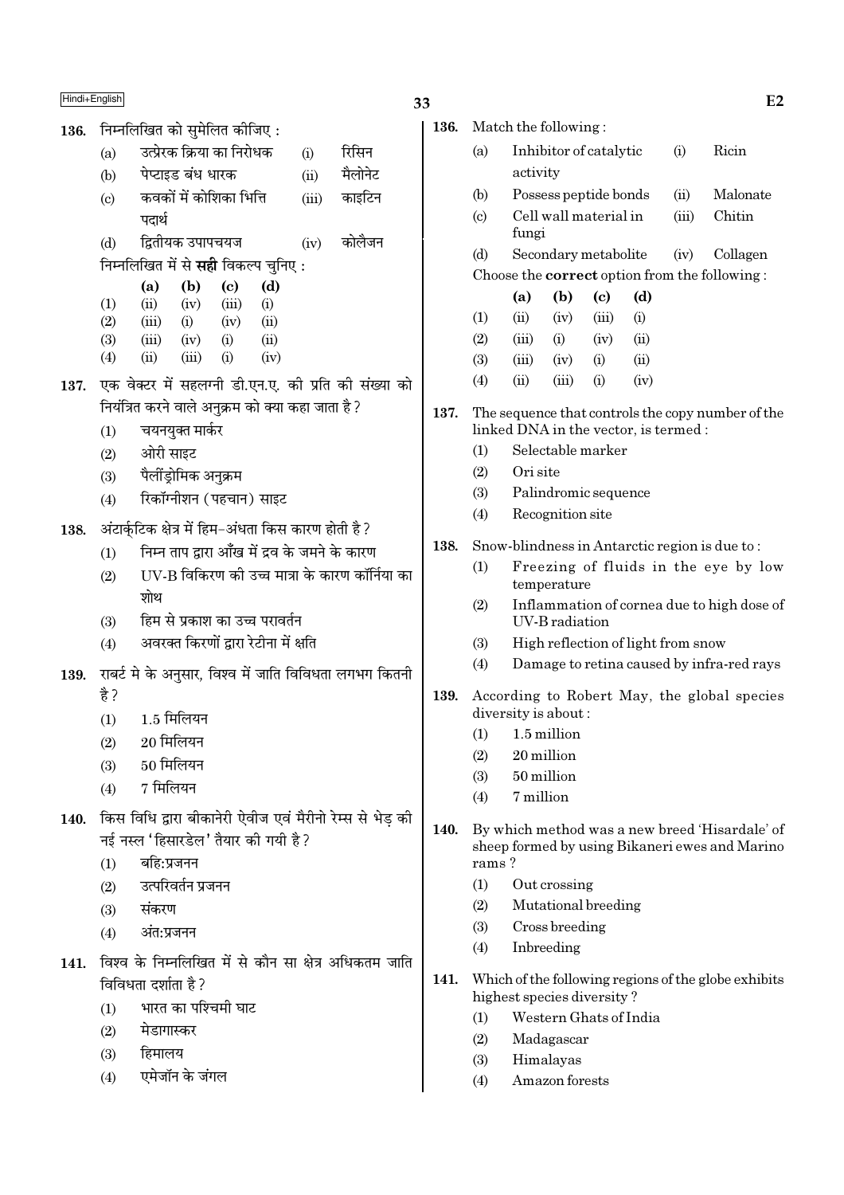136. निम्नलिखित को सुमेलित कीजिए :

| | | | |
|---|---|---|---|
| (a) | उत्प्रेरक क्रिया का निरोधक | (i) | रिसिन |
| (b) | पेप्टाइड बंध धारक | (ii) | मैलोनेट |
| (c) | कवकों में कोशिका भित्ति पदार्थ | (iii) | काइटिन |
| (d) | द्वितीयक उपापचयज | (iv) | कोलैजन |

निम्नलिखित में से **सही** विकल्प चुनिए :

| | (a) | (b) | (c) | (d) |
|---|---|---|---|---|
| (1) | (ii) | (iv) | (iii) | (i) |
| (2) | (iii) | (i) | (iv) | (ii) |
| (3) | (iii) | (iv) | (i) | (ii) |
| (4) | (ii) | (iii) | (i) | (iv) |

137. एक वेक्टर में सहलग्नी डी.एन.ए. की प्रति की संख्या को नियंत्रित करने वाले अनुक्रम को क्या कहा जाता है ?

(1) चयनयुक्त मार्कर
(2) ओरी साइट
(3) पैलींड्रोमिक अनुक्रम
(4) रिकॉग्नीशन (पहचान) साइट

138. अंटार्कटिक क्षेत्र में हिम-अंधता किस कारण होती है ?

(1) निम्न ताप द्वारा आँख में द्रव के जमने के कारण
(2) UV-B विकिरण की उच्च मात्रा के कारण कॉर्निया का शोथ
(3) हिम से प्रकाश का उच्च परावर्तन
(4) अवरक्त किरणों द्वारा रेटीना में क्षति

139. राबर्ट मे के अनुसार, विश्व में जाति विविधता लगभग कितनी है ?

(1) 1.5 मिलियन
(2) 20 मिलियन
(3) 50 मिलियन
(4) 7 मिलियन

140. किस विधि द्वारा बीकानेरी ऐवीज एवं मैरीनो रेम्स से भेड़ की नई नस्ल 'हिसारडेल' तैयार की गयी है ?

(1) बहि:प्रजनन
(2) उत्परिवर्तन प्रजनन
(3) संकरण
(4) अंत:प्रजनन

141. विश्व के निम्नलिखित में से कौन सा क्षेत्र अधिकतम जाति विविधता दर्शाता है ?

(1) भारत का पश्चिमी घाट
(2) मेडागास्कर
(3) हिमालय
(4) एमेजॉन के जंगल

136. Match the following :

| | | | |
|---|---|---|---|
| (a) | Inhibitor of catalytic activity | (i) | Ricin |
| (b) | Possess peptide bonds | (ii) | Malonate |
| (c) | Cell wall material in fungi | (iii) | Chitin |
| (d) | Secondary metabolite | (iv) | Collagen |

Choose the **correct** option from the following :

| | (a) | (b) | (c) | (d) |
|---|---|---|---|---|
| (1) | (ii) | (iv) | (iii) | (i) |
| (2) | (iii) | (i) | (iv) | (ii) |
| (3) | (iii) | (iv) | (i) | (ii) |
| (4) | (ii) | (iii) | (i) | (iv) |

137. The sequence that controls the copy number of the linked DNA in the vector, is termed :

(1) Selectable marker
(2) Ori site
(3) Palindromic sequence
(4) Recognition site

138. Snow-blindness in Antarctic region is due to :

(1) Freezing of fluids in the eye by low temperature
(2) Inflammation of cornea due to high dose of UV-B radiation
(3) High reflection of light from snow
(4) Damage to retina caused by infra-red rays

139. According to Robert May, the global species diversity is about :

(1) 1.5 million
(2) 20 million
(3) 50 million
(4) 7 million

140. By which method was a new breed 'Hisardale' of sheep formed by using Bikaneri ewes and Marino rams ?

(1) Out crossing
(2) Mutational breeding
(3) Cross breeding
(4) Inbreeding

141. Which of the following regions of the globe exhibits highest species diversity ?

(1) Western Ghats of India
(2) Madagascar
(3) Himalayas
(4) Amazon forests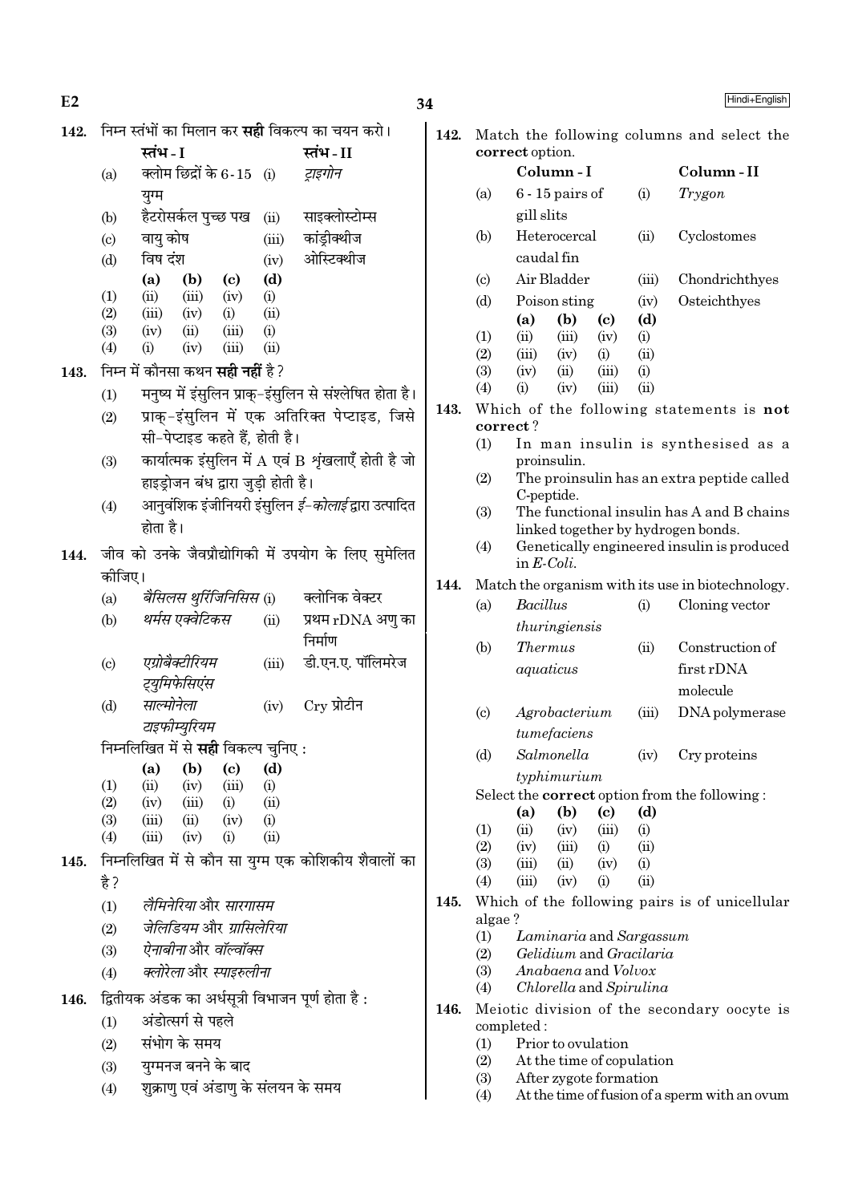**142.** निम्न स्तंभों का मिलान कर **सही** विकल्प का चयन करो।

| | स्तंभ - I | | स्तंभ - II |
|---|---|---|---|
| (a) | क्लोम छिद्रों के 6-15 युग्म | (i) | *ट्राइगोन* |
| (b) | हैटरोसर्कल पुच्छ पख | (ii) | साइक्लोस्टोम्स |
| (c) | वायु कोष | (iii) | कांड्रीक्थीज |
| (d) | विष दंश | (iv) | ओस्टिक्थीज |

| | (a) | (b) | (c) | (d) |
|---|---|---|---|---|
| (1) | (ii) | (iii) | (iv) | (i) |
| (2) | (iii) | (iv) | (i) | (ii) |
| (3) | (iv) | (ii) | (iii) | (i) |
| (4) | (i) | (iv) | (iii) | (ii) |

**143.** निम्न में कौनसा कथन **सही नहीं** है ?

(1) मनुष्य में इंसुलिन प्राक्-इंसुलिन से संश्लेषित होता है।

(2) प्राक्-इंसुलिन में एक अतिरिक्त पेप्टाइड, जिसे सी-पेप्टाइड कहते हैं, होती है।

(3) कार्यात्मक इंसुलिन में A एवं B शृंखलाएँ होती है जो हाइड्रोजन बंध द्वारा जुड़ी होती है।

(4) आनुवंशिक इंजीनियरी इंसुलिन *ई-कोलाई* द्वारा उत्पादित होता है।

**144.** जीव को उनके जैवप्रौद्योगिकी में उपयोग के लिए सुमेलित कीजिए।

| | | | |
|---|---|---|---|
| (a) | *बैसिलस थुरिंजिनिसिस* | (i) | क्लोनिक वेक्टर |
| (b) | *थर्मस एक्वेटिकस* | (ii) | प्रथम rDNA अणु का निर्माण |
| (c) | *एग्रोबैक्टीरियम ट्युमिफेसिएंस* | (iii) | डी.एन.ए. पॉलिमरेज |
| (d) | *साल्मोनेला टाइफीम्युरियम* | (iv) | Cry प्रोटीन |

निम्नलिखित में से **सही** विकल्प चुनिए :

| | (a) | (b) | (c) | (d) |
|---|---|---|---|---|
| (1) | (ii) | (iv) | (iii) | (i) |
| (2) | (iv) | (iii) | (i) | (ii) |
| (3) | (iii) | (ii) | (iv) | (i) |
| (4) | (iii) | (iv) | (i) | (ii) |

**145.** निम्नलिखित में से कौन सा युग्म एक कोशिकीय शैवालों का है ?

(1) *लैमिनेरिया* और *सारगासम*

(2) *जेलिडियम* और *ग्रासिलेरिया*

(3) *ऐनाबीना* और *वॉल्वॉक्स*

(4) *क्लोरेला* और *स्पाइरुलीना*

**146.** द्वितीयक अंडक का अर्धसूत्री विभाजन पूर्ण होता है :

(1) अंडोत्सर्ग से पहले

(2) संभोग के समय

(3) युग्मनज बनने के बाद

(4) शुक्राणु एवं अंडाणु के संलयन के समय

**142.** Match the following columns and select the **correct** option.

| | Column - I | | Column - II |
|---|---|---|---|
| (a) | 6 - 15 pairs of gill slits | (i) | *Trygon* |
| (b) | Heterocercal caudal fin | (ii) | Cyclostomes |
| (c) | Air Bladder | (iii) | Chondrichthyes |
| (d) | Poison sting | (iv) | Osteichthyes |

| | (a) | (b) | (c) | (d) |
|---|---|---|---|---|
| (1) | (ii) | (iii) | (iv) | (i) |
| (2) | (iii) | (iv) | (i) | (ii) |
| (3) | (iv) | (ii) | (iii) | (i) |
| (4) | (i) | (iv) | (iii) | (ii) |

**143.** Which of the following statements is **not correct** ?

(1) In man insulin is synthesised as a proinsulin.

(2) The proinsulin has an extra peptide called C-peptide.

(3) The functional insulin has A and B chains linked together by hydrogen bonds.

(4) Genetically engineered insulin is produced in *E-Coli*.

**144.** Match the organism with its use in biotechnology.

| | | | |
|---|---|---|---|
| (a) | *Bacillus thuringiensis* | (i) | Cloning vector |
| (b) | *Thermus aquaticus* | (ii) | Construction of first rDNA molecule |
| (c) | *Agrobacterium tumefaciens* | (iii) | DNA polymerase |
| (d) | *Salmonella typhimurium* | (iv) | Cry proteins |

Select the **correct** option from the following :

| | (a) | (b) | (c) | (d) |
|---|---|---|---|---|
| (1) | (ii) | (iv) | (iii) | (i) |
| (2) | (iv) | (iii) | (i) | (ii) |
| (3) | (iii) | (ii) | (iv) | (i) |
| (4) | (iii) | (iv) | (i) | (ii) |

**145.** Which of the following pairs is of unicellular algae ?

(1) *Laminaria* and *Sargassum*

(2) *Gelidium* and *Gracilaria*

(3) *Anabaena* and *Volvox*

(4) *Chlorella* and *Spirulina*

**146.** Meiotic division of the secondary oocyte is completed :

(1) Prior to ovulation

(2) At the time of copulation

(3) After zygote formation

(4) At the time of fusion of a sperm with an ovum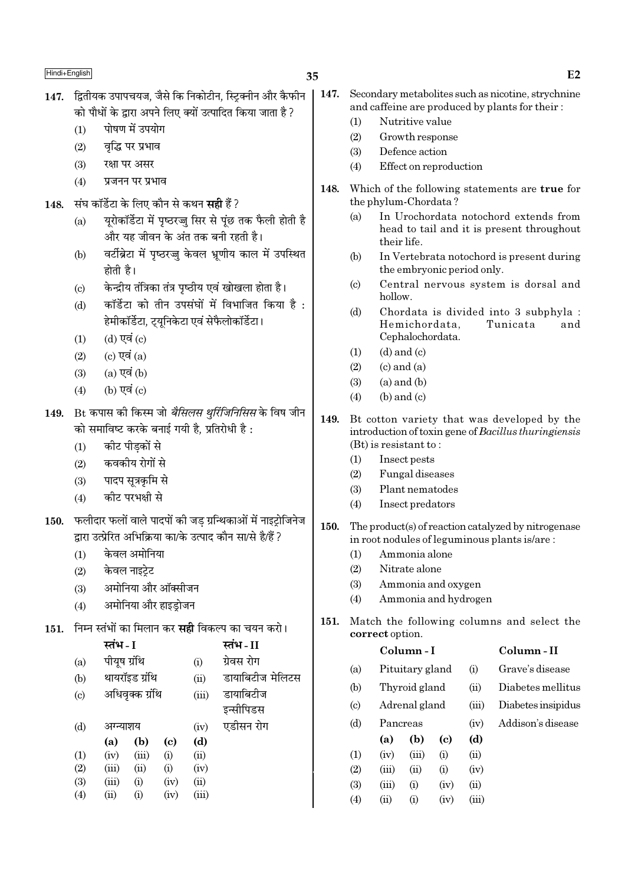147. द्वितीयक उपापचयज, जैसे कि निकोटीन, स्ट्रिक्नीन और कैफीन को पौधों के द्वारा अपने लिए क्यों उत्पादित किया जाता है ?

(1) पोषण में उपयोग
(2) वृद्धि पर प्रभाव
(3) रक्षा पर असर
(4) प्रजनन पर प्रभाव

148. संघ कॉर्डेटा के लिए कौन से कथन **सही** हैं ?

(a) यूरोकॉर्डेटा में पृष्ठरज्जु सिर से पूंछ तक फैली होती है और यह जीवन के अंत तक बनी रहती है।
(b) वर्टीब्रेटा में पृष्ठरज्जु केवल भ्रूणीय काल में उपस्थित होती है।
(c) केन्द्रीय तंत्रिका तंत्र पृष्ठीय एवं खोखला होता है।
(d) कॉर्डेटा को तीन उपसंघों में विभाजित किया है : हेमीकॉर्डेटा, ट्यूनिकेटा एवं सेफैलोकॉर्डेटा।

(1) (d) एवं (c)
(2) (c) एवं (a)
(3) (a) एवं (b)
(4) (b) एवं (c)

149. Bt कपास की किस्म जो *बैसिलस थुरिंजिनिसिस* के विष जीन को समाविष्ट करके बनाई गयी है, प्रतिरोधी है :

(1) कीट पीड़कों से
(2) कवकीय रोगों से
(3) पादप सूत्रकृमि से
(4) कीट परभक्षी से

150. फलीदार फलों वाले पादपों की जड़ ग्रन्थिकाओं में नाइट्रोजिनेज द्वारा उत्प्रेरित अभिक्रिया का/के उत्पाद कौन सा/से है/हैं ?

(1) केवल अमोनिया
(2) केवल नाइट्रेट
(3) अमोनिया और ऑक्सीजन
(4) अमोनिया और हाइड्रोजन

151. निम्न स्तंभों का मिलान कर **सही** विकल्प का चयन करो।

| | स्तंभ - I | | स्तंभ - II |
|---|---|---|---|
| (a) | पीयूष ग्रंथि | (i) | ग्रेवस रोग |
| (b) | थायरॉइड ग्रंथि | (ii) | डायाबिटीज मेलिटस |
| (c) | अधिवृक्क ग्रंथि | (iii) | डायाबिटीज इन्सीपिडस |
| (d) | अग्न्याशय | (iv) | एडीसन रोग |

| | (a) | (b) | (c) | (d) |
|---|---|---|---|---|
| (1) | (iv) | (iii) | (i) | (ii) |
| (2) | (iii) | (ii) | (i) | (iv) |
| (3) | (iii) | (i) | (iv) | (ii) |
| (4) | (ii) | (i) | (iv) | (iii) |

147. Secondary metabolites such as nicotine, strychnine and caffeine are produced by plants for their :

(1) Nutritive value
(2) Growth response
(3) Defence action
(4) Effect on reproduction

148. Which of the following statements are **true** for the phylum-Chordata ?

(a) In Urochordata notochord extends from head to tail and it is present throughout their life.
(b) In Vertebrata notochord is present during the embryonic period only.
(c) Central nervous system is dorsal and hollow.
(d) Chordata is divided into 3 subphyla : Hemichordata, Tunicata and Cephalochordata.

(1) (d) and (c)
(2) (c) and (a)
(3) (a) and (b)
(4) (b) and (c)

149. Bt cotton variety that was developed by the introduction of toxin gene of *Bacillus thuringiensis* (Bt) is resistant to :

(1) Insect pests
(2) Fungal diseases
(3) Plant nematodes
(4) Insect predators

150. The product(s) of reaction catalyzed by nitrogenase in root nodules of leguminous plants is/are :

(1) Ammonia alone
(2) Nitrate alone
(3) Ammonia and oxygen
(4) Ammonia and hydrogen

151. Match the following columns and select the **correct** option.

| | Column - I | | Column - II |
|---|---|---|---|
| (a) | Pituitary gland | (i) | Grave's disease |
| (b) | Thyroid gland | (ii) | Diabetes mellitus |
| (c) | Adrenal gland | (iii) | Diabetes insipidus |
| (d) | Pancreas | (iv) | Addison's disease |

| | (a) | (b) | (c) | (d) |
|---|---|---|---|---|
| (1) | (iv) | (iii) | (i) | (ii) |
| (2) | (iii) | (ii) | (i) | (iv) |
| (3) | (iii) | (i) | (iv) | (ii) |
| (4) | (ii) | (i) | (iv) | (iii) |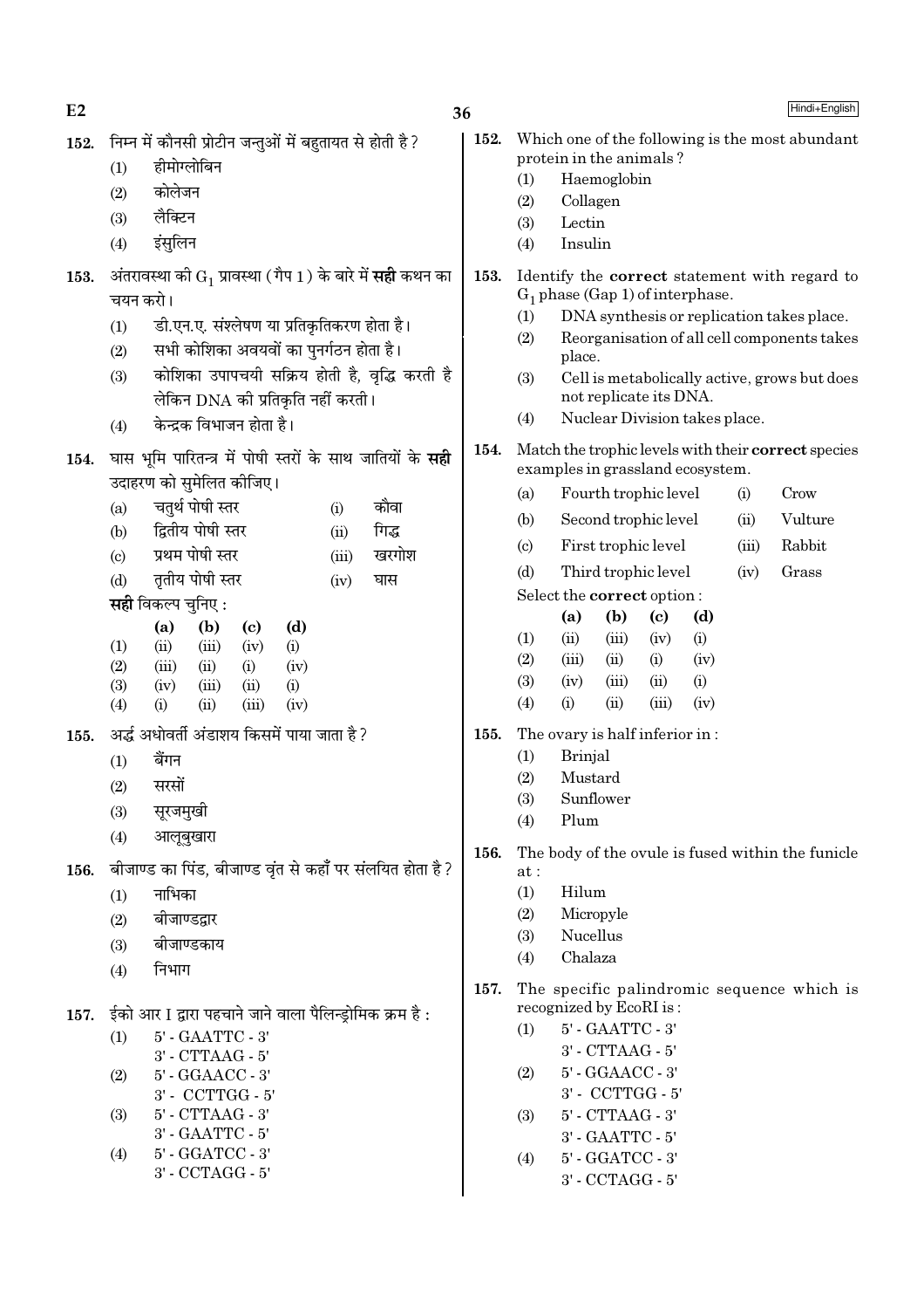152. निम्न में कौनसी प्रोटीन जन्तुओं में बहुतायत से होती है?
(1) हीमोग्लोबिन
(2) कोलेजन
(3) लैक्टिन
(4) इंसुलिन

153. अंतरावस्था की $G_1$ प्रावस्था (गैप 1) के बारे में **सही** कथन का चयन करो।
(1) डी.एन.ए. संश्लेषण या प्रतिकृतिकरण होता है।
(2) सभी कोशिका अवयवों का पुनर्गठन होता है।
(3) कोशिका उपापचयी सक्रिय होती है, वृद्धि करती है लेकिन DNA की प्रतिकृति नहीं करती।
(4) केन्द्रक विभाजन होता है।

154. घास भूमि पारितन्त्र में पोषी स्तरों के साथ जातियों के **सही** उदाहरण को सुमेलित कीजिए।

| | | | |
|---|---|---|---|
| (a) | चतुर्थ पोषी स्तर | (i) | कौवा |
| (b) | द्वितीय पोषी स्तर | (ii) | गिद्ध |
| (c) | प्रथम पोषी स्तर | (iii) | खरगोश |
| (d) | तृतीय पोषी स्तर | (iv) | घास |

**सही** विकल्प चुनिए :

| | (a) | (b) | (c) | (d) |
|---|---|---|---|---|
| (1) | (ii) | (iii) | (iv) | (i) |
| (2) | (iii) | (ii) | (i) | (iv) |
| (3) | (iv) | (iii) | (ii) | (i) |
| (4) | (i) | (ii) | (iii) | (iv) |

155. अर्द्ध अधोवर्ती अंडाशय किसमें पाया जाता है?
(1) बैंगन
(2) सरसों
(3) सूरजमुखी
(4) आलूबुखारा

156. बीजाण्ड का पिंड, बीजाण्ड वृंत से कहाँ पर संलयित होता है?
(1) नाभिका
(2) बीजाण्डद्वार
(3) बीजाण्डकाय
(4) निभाग

157. ईको आर I द्वारा पहचाने जाने वाला पैलिन्ड्रोमिक क्रम है :
(1) 5' - GAATTC - 3'
3' - CTTAAG - 5'
(2) 5' - GGAACC - 3'
3' - CCTTGG - 5'
(3) 5' - CTTAAG - 3'
3' - GAATTC - 5'
(4) 5' - GGATCC - 3'
3' - CCTAGG - 5'

152. Which one of the following is the most abundant protein in the animals?
(1) Haemoglobin
(2) Collagen
(3) Lectin
(4) Insulin

153. Identify the **correct** statement with regard to $G_1$ phase (Gap 1) of interphase.
(1) DNA synthesis or replication takes place.
(2) Reorganisation of all cell components takes place.
(3) Cell is metabolically active, grows but does not replicate its DNA.
(4) Nuclear Division takes place.

154. Match the trophic levels with their **correct** species examples in grassland ecosystem.

| | | | |
|---|---|---|---|
| (a) | Fourth trophic level | (i) | Crow |
| (b) | Second trophic level | (ii) | Vulture |
| (c) | First trophic level | (iii) | Rabbit |
| (d) | Third trophic level | (iv) | Grass |

Select the **correct** option :

| | (a) | (b) | (c) | (d) |
|---|---|---|---|---|
| (1) | (ii) | (iii) | (iv) | (i) |
| (2) | (iii) | (ii) | (i) | (iv) |
| (3) | (iv) | (iii) | (ii) | (i) |
| (4) | (i) | (ii) | (iii) | (iv) |

155. The ovary is half inferior in :
(1) Brinjal
(2) Mustard
(3) Sunflower
(4) Plum

156. The body of the ovule is fused within the funicle at :
(1) Hilum
(2) Micropyle
(3) Nucellus
(4) Chalaza

157. The specific palindromic sequence which is recognized by EcoRI is :
(1) 5' - GAATTC - 3'
3' - CTTAAG - 5'
(2) 5' - GGAACC - 3'
3' - CCTTGG - 5'
(3) 5' - CTTAAG - 3'
3' - GAATTC - 5'
(4) 5' - GGATCC - 3'
3' - CCTAGG - 5'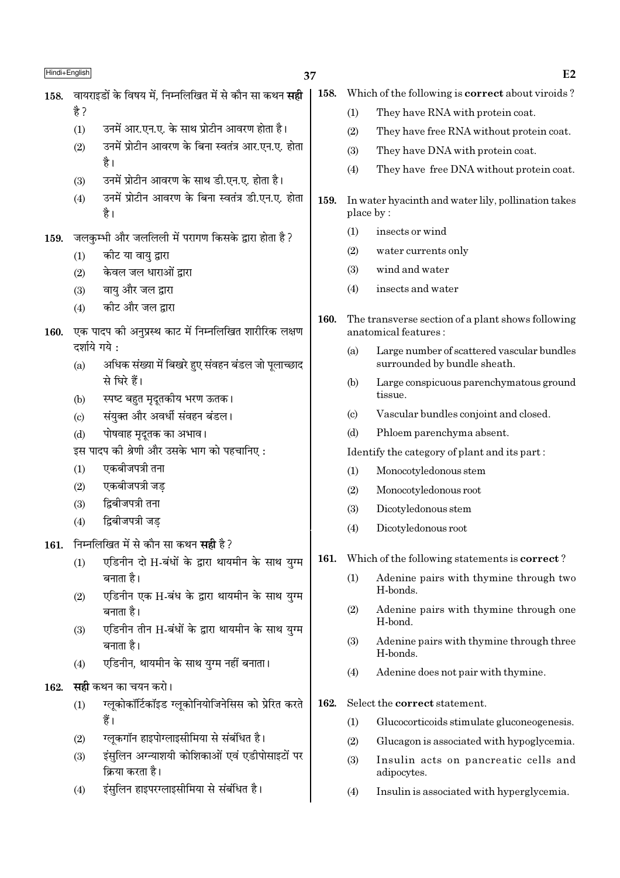158. वायराइडों के विषय में, निम्नलिखित में से कौन सा कथन **सही** है?

(1) उनमें आर.एन.ए. के साथ प्रोटीन आवरण होता है।

(2) उनमें प्रोटीन आवरण के बिना स्वतंत्र आर.एन.ए. होता है।

(3) उनमें प्रोटीन आवरण के साथ डी.एन.ए. होता है।

(4) उनमें प्रोटीन आवरण के बिना स्वतंत्र डी.एन.ए. होता है।

159. जलकुम्भी और जललिली में परागण किसके द्वारा होता है?

(1) कीट या वायु द्वारा

(2) केवल जल धाराओं द्वारा

(3) वायु और जल द्वारा

(4) कीट और जल द्वारा

160. एक पादप की अनुप्रस्थ काट में निम्नलिखित शारीरिक लक्षण दर्शाये गये :

(a) अधिक संख्या में बिखरे हुए संवहन बंडल जो पूलाच्छाद से घिरे हैं।

(b) स्पष्ट बहुत मृदूतकीय भरण ऊतक।

(c) संयुक्त और अवर्धी संवहन बंडल।

(d) पोषवाह मृदूतक का अभाव।

इस पादप की श्रेणी और उसके भाग को पहचानिए :

(1) एकबीजपत्री तना

(2) एकबीजपत्री जड़

(3) द्विबीजपत्री तना

(4) द्विबीजपत्री जड़

161. निम्नलिखित में से कौन सा कथन **सही** है?

(1) एडिनीन दो H-बंधों के द्वारा थायमीन के साथ युग्म बनाता है।

(2) एडिनीन एक H-बंध के द्वारा थायमीन के साथ युग्म बनाता है।

(3) एडिनीन तीन H-बंधों के द्वारा थायमीन के साथ युग्म बनाता है।

(4) एडिनीन, थायमीन के साथ युग्म नहीं बनाता।

162. **सही** कथन का चयन करो।

(1) ग्लूकोकॉर्टिकॉइड ग्लूकोनियोजिनेसिस को प्रेरित करते हैं।

(2) ग्लूकगॉन हाइपोग्लाइसीमिया से संबंधित है।

(3) इंसुलिन अग्न्याशयी कोशिकाओं एवं एडीपोसाइटों पर क्रिया करता है।

(4) इंसुलिन हाइपरग्लाइसीमिया से संबंधित है।

158. Which of the following is **correct** about viroids?

(1) They have RNA with protein coat.

(2) They have free RNA without protein coat.

(3) They have DNA with protein coat.

(4) They have free DNA without protein coat.

159. In water hyacinth and water lily, pollination takes place by :

(1) insects or wind

(2) water currents only

(3) wind and water

(4) insects and water

160. The transverse section of a plant shows following anatomical features :

(a) Large number of scattered vascular bundles surrounded by bundle sheath.

(b) Large conspicuous parenchymatous ground tissue.

(c) Vascular bundles conjoint and closed.

(d) Phloem parenchyma absent.

Identify the category of plant and its part :

(1) Monocotyledonous stem

(2) Monocotyledonous root

(3) Dicotyledonous stem

(4) Dicotyledonous root

161. Which of the following statements is **correct**?

(1) Adenine pairs with thymine through two H-bonds.

(2) Adenine pairs with thymine through one H-bond.

(3) Adenine pairs with thymine through three H-bonds.

(4) Adenine does not pair with thymine.

162. Select the **correct** statement.

(1) Glucocorticoids stimulate gluconeogenesis.

(2) Glucagon is associated with hypoglycemia.

(3) Insulin acts on pancreatic cells and adipocytes.

(4) Insulin is associated with hyperglycemia.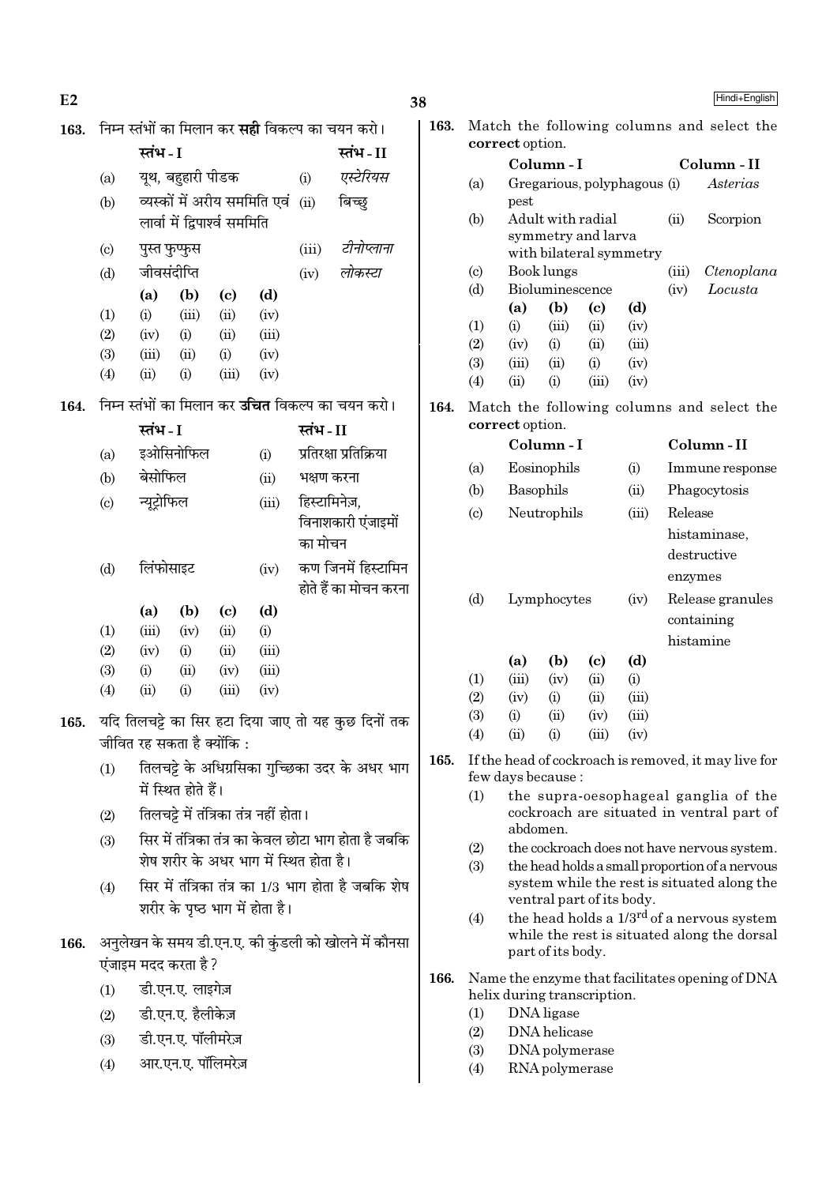**163.** निम्न स्तंभों का मिलान कर **सही** विकल्प का चयन करो।

| | स्तंभ - I | | स्तंभ - II |
|---|---|---|---|
| (a) | यूथ, बहुहारी पीडक | (i) | *एस्टेरियस* |
| (b) | व्यस्कों में अरीय सममिति एवं लार्वा में द्विपार्श्व सममिति | (ii) | बिच्छु |
| (c) | पुस्त फुप्फुस | (iii) | *टीनोप्लाना* |
| (d) | जीवसंदीप्ति | (iv) | *लोकस्टा* |

| | (a) | (b) | (c) | (d) |
|---|---|---|---|---|
| (1) | (i) | (iii) | (ii) | (iv) |
| (2) | (iv) | (i) | (ii) | (iii) |
| (3) | (iii) | (ii) | (i) | (iv) |
| (4) | (ii) | (i) | (iii) | (iv) |

**164.** निम्न स्तंभों का मिलान कर **उचित** विकल्प का चयन करो।

| | स्तंभ - I | | स्तंभ - II |
|---|---|---|---|
| (a) | इओसिनोफिल | (i) | प्रतिरक्षा प्रतिक्रिया |
| (b) | बेसोफिल | (ii) | भक्षण करना |
| (c) | न्यूट्रोफिल | (iii) | हिस्टामिनेज़, विनाशकारी एंजाइमों का मोचन |
| (d) | लिंफोसाइट | (iv) | कण जिनमें हिस्टामिन होते हैं का मोचन करना |

| | (a) | (b) | (c) | (d) |
|---|---|---|---|---|
| (1) | (iii) | (iv) | (ii) | (i) |
| (2) | (iv) | (i) | (ii) | (iii) |
| (3) | (i) | (ii) | (iv) | (iii) |
| (4) | (ii) | (i) | (iii) | (iv) |

**165.** यदि तिलचट्टे का सिर हटा दिया जाए तो यह कुछ दिनों तक जीवित रह सकता है क्योंकि :

(1) तिलचट्टे के अधिग्रसिका गुच्छिका उदर के अधर भाग में स्थित होते हैं।

(2) तिलचट्टे में तंत्रिका तंत्र नहीं होता।

(3) सिर में तंत्रिका तंत्र का केवल छोटा भाग होता है जबकि शेष शरीर के अधर भाग में स्थित होता है।

(4) सिर में तंत्रिका तंत्र का 1/3 भाग होता है जबकि शेष शरीर के पृष्ठ भाग में होता है।

**166.** अनुलेखन के समय डी.एन.ए. की कुंडली को खोलने में कौनसा एंजाइम मदद करता है?

(1) डी.एन.ए. लाइगेज़

(2) डी.एन.ए. हैलीकेज़

(3) डी.एन.ए. पॉलीमरेज़

(4) आर.एन.ए. पॉलिमरेज़

**163.** Match the following columns and select the **correct** option.

| | Column - I | | Column - II |
|---|---|---|---|
| (a) | Gregarious, polyphagous pest | (i) | *Asterias* |
| (b) | Adult with radial symmetry and larva with bilateral symmetry | (ii) | Scorpion |
| (c) | Book lungs | (iii) | *Ctenoplana* |
| (d) | Bioluminescence | (iv) | *Locusta* |

| | (a) | (b) | (c) | (d) |
|---|---|---|---|---|
| (1) | (i) | (iii) | (ii) | (iv) |
| (2) | (iv) | (i) | (ii) | (iii) |
| (3) | (iii) | (ii) | (i) | (iv) |
| (4) | (ii) | (i) | (iii) | (iv) |

**164.** Match the following columns and select the **correct** option.

| | Column - I | | Column - II |
|---|---|---|---|
| (a) | Eosinophils | (i) | Immune response |
| (b) | Basophils | (ii) | Phagocytosis |
| (c) | Neutrophils | (iii) | Release histaminase, destructive enzymes |
| (d) | Lymphocytes | (iv) | Release granules containing histamine |

| | (a) | (b) | (c) | (d) |
|---|---|---|---|---|
| (1) | (iii) | (iv) | (ii) | (i) |
| (2) | (iv) | (i) | (ii) | (iii) |
| (3) | (i) | (ii) | (iv) | (iii) |
| (4) | (ii) | (i) | (iii) | (iv) |

**165.** If the head of cockroach is removed, it may live for few days because :

(1) the supra-oesophageal ganglia of the cockroach are situated in ventral part of abdomen.

(2) the cockroach does not have nervous system.

(3) the head holds a small proportion of a nervous system while the rest is situated along the ventral part of its body.

(4) the head holds a 1/3rd of a nervous system while the rest is situated along the dorsal part of its body.

**166.** Name the enzyme that facilitates opening of DNA helix during transcription.

(1) DNA ligase

(2) DNA helicase

(3) DNA polymerase

(4) RNA polymerase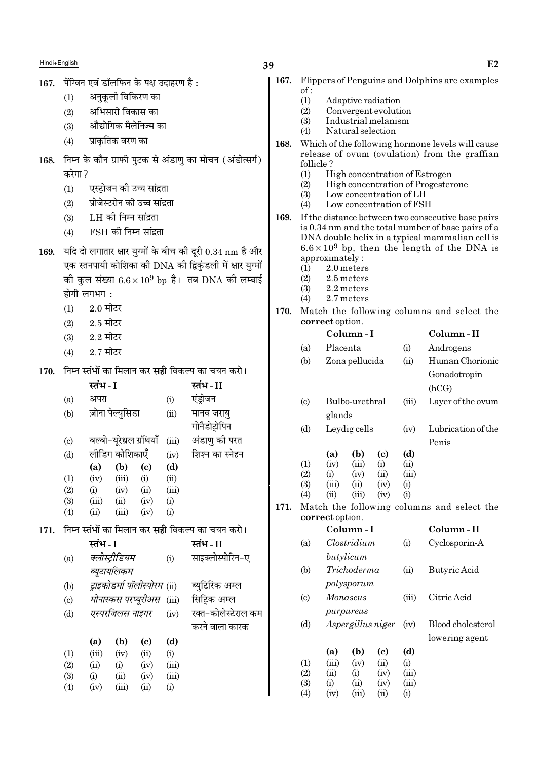167. पेंग्विन एवं डॉलफिन के पक्ष उदाहरण है :

(1) अनुकूली विकिरण का
(2) अभिसारी विकास का
(3) औद्योगिक मैलेनिज्म का
(4) प्राकृतिक वरण का

168. निम्न के कौन ग्राफी पुटक से अंडाणु का मोचन (अंडोत्सर्ग) करेगा ?

(1) एस्ट्रोजन की उच्च सांद्रता
(2) प्रोजेस्टरोन की उच्च सांद्रता
(3) LH की निम्न सांद्रता
(4) FSH की निम्न सांद्रता

169. यदि दो लगातार क्षार युग्मों के बीच की दूरी 0.34 nm है और एक स्तनपायी कोशिका की DNA की द्विकुंडली में क्षार युग्मों की कुल संख्या $6.6 \times 10^9$ bp है। तब DNA की लम्बाई होगी लगभग :

(1) 2.0 मीटर
(2) 2.5 मीटर
(3) 2.2 मीटर
(4) 2.7 मीटर

170. निम्न स्तंभों का मिलान कर **सही** विकल्प का चयन करो।

| | स्तंभ - I | | स्तंभ - II |
|---|---|---|---|
| (a) | अपरा | (i) | एंड्रोजन |
| (b) | ज़ोना पेल्युसिडा | (ii) | मानव जरायु गोनैडोट्रोपिन |
| (c) | बल्बो-यूरेथ्रल ग्रंथियाँ | (iii) | अंडाणु की परत |
| (d) | लीडिग कोशिकाएँ | (iv) | शिश्न का स्नेहन |

| | (a) | (b) | (c) | (d) |
|---|---|---|---|---|
| (1) | (iv) | (iii) | (i) | (ii) |
| (2) | (i) | (iv) | (ii) | (iii) |
| (3) | (iii) | (ii) | (iv) | (i) |
| (4) | (ii) | (iii) | (iv) | (i) |

171. निम्न स्तंभों का मिलान कर **सही** विकल्प का चयन करो।

| | स्तंभ - I | | स्तंभ - II |
|---|---|---|---|
| (a) | *क्लोस्ट्रीडियम ब्यूटायलिकम* | (i) | साइक्लोस्पोरिन-ए |
| (b) | *ट्राइकोडर्मा पॉलीस्पोरम* | (ii) | ब्युटिरिक अम्ल |
| (c) | *मोनास्कस परप्यूरीअस* | (iii) | सिट्रिक अम्ल |
| (d) | *एस्परजिलस नाइगर* | (iv) | रक्त-कोलेस्टेराल कम करने वाला कारक |

| | (a) | (b) | (c) | (d) |
|---|---|---|---|---|
| (1) | (iii) | (iv) | (ii) | (i) |
| (2) | (ii) | (i) | (iv) | (iii) |
| (3) | (i) | (ii) | (iv) | (iii) |
| (4) | (iv) | (iii) | (ii) | (i) |

167. Flippers of Penguins and Dolphins are examples of :

(1) Adaptive radiation
(2) Convergent evolution
(3) Industrial melanism
(4) Natural selection

168. Which of the following hormone levels will cause release of ovum (ovulation) from the graffian follicle ?

(1) High concentration of Estrogen
(2) High concentration of Progesterone
(3) Low concentration of LH
(4) Low concentration of FSH

169. If the distance between two consecutive base pairs is 0.34 nm and the total number of base pairs of a DNA double helix in a typical mammalian cell is $6.6 \times 10^9$ bp, then the length of the DNA is approximately :

(1) 2.0 meters
(2) 2.5 meters
(3) 2.2 meters
(4) 2.7 meters

170. Match the following columns and select the **correct** option.

| | Column - I | | Column - II |
|---|---|---|---|
| (a) | Placenta | (i) | Androgens |
| (b) | Zona pellucida | (ii) | Human Chorionic Gonadotropin (hCG) |
| (c) | Bulbo-urethral glands | (iii) | Layer of the ovum |
| (d) | Leydig cells | (iv) | Lubrication of the Penis |

| | (a) | (b) | (c) | (d) |
|---|---|---|---|---|
| (1) | (iv) | (iii) | (i) | (ii) |
| (2) | (i) | (iv) | (ii) | (iii) |
| (3) | (iii) | (ii) | (iv) | (i) |
| (4) | (ii) | (iii) | (iv) | (i) |

171. Match the following columns and select the **correct** option.

| | Column - I | | Column - II |
|---|---|---|---|
| (a) | *Clostridium butylicum* | (i) | Cyclosporin-A |
| (b) | *Trichoderma polysporum* | (ii) | Butyric Acid |
| (c) | *Monascus purpureus* | (iii) | Citric Acid |
| (d) | *Aspergillus niger* | (iv) | Blood cholesterol lowering agent |

| | (a) | (b) | (c) | (d) |
|---|---|---|---|---|
| (1) | (iii) | (iv) | (ii) | (i) |
| (2) | (ii) | (i) | (iv) | (iii) |
| (3) | (i) | (ii) | (iv) | (iii) |
| (4) | (iv) | (iii) | (ii) | (i) |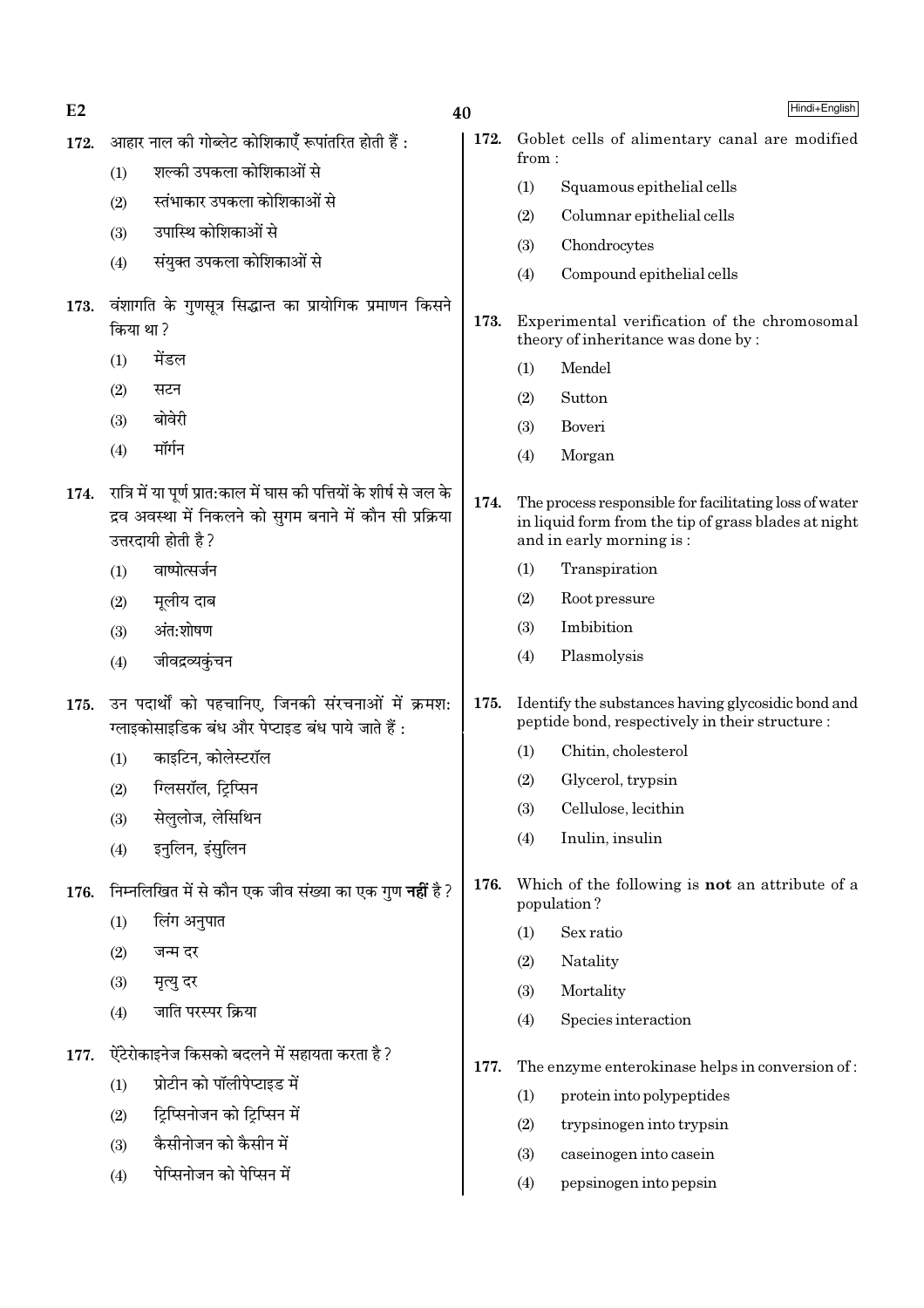172. आहार नाल की गोब्लेट कोशिकाएँ रूपांतरित होती हैं :

(1) शल्की उपकला कोशिकाओं से
(2) स्तंभाकार उपकला कोशिकाओं से
(3) उपास्थि कोशिकाओं से
(4) संयुक्त उपकला कोशिकाओं से

173. वंशागति के गुणसूत्र सिद्धान्त का प्रायोगिक प्रमाणन किसने किया था ?

(1) मेंडल
(2) सटन
(3) बोवेरी
(4) मॉर्गन

174. रात्रि में या पूर्ण प्रात:काल में घास की पत्तियों के शीर्ष से जल के द्रव अवस्था में निकलने को सुगम बनाने में कौन सी प्रक्रिया उत्तरदायी होती है ?

(1) वाष्पोत्सर्जन
(2) मूलीय दाब
(3) अंत:शोषण
(4) जीवद्रव्यकुंचन

175. उन पदार्थों को पहचानिए, जिनकी संरचनाओं में क्रमश: ग्लाइकोसाइडिक बंध और पेप्टाइड बंध पाये जाते हैं :

(1) काइटिन, कोलेस्टरॉल
(2) ग्लिसरॉल, ट्रिप्सिन
(3) सेलुलोज, लेसिथिन
(4) इनुलिन, इंसुलिन

176. निम्नलिखित में से कौन एक जीव संख्या का एक गुण **नहीं** है ?

(1) लिंग अनुपात
(2) जन्म दर
(3) मृत्यु दर
(4) जाति परस्पर क्रिया

177. ऐंटेरोकाइनेज किसको बदलने में सहायता करता है ?

(1) प्रोटीन को पॉलीपेप्टाइड में
(2) ट्रिप्सिनोजन को ट्रिप्सिन में
(3) कैसीनोजन को कैसीन में
(4) पेप्सिनोजन को पेप्सिन में

172. Goblet cells of alimentary canal are modified from :

(1) Squamous epithelial cells
(2) Columnar epithelial cells
(3) Chondrocytes
(4) Compound epithelial cells

173. Experimental verification of the chromosomal theory of inheritance was done by :

(1) Mendel
(2) Sutton
(3) Boveri
(4) Morgan

174. The process responsible for facilitating loss of water in liquid form from the tip of grass blades at night and in early morning is :

(1) Transpiration
(2) Root pressure
(3) Imbibition
(4) Plasmolysis

175. Identify the substances having glycosidic bond and peptide bond, respectively in their structure :

(1) Chitin, cholesterol
(2) Glycerol, trypsin
(3) Cellulose, lecithin
(4) Inulin, insulin

176. Which of the following is **not** an attribute of a population ?

(1) Sex ratio
(2) Natality
(3) Mortality
(4) Species interaction

177. The enzyme enterokinase helps in conversion of :

(1) protein into polypeptides
(2) trypsinogen into trypsin
(3) caseinogen into casein
(4) pepsinogen into pepsin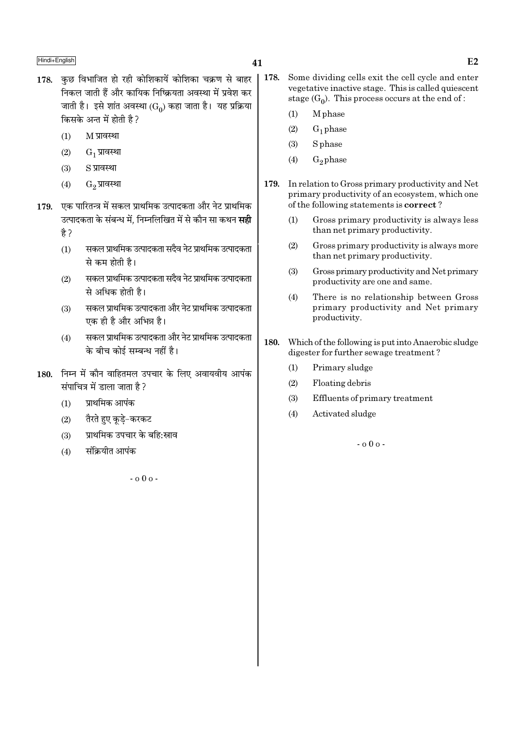178. कुछ विभाजित हो रही कोशिकायें कोशिका चक्रण से बाहर निकल जाती हैं और कायिक निष्क्रियता अवस्था में प्रवेश कर जाती है। इसे शांत अवस्था ($G_0$) कहा जाता है। यह प्रक्रिया किसके अन्त में होती है ?

(1) M प्रावस्था

(2) $G_1$ प्रावस्था

(3) S प्रावस्था

(4) $G_2$ प्रावस्था

179. एक पारितन्त्र में सकल प्राथमिक उत्पादकता और नेट प्राथमिक उत्पादकता के संबन्ध में, निम्नलिखित में से कौन सा कथन **सही** है ?

(1) सकल प्राथमिक उत्पादकता सदैव नेट प्राथमिक उत्पादकता से कम होती है।

(2) सकल प्राथमिक उत्पादकता सदैव नेट प्राथमिक उत्पादकता से अधिक होती है।

(3) सकल प्राथमिक उत्पादकता और नेट प्राथमिक उत्पादकता एक ही है और अभिन्न है।

(4) सकल प्राथमिक उत्पादकता और नेट प्राथमिक उत्पादकता के बीच कोई सम्बन्ध नहीं है।

180. निम्न में कौन वाहितमल उपचार के लिए अवायवीय आपंक संपाचित्र में डाला जाता है ?

(1) प्राथमिक आपंक

(2) तैरते हुए कूड़े-करकट

(3) प्राथमिक उपचार के बहि:स्राव

(4) संक्रियीत आपंक

- o 0 o -

178. Some dividing cells exit the cell cycle and enter vegetative inactive stage. This is called quiescent stage ($G_0$). This process occurs at the end of :

(1) M phase

(2) $G_1$ phase

(3) S phase

(4) $G_2$ phase

179. In relation to Gross primary productivity and Net primary productivity of an ecosystem, which one of the following statements is **correct** ?

(1) Gross primary productivity is always less than net primary productivity.

(2) Gross primary productivity is always more than net primary productivity.

(3) Gross primary productivity and Net primary productivity are one and same.

(4) There is no relationship between Gross primary productivity and Net primary productivity.

180. Which of the following is put into Anaerobic sludge digester for further sewage treatment ?

(1) Primary sludge

(2) Floating debris

(3) Effluents of primary treatment

(4) Activated sludge

- o 0 o -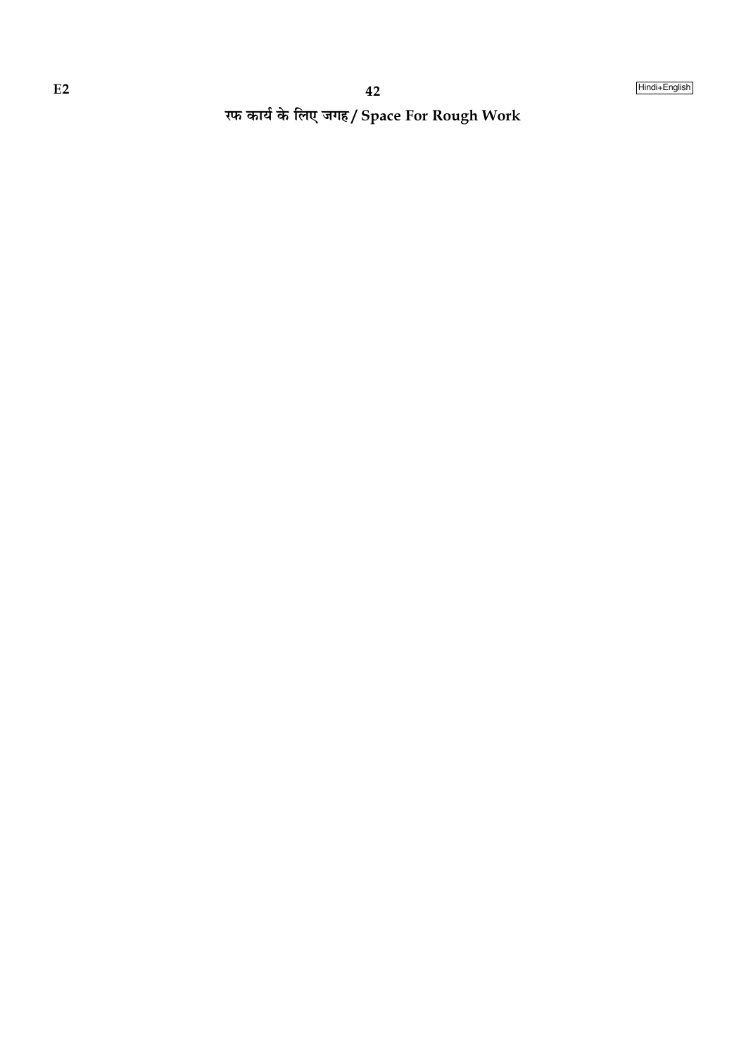रफ कार्य के लिए जगह / Space For Rough Work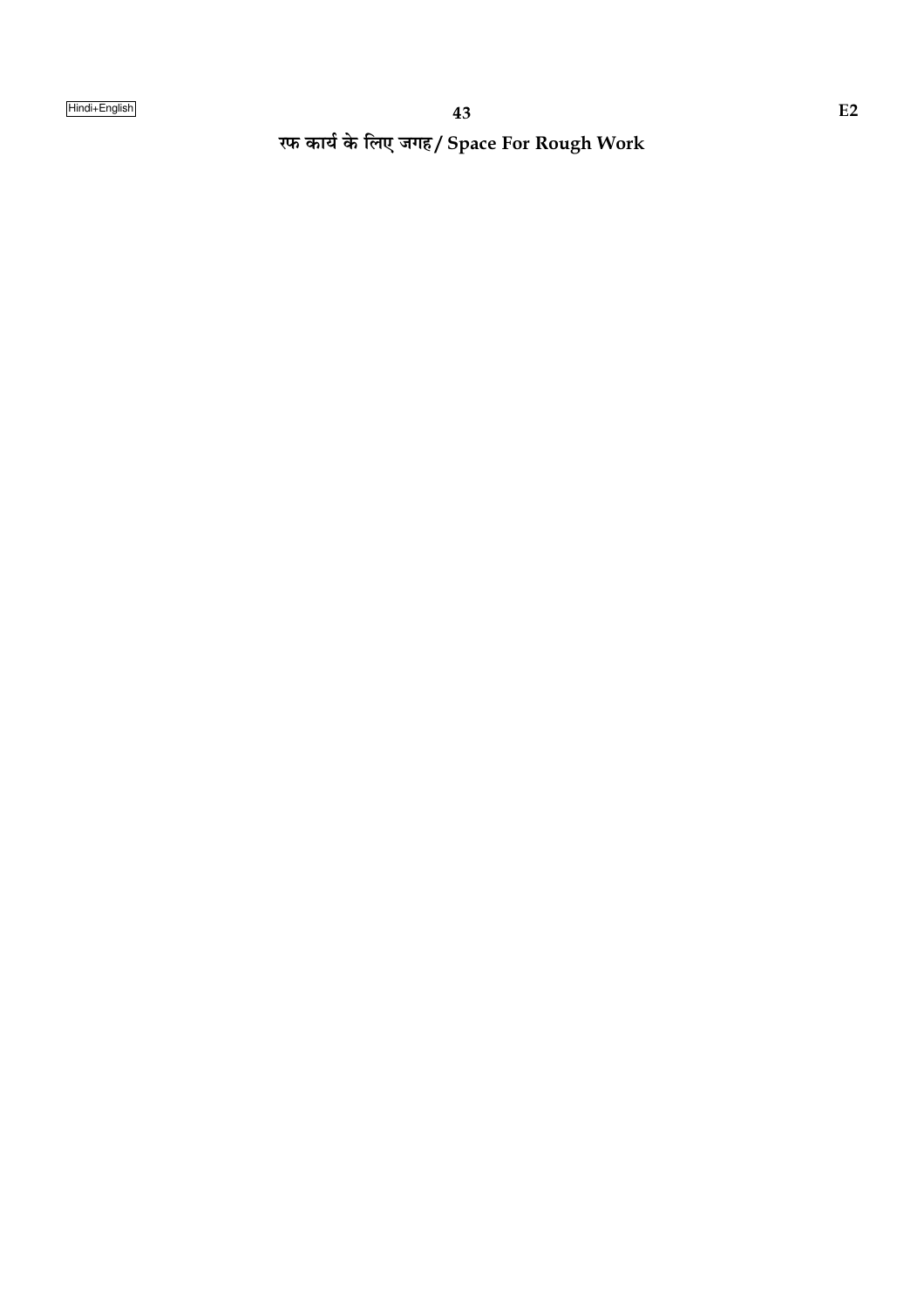रफ कार्य के लिए जगह / Space For Rough Work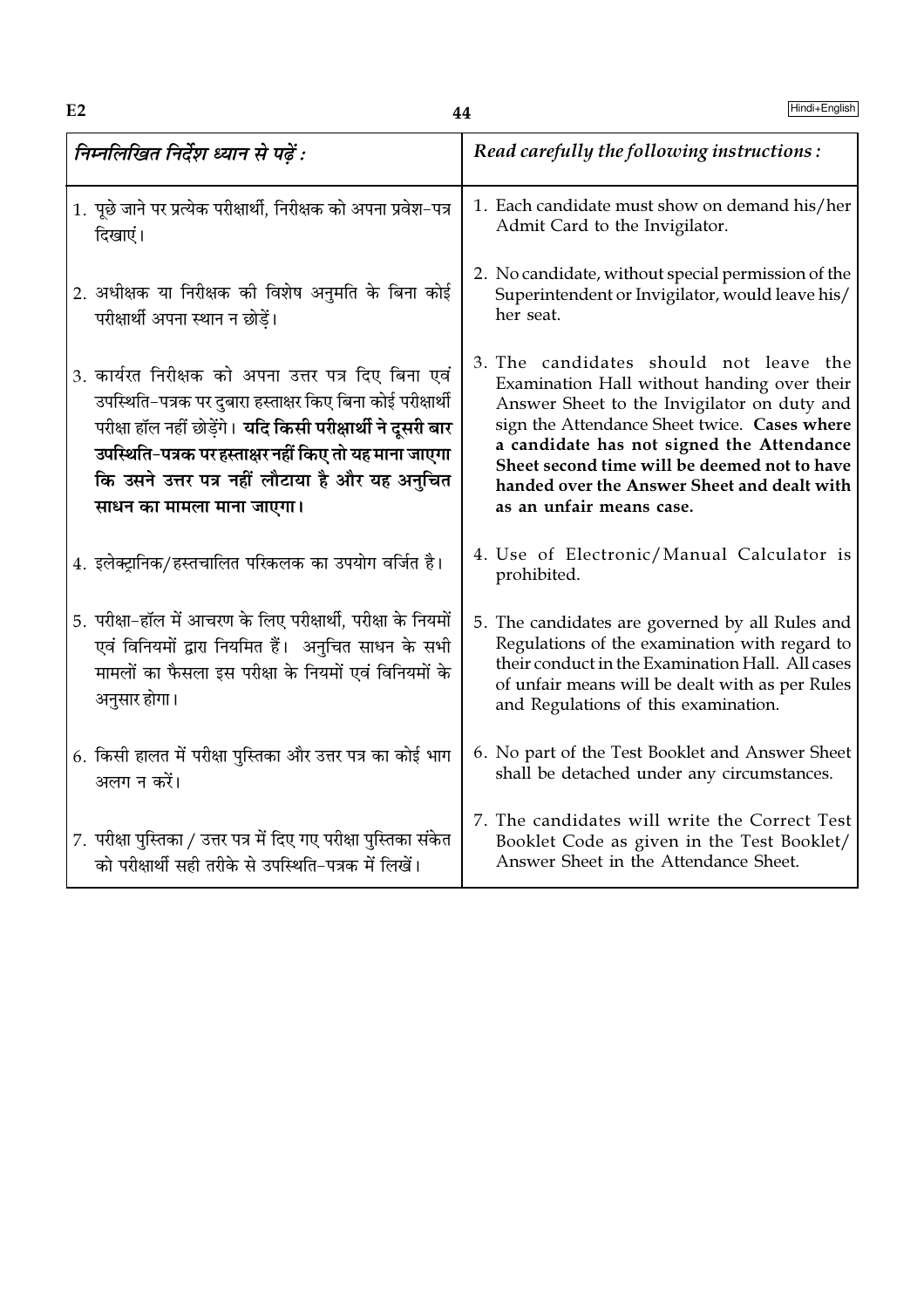| *निम्नलिखित निर्देश ध्यान से पढ़ें :* | *Read carefully the following instructions :* |
| --- | --- |
| 1. पूछे जाने पर प्रत्येक परीक्षार्थी, निरीक्षक को अपना प्रवेश-पत्र दिखाएं। | 1. Each candidate must show on demand his/her Admit Card to the Invigilator. |
| 2. अधीक्षक या निरीक्षक की विशेष अनुमति के बिना कोई परीक्षार्थी अपना स्थान न छोड़ें। | 2. No candidate, without special permission of the Superintendent or Invigilator, would leave his/her seat. |
| 3. कार्यरत निरीक्षक को अपना उत्तर पत्र दिए बिना एवं उपस्थिति-पत्रक पर दुबारा हस्ताक्षर किए बिना कोई परीक्षार्थी परीक्षा हॉल नहीं छोड़ेंगे। **यदि किसी परीक्षार्थी ने दूसरी बार उपस्थिति-पत्रक पर हस्ताक्षर नहीं किए तो यह माना जाएगा कि उसने उत्तर पत्र नहीं लौटाया है और यह अनुचित साधन का मामला माना जाएगा।** | 3. The candidates should not leave the Examination Hall without handing over their Answer Sheet to the Invigilator on duty and sign the Attendance Sheet twice. **Cases where a candidate has not signed the Attendance Sheet second time will be deemed not to have handed over the Answer Sheet and dealt with as an unfair means case.** |
| 4. इलेक्ट्रानिक/हस्तचालित परिकलक का उपयोग वर्जित है। | 4. Use of Electronic/Manual Calculator is prohibited. |
| 5. परीक्षा-हॉल में आचरण के लिए परीक्षार्थी, परीक्षा के नियमों एवं विनियमों द्वारा नियमित हैं। अनुचित साधन के सभी मामलों का फैसला इस परीक्षा के नियमों एवं विनियमों के अनुसार होगा। | 5. The candidates are governed by all Rules and Regulations of the examination with regard to their conduct in the Examination Hall. All cases of unfair means will be dealt with as per Rules and Regulations of this examination. |
| 6. किसी हालत में परीक्षा पुस्तिका और उत्तर पत्र का कोई भाग अलग न करें। | 6. No part of the Test Booklet and Answer Sheet shall be detached under any circumstances. |
| 7. परीक्षा पुस्तिका / उत्तर पत्र में दिए गए परीक्षा पुस्तिका संकेत को परीक्षार्थी सही तरीके से उपस्थिति-पत्रक में लिखें। | 7. The candidates will write the Correct Test Booklet Code as given in the Test Booklet/ Answer Sheet in the Attendance Sheet. |